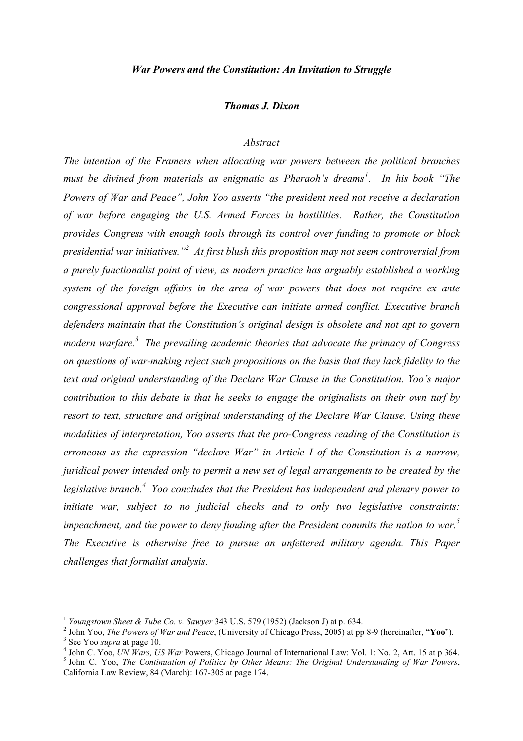# *War Powers and the Constitution: An Invitation to Struggle*

### *Thomas J. Dixon*

*Abstract*

*The intention of the Framers when allocating war powers between the political branches must be divined from materials as enigmatic as Pharaoh's dreams*[1]*. In his book "The Powers of War and Peace", John Yoo asserts "the president need not receive a declaration of war before engaging the U.S. Armed Forces in hostilities. Rather, the Constitution provides Congress with enough tools through its control over funding to promote or block presidential war initiatives."*[2] *At first blush this proposition may not seem controversial from a purely functionalist point of view, as modern practice has arguably established a working system of the foreign affairs in the area of war powers that does not require ex ante congressional approval before the Executive can initiate armed conflict. Executive branch defenders maintain that the Constitution's original design is obsolete and not apt to govern modern warfare.*[3] *The prevailing academic theories that advocate the primacy of Congress on questions of war-making reject such propositions on the basis that they lack fidelity to the text and original understanding of the Declare War Clause in the Constitution. Yoo's major contribution to this debate is that he seeks to engage the originalists on their own turf by resort to text, structure and original understanding of the Declare War Clause. Using these modalities of interpretation, Yoo asserts that the pro-Congress reading of the Constitution is erroneous as the expression "declare War" in Article I of the Constitution is a narrow, juridical power intended only to permit a new set of legal arrangements to be created by the legislative branch.*[4] *Yoo concludes that the President has independent and plenary power to initiate war, subject to no judicial checks and to only two legislative constraints: impeachment, and the power to deny funding after the President commits the nation to war.*[5] *The Executive is otherwise free to pursue an unfettered military agenda. This Paper challenges that formalist analysis.*

---

[1] *Youngstown Sheet & Tube Co. v. Sawyer* 343 U.S. 579 (1952) (Jackson J) at p. 634.

[2] John Yoo, *The Powers of War and Peace*, (University of Chicago Press, 2005) at pp 8-9 (hereinafter, "**Yoo**").

[3] See Yoo *supra* at page 10.

[4] John C. Yoo, *UN Wars, US War* Powers, Chicago Journal of International Law: Vol. 1: No. 2, Art. 15 at p 364.

[5] John C. Yoo, *The Continuation of Politics by Other Means: The Original Understanding of War Powers*, California Law Review, 84 (March): 167-305 at page 174.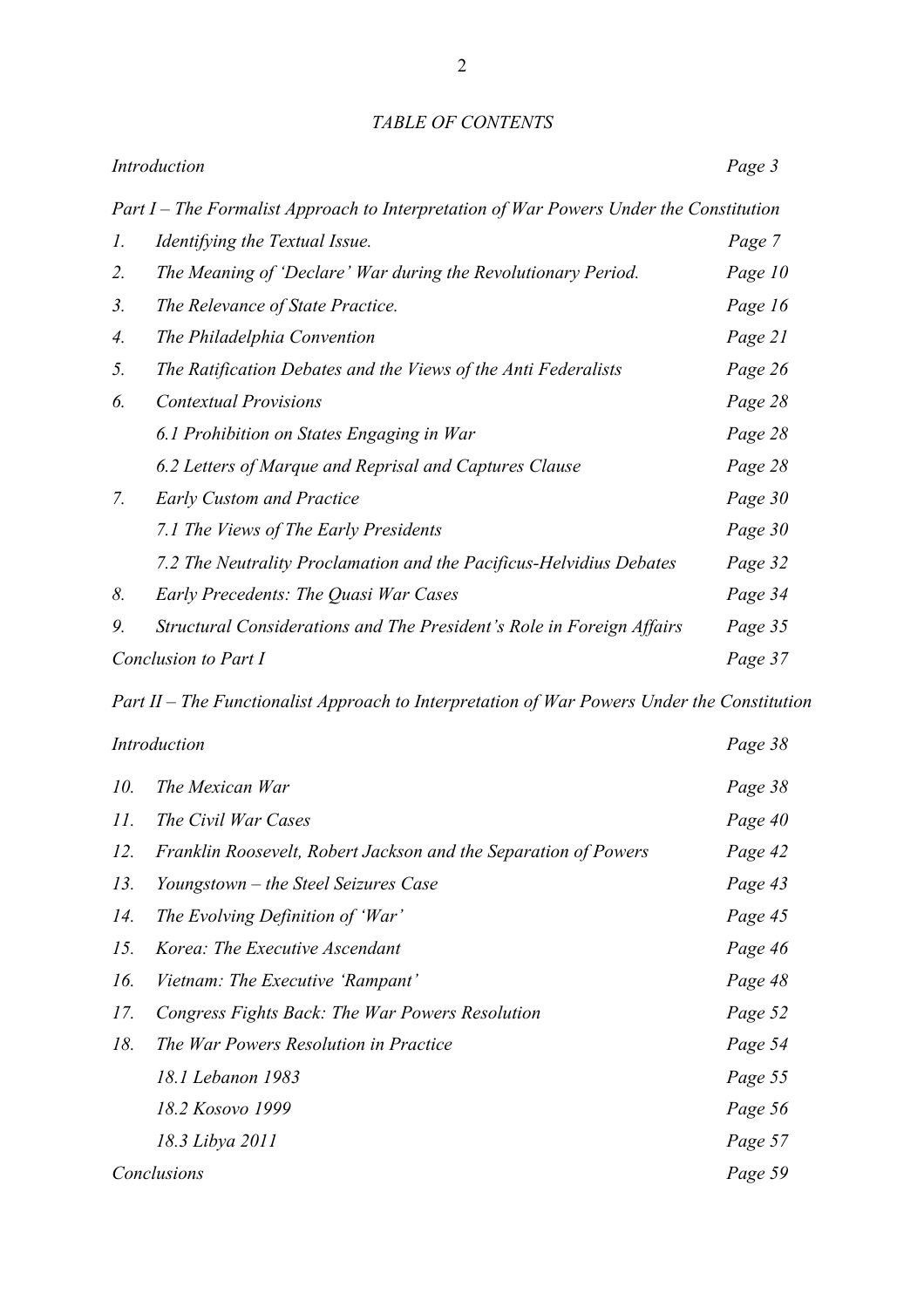*TABLE OF CONTENTS*

| | | |
|---|---|---|
| *Introduction* | | *Page 3* |
| *Part I – The Formalist Approach to Interpretation of War Powers Under the Constitution* | | |
| *1.* | *Identifying the Textual Issue.* | *Page 7* |
| *2.* | *The Meaning of 'Declare' War during the Revolutionary Period.* | *Page 10* |
| *3.* | *The Relevance of State Practice.* | *Page 16* |
| *4.* | *The Philadelphia Convention* | *Page 21* |
| *5.* | *The Ratification Debates and the Views of the Anti Federalists* | *Page 26* |
| *6.* | *Contextual Provisions* | *Page 28* |
| | *6.1 Prohibition on States Engaging in War* | *Page 28* |
| | *6.2 Letters of Marque and Reprisal and Captures Clause* | *Page 28* |
| *7.* | *Early Custom and Practice* | *Page 30* |
| | *7.1 The Views of The Early Presidents* | *Page 30* |
| | *7.2 The Neutrality Proclamation and the Pacificus-Helvidius Debates* | *Page 32* |
| *8.* | *Early Precedents: The Quasi War Cases* | *Page 34* |
| *9.* | *Structural Considerations and The President's Role in Foreign Affairs* | *Page 35* |
| *Conclusion to Part I* | | *Page 37* |
| *Part II – The Functionalist Approach to Interpretation of War Powers Under the Constitution* | | |
| *Introduction* | | *Page 38* |
| *10.* | *The Mexican War* | *Page 38* |
| *11.* | *The Civil War Cases* | *Page 40* |
| *12.* | *Franklin Roosevelt, Robert Jackson and the Separation of Powers* | *Page 42* |
| *13.* | *Youngstown – the Steel Seizures Case* | *Page 43* |
| *14.* | *The Evolving Definition of 'War'* | *Page 45* |
| *15.* | *Korea: The Executive Ascendant* | *Page 46* |
| *16.* | *Vietnam: The Executive 'Rampant'* | *Page 48* |
| *17.* | *Congress Fights Back: The War Powers Resolution* | *Page 52* |
| *18.* | *The War Powers Resolution in Practice* | *Page 54* |
| | *18.1 Lebanon 1983* | *Page 55* |
| | *18.2 Kosovo 1999* | *Page 56* |
| | *18.3 Libya 2011* | *Page 57* |
| *Conclusions* | | *Page 59* |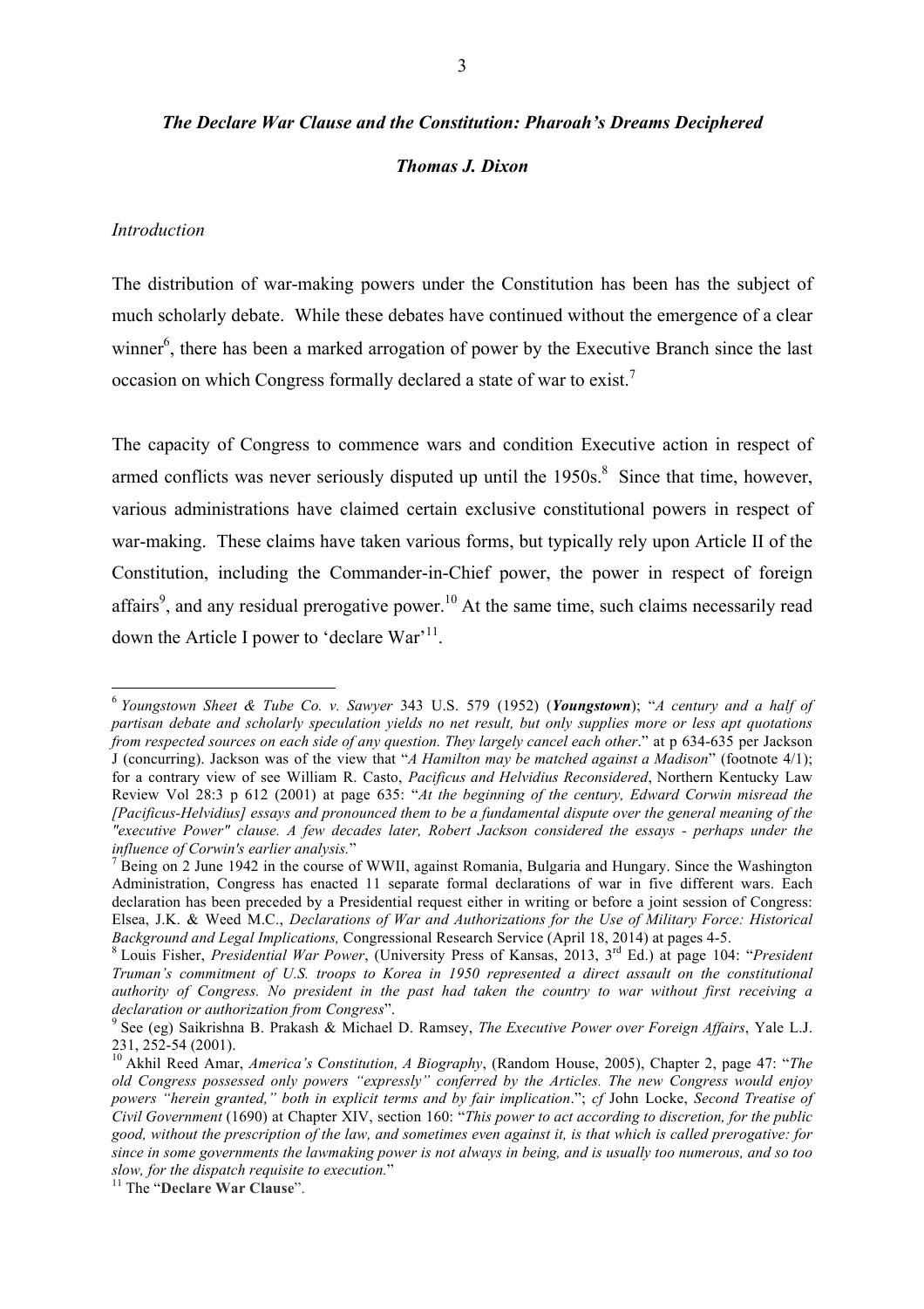***The Declare War Clause and the Constitution: Pharoah's Dreams Deciphered***

***Thomas J. Dixon***

*Introduction*

The distribution of war-making powers under the Constitution has been has the subject of much scholarly debate. While these debates have continued without the emergence of a clear winner[6], there has been a marked arrogation of power by the Executive Branch since the last occasion on which Congress formally declared a state of war to exist.[7]

The capacity of Congress to commence wars and condition Executive action in respect of armed conflicts was never seriously disputed up until the 1950s.[8] Since that time, however, various administrations have claimed certain exclusive constitutional powers in respect of war-making. These claims have taken various forms, but typically rely upon Article II of the Constitution, including the Commander-in-Chief power, the power in respect of foreign affairs[9], and any residual prerogative power.[10] At the same time, such claims necessarily read down the Article I power to 'declare War'[11].

---

[6] *Youngstown Sheet & Tube Co. v. Sawyer* 343 U.S. 579 (1952) (***Youngstown***); "*A century and a half of partisan debate and scholarly speculation yields no net result, but only supplies more or less apt quotations from respected sources on each side of any question. They largely cancel each other.*" at p 634-635 per Jackson J (concurring). Jackson was of the view that "*A Hamilton may be matched against a Madison*" (footnote 4/1); for a contrary view of see William R. Casto, *Pacificus and Helvidius Reconsidered*, Northern Kentucky Law Review Vol 28:3 p 612 (2001) at page 635: "*At the beginning of the century, Edward Corwin misread the [Pacificus-Helvidius] essays and pronounced them to be a fundamental dispute over the general meaning of the "executive Power" clause. A few decades later, Robert Jackson considered the essays - perhaps under the influence of Corwin's earlier analysis.*"

[7] Being on 2 June 1942 in the course of WWII, against Romania, Bulgaria and Hungary. Since the Washington Administration, Congress has enacted 11 separate formal declarations of war in five different wars. Each declaration has been preceded by a Presidential request either in writing or before a joint session of Congress: Elsea, J.K. & Weed M.C., *Declarations of War and Authorizations for the Use of Military Force: Historical Background and Legal Implications,* Congressional Research Service (April 18, 2014) at pages 4-5.

[8] Louis Fisher, *Presidential War Power*, (University Press of Kansas, 2013, 3rd Ed.) at page 104: "*President Truman's commitment of U.S. troops to Korea in 1950 represented a direct assault on the constitutional authority of Congress. No president in the past had taken the country to war without first receiving a declaration or authorization from Congress*".

[9] See (eg) Saikrishna B. Prakash & Michael D. Ramsey, *The Executive Power over Foreign Affairs*, Yale L.J. 231, 252-54 (2001).

[10] Akhil Reed Amar, *America's Constitution, A Biography*, (Random House, 2005), Chapter 2, page 47: "*The old Congress possessed only powers "expressly" conferred by the Articles. The new Congress would enjoy powers "herein granted," both in explicit terms and by fair implication*."; *cf* John Locke, *Second Treatise of Civil Government* (1690) at Chapter XIV, section 160: "*This power to act according to discretion, for the public good, without the prescription of the law, and sometimes even against it, is that which is called prerogative: for since in some governments the lawmaking power is not always in being, and is usually too numerous, and so too slow, for the dispatch requisite to execution.*"

[11] The "**Declare War Clause**".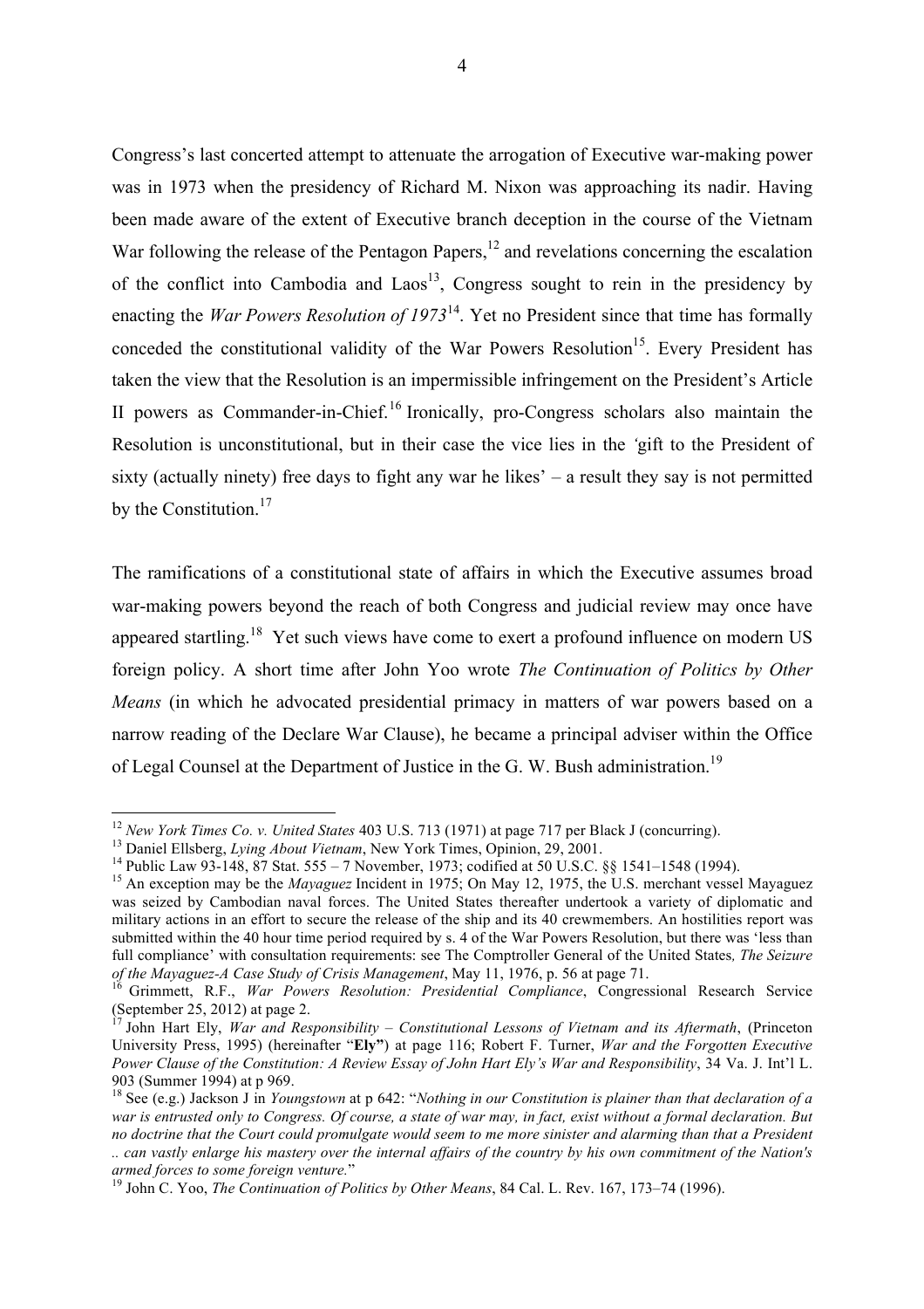Congress's last concerted attempt to attenuate the arrogation of Executive war-making power was in 1973 when the presidency of Richard M. Nixon was approaching its nadir. Having been made aware of the extent of Executive branch deception in the course of the Vietnam War following the release of the Pentagon Papers,[12] and revelations concerning the escalation of the conflict into Cambodia and Laos[13], Congress sought to rein in the presidency by enacting the *War Powers Resolution of 1973*[14]. Yet no President since that time has formally conceded the constitutional validity of the War Powers Resolution[15]. Every President has taken the view that the Resolution is an impermissible infringement on the President's Article II powers as Commander-in-Chief.[16] Ironically, pro-Congress scholars also maintain the Resolution is unconstitutional, but in their case the vice lies in the 'gift to the President of sixty (actually ninety) free days to fight any war he likes' – a result they say is not permitted by the Constitution.[17]

The ramifications of a constitutional state of affairs in which the Executive assumes broad war-making powers beyond the reach of both Congress and judicial review may once have appeared startling.[18] Yet such views have come to exert a profound influence on modern US foreign policy. A short time after John Yoo wrote *The Continuation of Politics by Other Means* (in which he advocated presidential primacy in matters of war powers based on a narrow reading of the Declare War Clause), he became a principal adviser within the Office of Legal Counsel at the Department of Justice in the G. W. Bush administration.[19]

---

[12] *New York Times Co. v. United States* 403 U.S. 713 (1971) at page 717 per Black J (concurring).

[13] Daniel Ellsberg, *Lying About Vietnam*, New York Times, Opinion, 29, 2001.

[14] Public Law 93-148, 87 Stat. 555 – 7 November, 1973; codified at 50 U.S.C. §§ 1541–1548 (1994).

[15] An exception may be the *Mayaguez* Incident in 1975; On May 12, 1975, the U.S. merchant vessel Mayaguez was seized by Cambodian naval forces. The United States thereafter undertook a variety of diplomatic and military actions in an effort to secure the release of the ship and its 40 crewmembers. An hostilities report was submitted within the 40 hour time period required by s. 4 of the War Powers Resolution, but there was 'less than full compliance' with consultation requirements: see The Comptroller General of the United States*, The Seizure of the Mayaguez-A Case Study of Crisis Management*, May 11, 1976, p. 56 at page 71.

[16] Grimmett, R.F., *War Powers Resolution: Presidential Compliance*, Congressional Research Service (September 25, 2012) at page 2.

[17] John Hart Ely, *War and Responsibility – Constitutional Lessons of Vietnam and its Aftermath*, (Princeton University Press, 1995) (hereinafter "**Ely"**) at page 116; Robert F. Turner, *War and the Forgotten Executive Power Clause of the Constitution: A Review Essay of John Hart Ely's War and Responsibility*, 34 Va. J. Int'l L. 903 (Summer 1994) at p 969.

[18] See (e.g.) Jackson J in *Youngstown* at p 642: "*Nothing in our Constitution is plainer than that declaration of a war is entrusted only to Congress. Of course, a state of war may, in fact, exist without a formal declaration. But no doctrine that the Court could promulgate would seem to me more sinister and alarming than that a President .. can vastly enlarge his mastery over the internal affairs of the country by his own commitment of the Nation's armed forces to some foreign venture.*"

[19] John C. Yoo, *The Continuation of Politics by Other Means*, 84 Cal. L. Rev. 167, 173–74 (1996).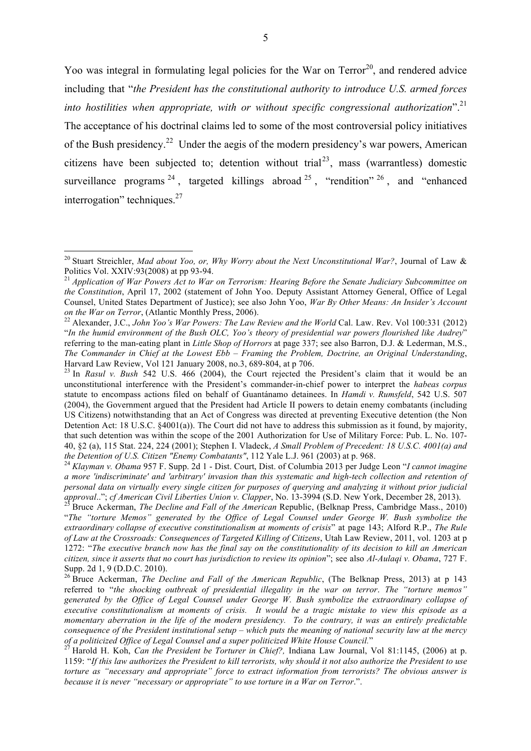Yoo was integral in formulating legal policies for the War on Terror[20], and rendered advice including that "*the President has the constitutional authority to introduce U.S. armed forces into hostilities when appropriate, with or without specific congressional authorization*".[21] The acceptance of his doctrinal claims led to some of the most controversial policy initiatives of the Bush presidency.[22] Under the aegis of the modern presidency's war powers, American citizens have been subjected to; detention without trial[23], mass (warrantless) domestic surveillance programs[24], targeted killings abroad[25], "rendition"[26], and "enhanced interrogation" techniques.[27]

---

[20] Stuart Streichler, *Mad about Yoo, or, Why Worry about the Next Unconstitutional War?*, Journal of Law & Politics Vol. XXIV:93(2008) at pp 93-94.

[21] *Application of War Powers Act to War on Terrorism: Hearing Before the Senate Judiciary Subcommittee on the Constitution*, April 17, 2002 (statement of John Yoo. Deputy Assistant Attorney General, Office of Legal Counsel, United States Department of Justice); see also John Yoo, *War By Other Means: An Insider's Account on the War on Terror*, (Atlantic Monthly Press, 2006).

[22] Alexander, J.C., *John Yoo's War Powers: The Law Review and the World* Cal. Law. Rev. Vol 100:331 (2012) "*In the humid environment of the Bush OLC, Yoo's theory of presidential war powers flourished like Audrey*" referring to the man-eating plant in *Little Shop of Horrors* at page 337; see also Barron, D.J. & Lederman, M.S., *The Commander in Chief at the Lowest Ebb – Framing the Problem, Doctrine, an Original Understanding*, Harvard Law Review, Vol 121 January 2008, no.3, 689-804, at p 706.

[23] In *Rasul v. Bush* 542 U.S. 466 (2004), the Court rejected the President's claim that it would be an unconstitutional interference with the President's commander-in-chief power to interpret the *habeas corpus* statute to encompass actions filed on behalf of Guantánamo detainees. In *Hamdi v. Rumsfeld*, 542 U.S. 507 (2004), the Government argued that the President had Article II powers to detain enemy combatants (including US Citizens) notwithstanding that an Act of Congress was directed at preventing Executive detention (the Non Detention Act: 18 U.S.C. §4001(a)). The Court did not have to address this submission as it found, by majority, that such detention was within the scope of the 2001 Authorization for Use of Military Force: Pub. L. No. 107-40, §2 (a), 115 Stat. 224, 224 (2001); Stephen I. Vladeck, *A Small Problem of Precedent: 18 U.S.C. 4001(a) and the Detention of U.S. Citizen "Enemy Combatants"*, 112 Yale L.J. 961 (2003) at p. 968.

[24] *Klayman v. Obama* 957 F. Supp. 2d 1 - Dist. Court, Dist. of Columbia 2013 per Judge Leon "*I cannot imagine a more 'indiscriminate' and 'arbitrary' invasion than this systematic and high-tech collection and retention of personal data on virtually every single citizen for purposes of querying and analyzing it without prior judicial approval..*"; *cf American Civil Liberties Union v. Clapper*, No. 13-3994 (S.D. New York, December 28, 2013).

[25] Bruce Ackerman, *The Decline and Fall of the American* Republic, (Belknap Press, Cambridge Mass., 2010) "*The "torture Memos" generated by the Office of Legal Counsel under George W. Bush symbolize the extraordinary collapse of executive constitutionalism at moments of crisis*" at page 143; Alford R.P., *The Rule of Law at the Crossroads: Consequences of Targeted Killing of Citizens*, Utah Law Review, 2011, vol. 1203 at p 1272: "*The executive branch now has the final say on the constitutionality of its decision to kill an American citizen, since it asserts that no court has jurisdiction to review its opinion*"; see also *Al-Aulaqi v. Obama*, 727 F. Supp. 2d 1, 9 (D.D.C. 2010).

[26] Bruce Ackerman, *The Decline and Fall of the American Republic*, (The Belknap Press, 2013) at p 143 referred to "*the shocking outbreak of presidential illegality in the war on terror. The "torture memos" generated by the Office of Legal Counsel under George W. Bush symbolize the extraordinary collapse of executive constitutionalism at moments of crisis. It would be a tragic mistake to view this episode as a momentary aberration in the life of the modern presidency. To the contrary, it was an entirely predictable consequence of the President institutional setup – which puts the meaning of national security law at the mercy of a politicized Office of Legal Counsel and a super politicized White House Council.*"

[27] Harold H. Koh, *Can the President be Torturer in Chief?,* Indiana Law Journal, Vol 81:1145, (2006) at p. 1159: "*If this law authorizes the President to kill terrorists, why should it not also authorize the President to use torture as "necessary and appropriate" force to extract information from terrorists? The obvious answer is because it is never "necessary or appropriate" to use torture in a War on Terror*.".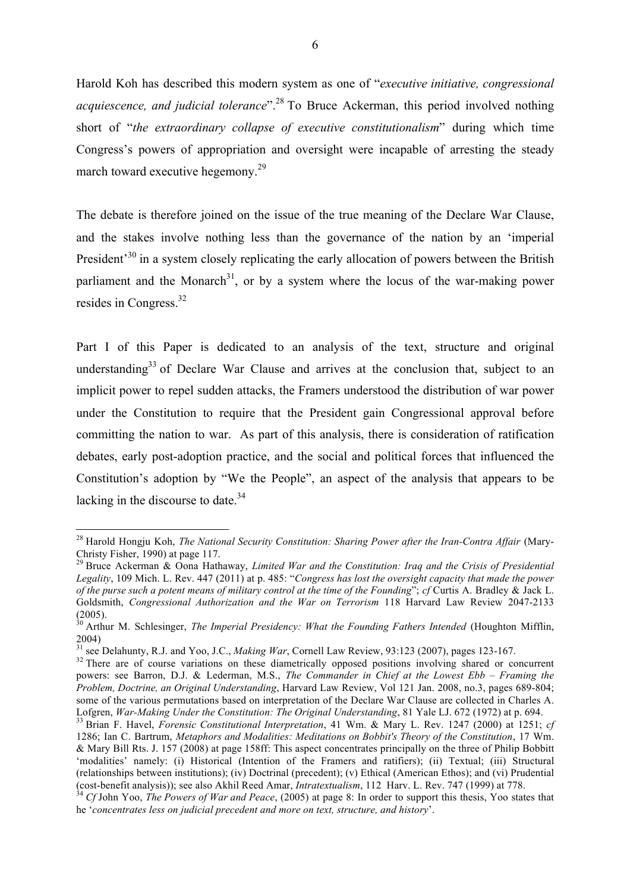Harold Koh has described this modern system as one of "*executive initiative, congressional acquiescence, and judicial tolerance*".[28] To Bruce Ackerman, this period involved nothing short of "*the extraordinary collapse of executive constitutionalism*" during which time Congress's powers of appropriation and oversight were incapable of arresting the steady march toward executive hegemony.[29]

The debate is therefore joined on the issue of the true meaning of the Declare War Clause, and the stakes involve nothing less than the governance of the nation by an 'imperial President'[30] in a system closely replicating the early allocation of powers between the British parliament and the Monarch[31], or by a system where the locus of the war-making power resides in Congress.[32]

Part I of this Paper is dedicated to an analysis of the text, structure and original understanding[33] of Declare War Clause and arrives at the conclusion that, subject to an implicit power to repel sudden attacks, the Framers understood the distribution of war power under the Constitution to require that the President gain Congressional approval before committing the nation to war. As part of this analysis, there is consideration of ratification debates, early post-adoption practice, and the social and political forces that influenced the Constitution's adoption by "We the People", an aspect of the analysis that appears to be lacking in the discourse to date.[34]

---

[28] Harold Hongju Koh, *The National Security Constitution: Sharing Power after the Iran-Contra Affair* (Mary-Christy Fisher, 1990) at page 117.

[29] Bruce Ackerman & Oona Hathaway, *Limited War and the Constitution: Iraq and the Crisis of Presidential Legality*, 109 Mich. L. Rev. 447 (2011) at p. 485: "*Congress has lost the oversight capacity that made the power of the purse such a potent means of military control at the time of the Founding*"; *cf* Curtis A. Bradley & Jack L. Goldsmith, *Congressional Authorization and the War on Terrorism* 118 Harvard Law Review 2047-2133 (2005).

[30] Arthur M. Schlesinger, *The Imperial Presidency: What the Founding Fathers Intended* (Houghton Mifflin, 2004)

[31] see Delahunty, R.J. and Yoo, J.C., *Making War*, Cornell Law Review, 93:123 (2007), pages 123-167.

[32] There are of course variations on these diametrically opposed positions involving shared or concurrent powers: see Barron, D.J. & Lederman, M.S., *The Commander in Chief at the Lowest Ebb – Framing the Problem, Doctrine, an Original Understanding*, Harvard Law Review, Vol 121 Jan. 2008, no.3, pages 689-804; some of the various permutations based on interpretation of the Declare War Clause are collected in Charles A. Lofgren, *War-Making Under the Constitution: The Original Understanding*, 81 Yale LJ. 672 (1972) at p. 694.

[33] Brian F. Havel, *Forensic Constitutional Interpretation*, 41 Wm. & Mary L. Rev. 1247 (2000) at 1251; *cf* 1286; Ian C. Bartrum, *Metaphors and Modalities: Meditations on Bobbit's Theory of the Constitution*, 17 Wm. & Mary Bill Rts. J. 157 (2008) at page 158ff: This aspect concentrates principally on the three of Philip Bobbitt 'modalities' namely: (i) Historical (Intention of the Framers and ratifiers); (ii) Textual; (iii) Structural (relationships between institutions); (iv) Doctrinal (precedent); (v) Ethical (American Ethos); and (vi) Prudential (cost-benefit analysis)); see also Akhil Reed Amar, *Intratextualism*, 112 Harv. L. Rev. 747 (1999) at 778.

[34] *Cf* John Yoo, *The Powers of War and Peace*, (2005) at page 8: In order to support this thesis, Yoo states that he '*concentrates less on judicial precedent and more on text, structure, and history*'.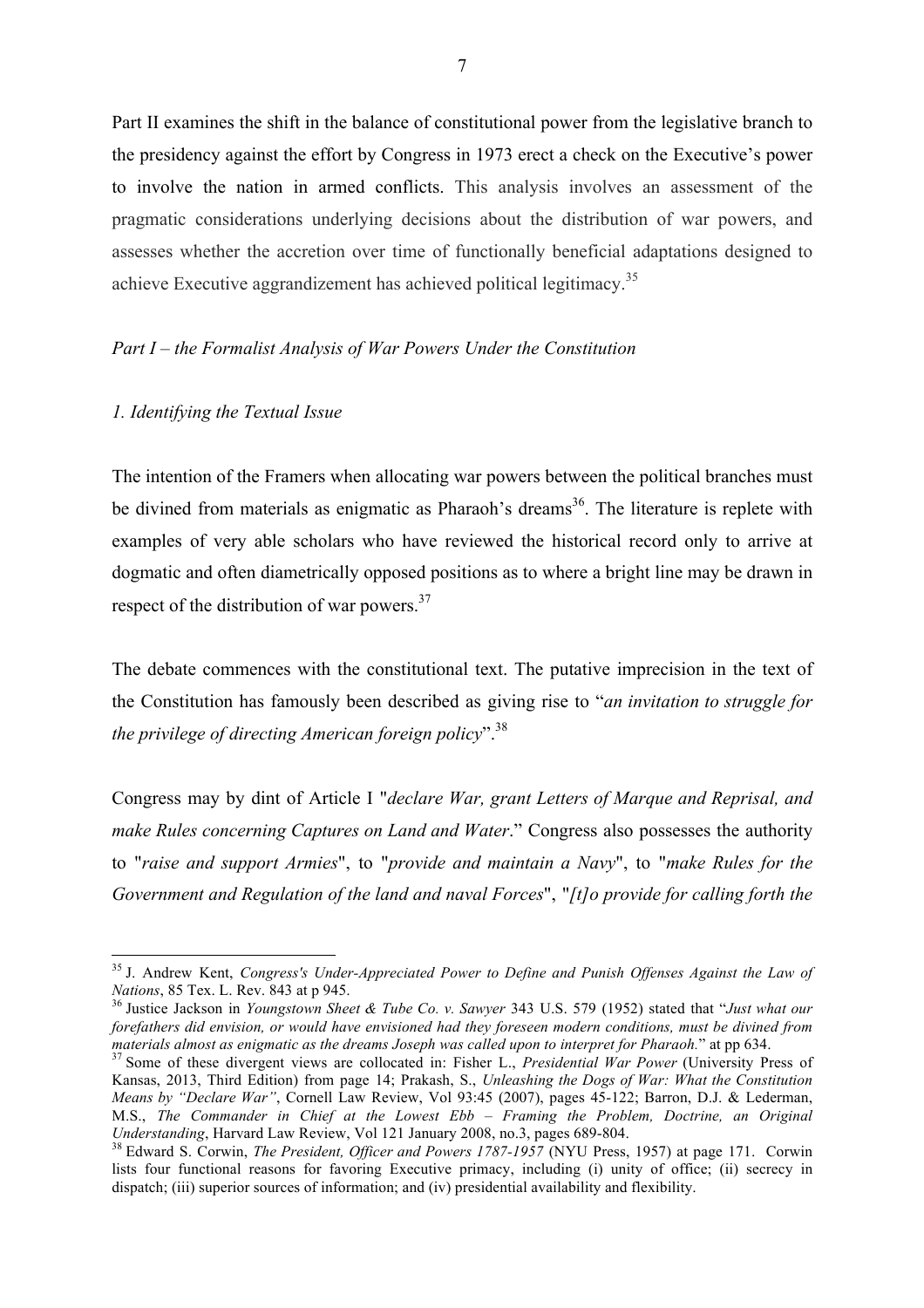Part II examines the shift in the balance of constitutional power from the legislative branch to the presidency against the effort by Congress in 1973 erect a check on the Executive's power to involve the nation in armed conflicts. This analysis involves an assessment of the pragmatic considerations underlying decisions about the distribution of war powers, and assesses whether the accretion over time of functionally beneficial adaptations designed to achieve Executive aggrandizement has achieved political legitimacy.[35]

*Part I – the Formalist Analysis of War Powers Under the Constitution*

*1. Identifying the Textual Issue*

The intention of the Framers when allocating war powers between the political branches must be divined from materials as enigmatic as Pharaoh's dreams[36]. The literature is replete with examples of very able scholars who have reviewed the historical record only to arrive at dogmatic and often diametrically opposed positions as to where a bright line may be drawn in respect of the distribution of war powers.[37]

The debate commences with the constitutional text. The putative imprecision in the text of the Constitution has famously been described as giving rise to "*an invitation to struggle for the privilege of directing American foreign policy*".[38]

Congress may by dint of Article I "*declare War, grant Letters of Marque and Reprisal, and make Rules concerning Captures on Land and Water*." Congress also possesses the authority to "*raise and support Armies*", to "*provide and maintain a Navy*", to "*make Rules for the Government and Regulation of the land and naval Forces*", "*[t]o provide for calling forth the*

---

[35] J. Andrew Kent, *Congress's Under-Appreciated Power to Define and Punish Offenses Against the Law of Nations*, 85 Tex. L. Rev. 843 at p 945.

[36] Justice Jackson in *Youngstown Sheet & Tube Co. v. Sawyer* 343 U.S. 579 (1952) stated that "*Just what our forefathers did envision, or would have envisioned had they foreseen modern conditions, must be divined from materials almost as enigmatic as the dreams Joseph was called upon to interpret for Pharaoh.*" at pp 634.

[37] Some of these divergent views are collocated in: Fisher L., *Presidential War Power* (University Press of Kansas, 2013, Third Edition) from page 14; Prakash, S., *Unleashing the Dogs of War: What the Constitution Means by "Declare War"*, Cornell Law Review, Vol 93:45 (2007), pages 45-122; Barron, D.J. & Lederman, M.S., *The Commander in Chief at the Lowest Ebb – Framing the Problem, Doctrine, an Original Understanding*, Harvard Law Review, Vol 121 January 2008, no.3, pages 689-804.

[38] Edward S. Corwin, *The President, Officer and Powers 1787-1957* (NYU Press, 1957) at page 171. Corwin lists four functional reasons for favoring Executive primacy, including (i) unity of office; (ii) secrecy in dispatch; (iii) superior sources of information; and (iv) presidential availability and flexibility.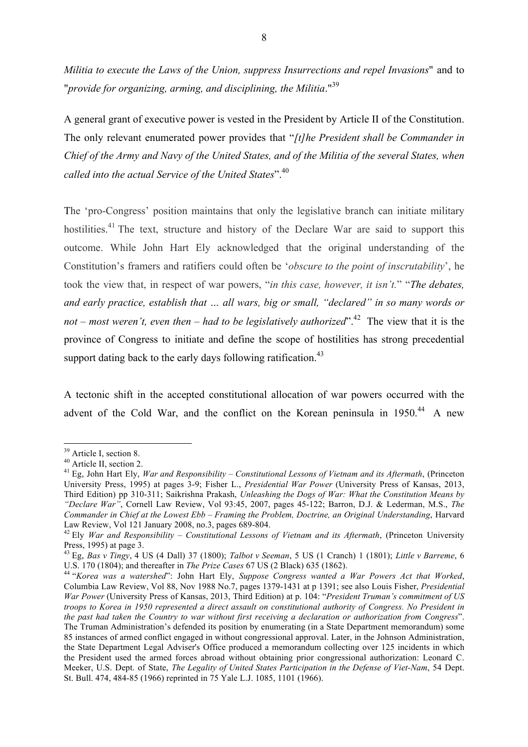*Militia to execute the Laws of the Union, suppress Insurrections and repel Invasions*" and to "*provide for organizing, arming, and disciplining, the Militia*."[39]

A general grant of executive power is vested in the President by Article II of the Constitution. The only relevant enumerated power provides that "*[t]he President shall be Commander in Chief of the Army and Navy of the United States, and of the Militia of the several States, when called into the actual Service of the United States*".[40]

The 'pro-Congress' position maintains that only the legislative branch can initiate military hostilities.[41] The text, structure and history of the Declare War are said to support this outcome. While John Hart Ely acknowledged that the original understanding of the Constitution's framers and ratifiers could often be '*obscure to the point of inscrutability*', he took the view that, in respect of war powers, "*in this case, however, it isn't.*" "***The debates, and early practice, establish that … all wars, big or small, "declared" in so many words or not – most weren't, even then – had to be legislatively authorized***".[42] The view that it is the province of Congress to initiate and define the scope of hostilities has strong precedential support dating back to the early days following ratification.[43]

A tectonic shift in the accepted constitutional allocation of war powers occurred with the advent of the Cold War, and the conflict on the Korean peninsula in 1950.[44] A new

---

[39] Article I, section 8.

[40] Article II, section 2.

[41] Eg, John Hart Ely, *War and Responsibility – Constitutional Lessons of Vietnam and its Aftermath*, (Princeton University Press, 1995) at pages 3-9; Fisher L., *Presidential War Power* (University Press of Kansas, 2013, Third Edition) pp 310-311; Saikrishna Prakash, *Unleashing the Dogs of War: What the Constitution Means by "Declare War"*, Cornell Law Review, Vol 93:45, 2007, pages 45-122; Barron, D.J. & Lederman, M.S., *The Commander in Chief at the Lowest Ebb – Framing the Problem, Doctrine, an Original Understanding*, Harvard Law Review, Vol 121 January 2008, no.3, pages 689-804.

[42] Ely *War and Responsibility – Constitutional Lessons of Vietnam and its Aftermath*, (Princeton University Press, 1995) at page 3.

[43] Eg, *Bas v Tingy*, 4 US (4 Dall) 37 (1800); *Talbot v Seeman*, 5 US (1 Cranch) 1 (1801); *Little v Barreme*, 6 U.S. 170 (1804); and thereafter in *The Prize Cases* 67 US (2 Black) 635 (1862).

[44] "*Korea was a watershed*": John Hart Ely, *Suppose Congress wanted a War Powers Act that Worked*, Columbia Law Review, Vol 88, Nov 1988 No.7, pages 1379-1431 at p 1391; see also Louis Fisher, *Presidential War Power* (University Press of Kansas, 2013, Third Edition) at p. 104: "*President Truman's commitment of US troops to Korea in 1950 represented a direct assault on constitutional authority of Congress. No President in the past had taken the Country to war without first receiving a declaration or authorization from Congress*". The Truman Administration's defended its position by enumerating (in a State Department memorandum) some 85 instances of armed conflict engaged in without congressional approval. Later, in the Johnson Administration, the State Department Legal Adviser's Office produced a memorandum collecting over 125 incidents in which the President used the armed forces abroad without obtaining prior congressional authorization: Leonard C. Meeker, U.S. Dept. of State, *The Legality of United States Participation in the Defense of Viet-Nam*, 54 Dept. St. Bull. 474, 484-85 (1966) reprinted in 75 Yale L.J. 1085, 1101 (1966).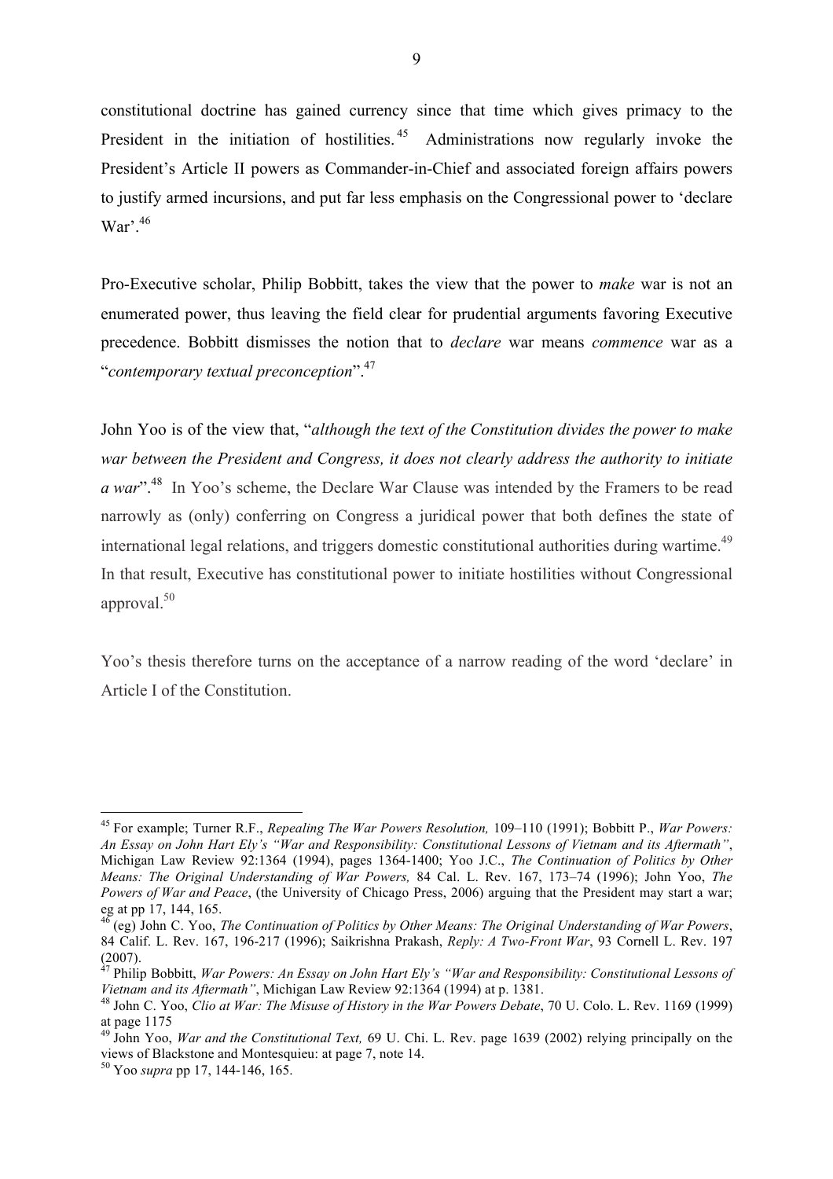constitutional doctrine has gained currency since that time which gives primacy to the President in the initiation of hostilities.[45] Administrations now regularly invoke the President's Article II powers as Commander-in-Chief and associated foreign affairs powers to justify armed incursions, and put far less emphasis on the Congressional power to 'declare War'.[46]

Pro-Executive scholar, Philip Bobbitt, takes the view that the power to *make* war is not an enumerated power, thus leaving the field clear for prudential arguments favoring Executive precedence. Bobbitt dismisses the notion that to *declare* war means *commence* war as a "*contemporary textual preconception*".[47]

John Yoo is of the view that, "*although the text of the Constitution divides the power to make war between the President and Congress, it does not clearly address the authority to initiate a war*".[48] In Yoo's scheme, the Declare War Clause was intended by the Framers to be read narrowly as (only) conferring on Congress a juridical power that both defines the state of international legal relations, and triggers domestic constitutional authorities during wartime.[49] In that result, Executive has constitutional power to initiate hostilities without Congressional approval.[50]

Yoo's thesis therefore turns on the acceptance of a narrow reading of the word 'declare' in Article I of the Constitution.

---

[45] For example; Turner R.F., *Repealing The War Powers Resolution,* 109–110 (1991); Bobbitt P., *War Powers: An Essay on John Hart Ely's "War and Responsibility: Constitutional Lessons of Vietnam and its Aftermath"*, Michigan Law Review 92:1364 (1994), pages 1364-1400; Yoo J.C., *The Continuation of Politics by Other Means: The Original Understanding of War Powers,* 84 Cal. L. Rev. 167, 173–74 (1996); John Yoo, *The Powers of War and Peace*, (the University of Chicago Press, 2006) arguing that the President may start a war; eg at pp 17, 144, 165.

[46] (eg) John C. Yoo, *The Continuation of Politics by Other Means: The Original Understanding of War Powers*, 84 Calif. L. Rev. 167, 196-217 (1996); Saikrishna Prakash, *Reply: A Two-Front War*, 93 Cornell L. Rev. 197 (2007).

[47] Philip Bobbitt, *War Powers: An Essay on John Hart Ely's "War and Responsibility: Constitutional Lessons of Vietnam and its Aftermath"*, Michigan Law Review 92:1364 (1994) at p. 1381.

[48] John C. Yoo, *Clio at War: The Misuse of History in the War Powers Debate*, 70 U. Colo. L. Rev. 1169 (1999) at page 1175

[49] John Yoo, *War and the Constitutional Text,* 69 U. Chi. L. Rev. page 1639 (2002) relying principally on the views of Blackstone and Montesquieu: at page 7, note 14.

[50] Yoo *supra* pp 17, 144-146, 165.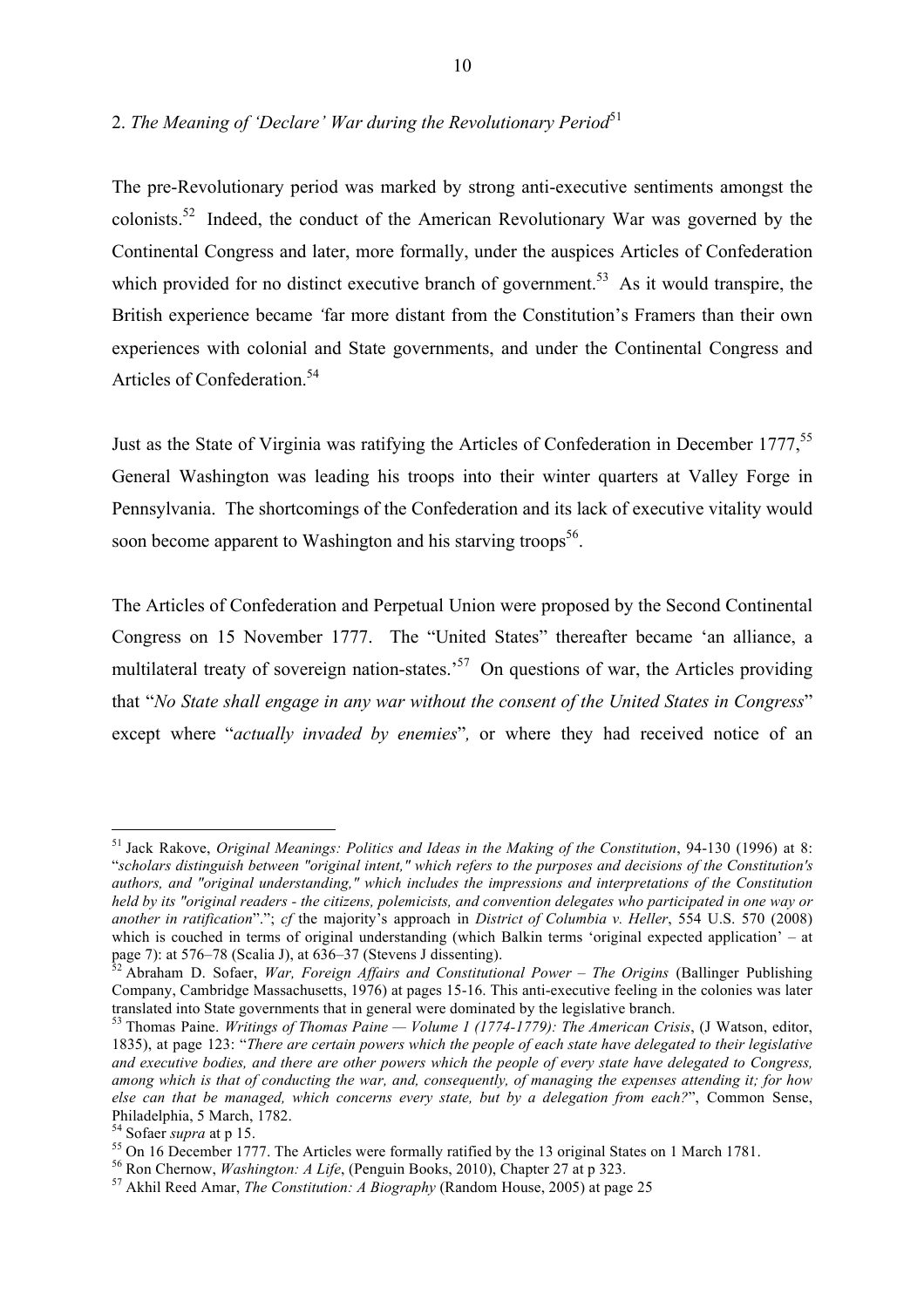## 2. *The Meaning of 'Declare' War during the Revolutionary Period*[51]

The pre-Revolutionary period was marked by strong anti-executive sentiments amongst the colonists.[52] Indeed, the conduct of the American Revolutionary War was governed by the Continental Congress and later, more formally, under the auspices Articles of Confederation which provided for no distinct executive branch of government.[53] As it would transpire, the British experience became *'*far more distant from the Constitution's Framers than their own experiences with colonial and State governments, and under the Continental Congress and Articles of Confederation.[54]

Just as the State of Virginia was ratifying the Articles of Confederation in December 1777,[55] General Washington was leading his troops into their winter quarters at Valley Forge in Pennsylvania. The shortcomings of the Confederation and its lack of executive vitality would soon become apparent to Washington and his starving troops[56].

The Articles of Confederation and Perpetual Union were proposed by the Second Continental Congress on 15 November 1777. The "United States" thereafter became 'an alliance, a multilateral treaty of sovereign nation-states.'[57] On questions of war, the Articles providing that "*No State shall engage in any war without the consent of the United States in Congress*" except where "*actually invaded by enemies*"*,* or where they had received notice of an

---

[51] Jack Rakove, *Original Meanings: Politics and Ideas in the Making of the Constitution*, 94-130 (1996) at 8: "*scholars distinguish between "original intent," which refers to the purposes and decisions of the Constitution's authors, and "original understanding," which includes the impressions and interpretations of the Constitution held by its "original readers - the citizens, polemicists, and convention delegates who participated in one way or another in ratification*"."; *cf* the majority's approach in *District of Columbia v. Heller*, 554 U.S. 570 (2008) which is couched in terms of original understanding (which Balkin terms 'original expected application' – at page 7): at 576–78 (Scalia J), at 636–37 (Stevens J dissenting).

[52] Abraham D. Sofaer, *War, Foreign Affairs and Constitutional Power – The Origins* (Ballinger Publishing Company, Cambridge Massachusetts, 1976) at pages 15-16. This anti-executive feeling in the colonies was later translated into State governments that in general were dominated by the legislative branch.

[53] Thomas Paine. *Writings of Thomas Paine — Volume 1 (1774-1779): The American Crisis*, (J Watson, editor, 1835), at page 123: "*There are certain powers which the people of each state have delegated to their legislative and executive bodies, and there are other powers which the people of every state have delegated to Congress, among which is that of conducting the war, and, consequently, of managing the expenses attending it; for how else can that be managed, which concerns every state, but by a delegation from each?*", Common Sense, Philadelphia, 5 March, 1782.

[54] Sofaer *supra* at p 15.

[55] On 16 December 1777. The Articles were formally ratified by the 13 original States on 1 March 1781.

[56] Ron Chernow, *Washington: A Life*, (Penguin Books, 2010), Chapter 27 at p 323.

[57] Akhil Reed Amar, *The Constitution: A Biography* (Random House, 2005) at page 25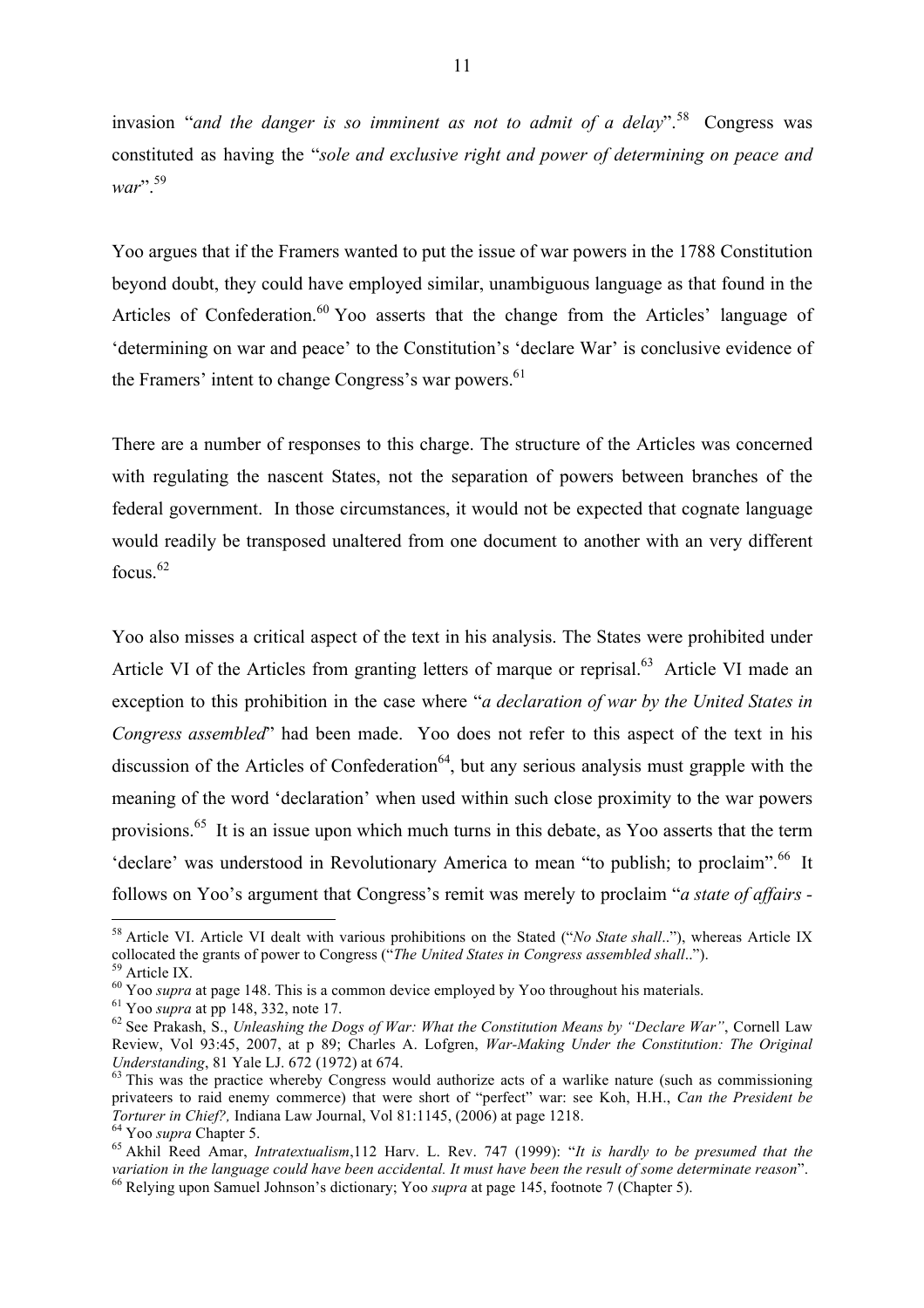invasion "*and the danger is so imminent as not to admit of a delay*".[58] Congress was constituted as having the "*sole and exclusive right and power of determining on peace and war*".[59]

Yoo argues that if the Framers wanted to put the issue of war powers in the 1788 Constitution beyond doubt, they could have employed similar, unambiguous language as that found in the Articles of Confederation.[60] Yoo asserts that the change from the Articles' language of 'determining on war and peace' to the Constitution's 'declare War' is conclusive evidence of the Framers' intent to change Congress's war powers.[61]

There are a number of responses to this charge. The structure of the Articles was concerned with regulating the nascent States, not the separation of powers between branches of the federal government. In those circumstances, it would not be expected that cognate language would readily be transposed unaltered from one document to another with an very different focus.[62]

Yoo also misses a critical aspect of the text in his analysis. The States were prohibited under Article VI of the Articles from granting letters of marque or reprisal.[63] Article VI made an exception to this prohibition in the case where "*a declaration of war by the United States in Congress assembled*" had been made. Yoo does not refer to this aspect of the text in his discussion of the Articles of Confederation[64], but any serious analysis must grapple with the meaning of the word 'declaration' when used within such close proximity to the war powers provisions.[65] It is an issue upon which much turns in this debate, as Yoo asserts that the term 'declare' was understood in Revolutionary America to mean "to publish; to proclaim".[66] It follows on Yoo's argument that Congress's remit was merely to proclaim "*a state of affairs -*

---

[58] Article VI. Article VI dealt with various prohibitions on the Stated ("*No State shall*.."), whereas Article IX collocated the grants of power to Congress ("*The United States in Congress assembled shall*..").

[59] Article IX.

[60] Yoo *supra* at page 148. This is a common device employed by Yoo throughout his materials.

[61] Yoo *supra* at pp 148, 332, note 17.

[62] See Prakash, S., *Unleashing the Dogs of War: What the Constitution Means by "Declare War"*, Cornell Law Review, Vol 93:45, 2007, at p 89; Charles A. Lofgren, *War-Making Under the Constitution: The Original Understanding*, 81 Yale LJ. 672 (1972) at 674.

[63] This was the practice whereby Congress would authorize acts of a warlike nature (such as commissioning privateers to raid enemy commerce) that were short of "perfect" war: see Koh, H.H., *Can the President be Torturer in Chief?,* Indiana Law Journal, Vol 81:1145, (2006) at page 1218.

[64] Yoo *supra* Chapter 5.

[65] Akhil Reed Amar, *Intratextualism*,112 Harv. L. Rev. 747 (1999): "*It is hardly to be presumed that the variation in the language could have been accidental. It must have been the result of some determinate reason*".

[66] Relying upon Samuel Johnson's dictionary; Yoo *supra* at page 145, footnote 7 (Chapter 5).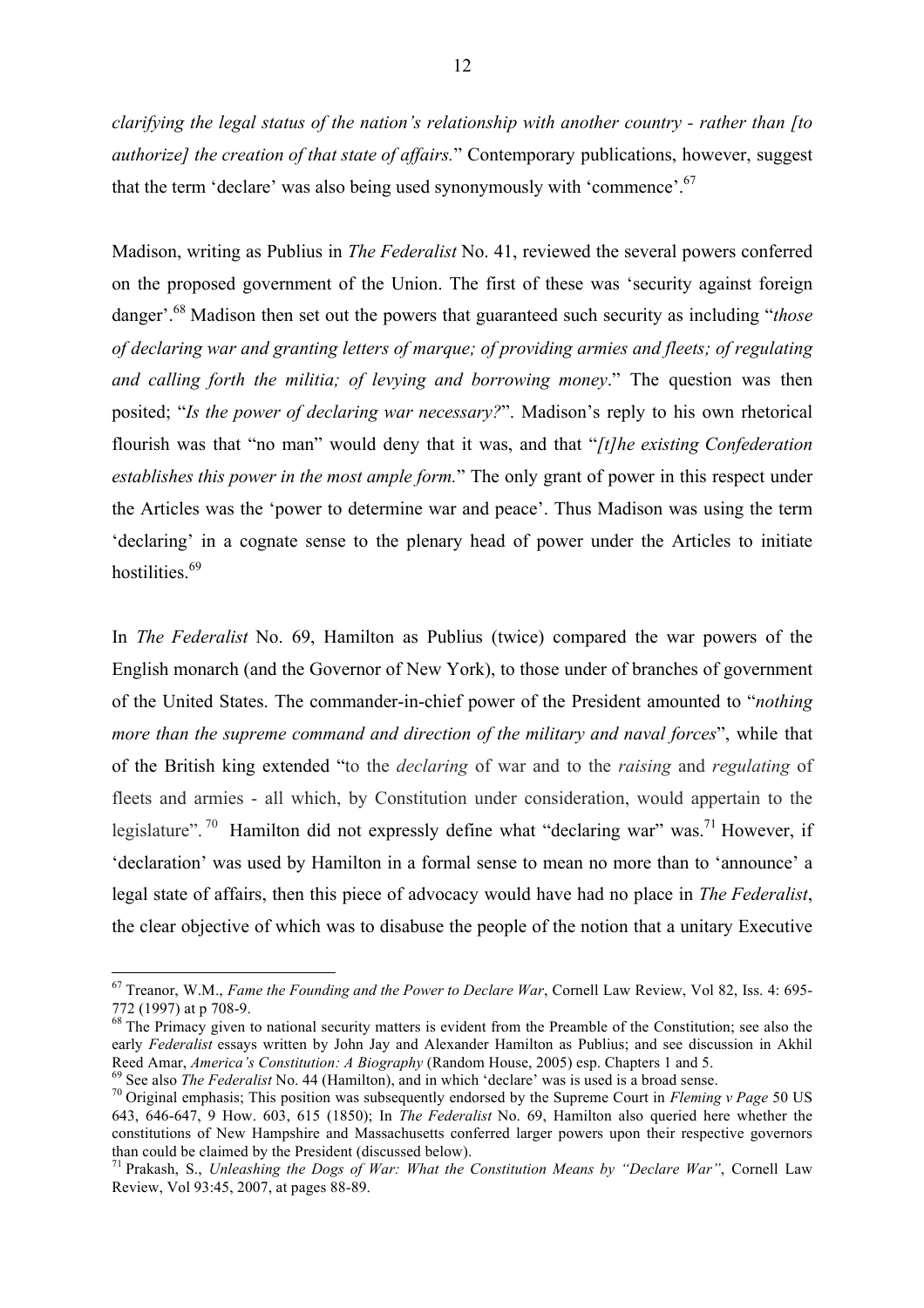*clarifying the legal status of the nation's relationship with another country - rather than [to authorize] the creation of that state of affairs.*" Contemporary publications, however, suggest that the term 'declare' was also being used synonymously with 'commence'.[67]

Madison, writing as Publius in *The Federalist* No. 41, reviewed the several powers conferred on the proposed government of the Union. The first of these was 'security against foreign danger'.[68] Madison then set out the powers that guaranteed such security as including "*those of declaring war and granting letters of marque; of providing armies and fleets; of regulating and calling forth the militia; of levying and borrowing money*." The question was then posited; "*Is the power of declaring war necessary?*". Madison's reply to his own rhetorical flourish was that "no man" would deny that it was, and that "*[t]he existing Confederation establishes this power in the most ample form.*" The only grant of power in this respect under the Articles was the 'power to determine war and peace'. Thus Madison was using the term 'declaring' in a cognate sense to the plenary head of power under the Articles to initiate hostilities.[69]

In *The Federalist* No. 69, Hamilton as Publius (twice) compared the war powers of the English monarch (and the Governor of New York), to those under of branches of government of the United States. The commander-in-chief power of the President amounted to "*nothing more than the supreme command and direction of the military and naval forces*", while that of the British king extended "to the *declaring* of war and to the *raising* and *regulating* of fleets and armies - all which, by Constitution under consideration, would appertain to the legislature".[70] Hamilton did not expressly define what "declaring war" was.[71] However, if 'declaration' was used by Hamilton in a formal sense to mean no more than to 'announce' a legal state of affairs, then this piece of advocacy would have had no place in *The Federalist*, the clear objective of which was to disabuse the people of the notion that a unitary Executive

---

[67] Treanor, W.M., *Fame the Founding and the Power to Declare War*, Cornell Law Review, Vol 82, Iss. 4: 695-772 (1997) at p 708-9.

[68] The Primacy given to national security matters is evident from the Preamble of the Constitution; see also the early *Federalist* essays written by John Jay and Alexander Hamilton as Publius; and see discussion in Akhil Reed Amar, *America's Constitution: A Biography* (Random House, 2005) esp. Chapters 1 and 5.

[69] See also *The Federalist* No. 44 (Hamilton), and in which 'declare' was is used is a broad sense.

[70] Original emphasis; This position was subsequently endorsed by the Supreme Court in *Fleming v Page* 50 US 643, 646-647, 9 How. 603, 615 (1850); In *The Federalist* No. 69, Hamilton also queried here whether the constitutions of New Hampshire and Massachusetts conferred larger powers upon their respective governors than could be claimed by the President (discussed below).

[71] Prakash, S., *Unleashing the Dogs of War: What the Constitution Means by "Declare War"*, Cornell Law Review, Vol 93:45, 2007, at pages 88-89.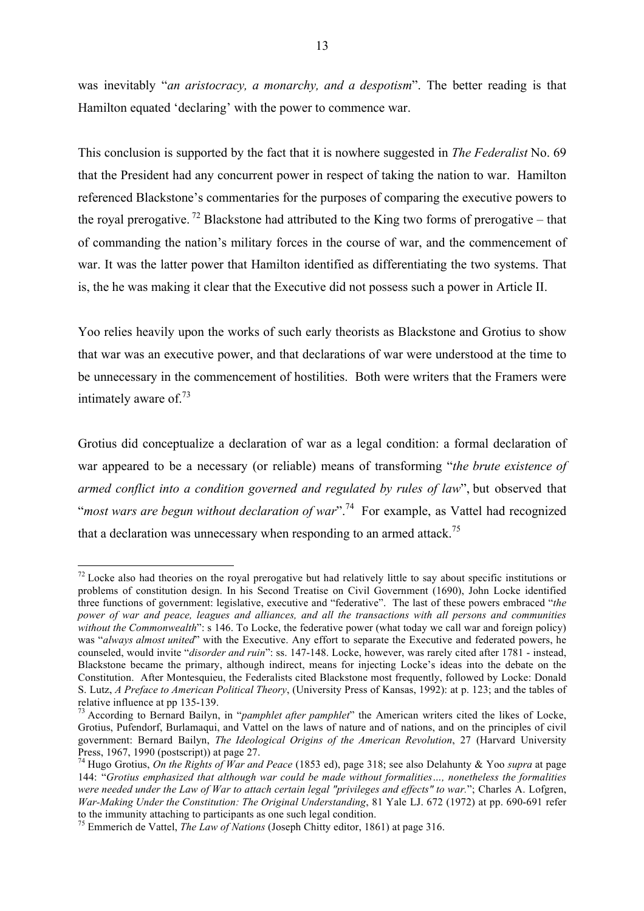was inevitably "*an aristocracy, a monarchy, and a despotism*". The better reading is that Hamilton equated 'declaring' with the power to commence war.

This conclusion is supported by the fact that it is nowhere suggested in *The Federalist* No. 69 that the President had any concurrent power in respect of taking the nation to war. Hamilton referenced Blackstone's commentaries for the purposes of comparing the executive powers to the royal prerogative.[72] Blackstone had attributed to the King two forms of prerogative – that of commanding the nation's military forces in the course of war, and the commencement of war. It was the latter power that Hamilton identified as differentiating the two systems. That is, the he was making it clear that the Executive did not possess such a power in Article II.

Yoo relies heavily upon the works of such early theorists as Blackstone and Grotius to show that war was an executive power, and that declarations of war were understood at the time to be unnecessary in the commencement of hostilities. Both were writers that the Framers were intimately aware of.[73]

Grotius did conceptualize a declaration of war as a legal condition: a formal declaration of war appeared to be a necessary (or reliable) means of transforming "*the brute existence of armed conflict into a condition governed and regulated by rules of law*", but observed that "*most wars are begun without declaration of war*".[74] For example, as Vattel had recognized that a declaration was unnecessary when responding to an armed attack.[75]

---

[72] Locke also had theories on the royal prerogative but had relatively little to say about specific institutions or problems of constitution design. In his Second Treatise on Civil Government (1690), John Locke identified three functions of government: legislative, executive and "federative". The last of these powers embraced "*the power of war and peace, leagues and alliances, and all the transactions with all persons and communities without the Commonwealth*": s 146. To Locke, the federative power (what today we call war and foreign policy) was "*always almost united*" with the Executive. Any effort to separate the Executive and federated powers, he counseled, would invite "*disorder and ruin*": ss. 147-148. Locke, however, was rarely cited after 1781 - instead, Blackstone became the primary, although indirect, means for injecting Locke's ideas into the debate on the Constitution. After Montesquieu, the Federalists cited Blackstone most frequently, followed by Locke: Donald S. Lutz, *A Preface to American Political Theory*, (University Press of Kansas, 1992): at p. 123; and the tables of relative influence at pp 135-139.

[73] According to Bernard Bailyn, in "*pamphlet after pamphlet*" the American writers cited the likes of Locke, Grotius, Pufendorf, Burlamaqui, and Vattel on the laws of nature and of nations, and on the principles of civil government: Bernard Bailyn, *The Ideological Origins of the American Revolution*, 27 (Harvard University Press, 1967, 1990 (postscript)) at page 27.

[74] Hugo Grotius, *On the Rights of War and Peace* (1853 ed), page 318; see also Delahunty & Yoo *supra* at page 144: "*Grotius emphasized that although war could be made without formalities…, nonetheless the formalities were needed under the Law of War to attach certain legal "privileges and effects" to war.*"; Charles A. Lofgren, *War-Making Under the Constitution: The Original Understanding*, 81 Yale LJ. 672 (1972) at pp. 690-691 refer to the immunity attaching to participants as one such legal condition.

[75] Emmerich de Vattel, *The Law of Nations* (Joseph Chitty editor, 1861) at page 316.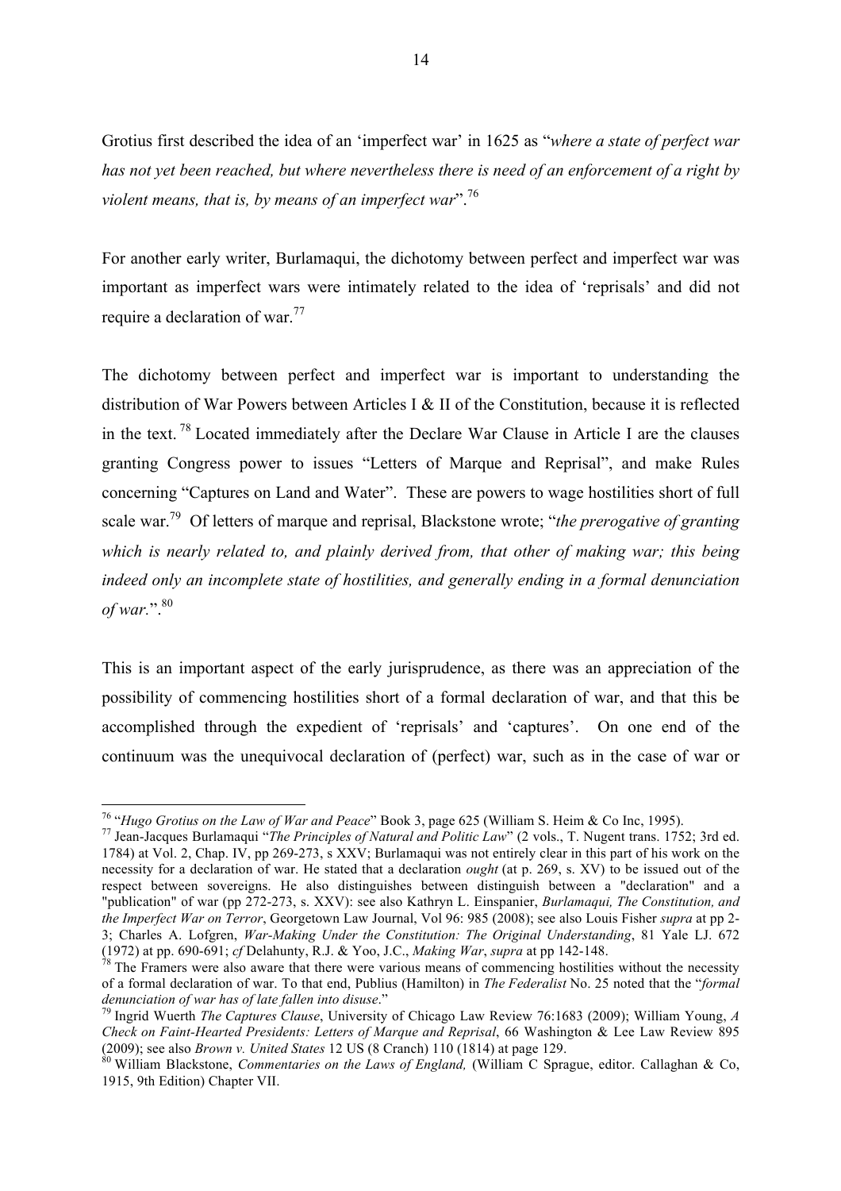Grotius first described the idea of an 'imperfect war' in 1625 as "*where a state of perfect war has not yet been reached, but where nevertheless there is need of an enforcement of a right by violent means, that is, by means of an imperfect war*".[76]

For another early writer, Burlamaqui, the dichotomy between perfect and imperfect war was important as imperfect wars were intimately related to the idea of 'reprisals' and did not require a declaration of war.[77]

The dichotomy between perfect and imperfect war is important to understanding the distribution of War Powers between Articles I & II of the Constitution, because it is reflected in the text.[78] Located immediately after the Declare War Clause in Article I are the clauses granting Congress power to issues "Letters of Marque and Reprisal", and make Rules concerning "Captures on Land and Water". These are powers to wage hostilities short of full scale war.[79] Of letters of marque and reprisal, Blackstone wrote; "*the prerogative of granting which is nearly related to, and plainly derived from, that other of making war; this being indeed only an incomplete state of hostilities, and generally ending in a formal denunciation of war.*".[80]

This is an important aspect of the early jurisprudence, as there was an appreciation of the possibility of commencing hostilities short of a formal declaration of war, and that this be accomplished through the expedient of 'reprisals' and 'captures'. On one end of the continuum was the unequivocal declaration of (perfect) war, such as in the case of war or

---

[76] "*Hugo Grotius on the Law of War and Peace*" Book 3, page 625 (William S. Heim & Co Inc, 1995).

[77] Jean-Jacques Burlamaqui "*The Principles of Natural and Politic Law*" (2 vols., T. Nugent trans. 1752; 3rd ed. 1784) at Vol. 2, Chap. IV, pp 269-273, s XXV; Burlamaqui was not entirely clear in this part of his work on the necessity for a declaration of war. He stated that a declaration *ought* (at p. 269, s. XV) to be issued out of the respect between sovereigns. He also distinguishes between distinguish between a "declaration" and a "publication" of war (pp 272-273, s. XXV): see also Kathryn L. Einspanier, *Burlamaqui, The Constitution, and the Imperfect War on Terror*, Georgetown Law Journal, Vol 96: 985 (2008); see also Louis Fisher *supra* at pp 2-3; Charles A. Lofgren, *War-Making Under the Constitution: The Original Understanding*, 81 Yale LJ. 672 (1972) at pp. 690-691; *cf* Delahunty, R.J. & Yoo, J.C., *Making War*, *supra* at pp 142-148.

[78] The Framers were also aware that there were various means of commencing hostilities without the necessity of a formal declaration of war. To that end, Publius (Hamilton) in *The Federalist* No. 25 noted that the "*formal denunciation of war has of late fallen into disuse*."

[79] Ingrid Wuerth *The Captures Clause*, University of Chicago Law Review 76:1683 (2009); William Young, *A Check on Faint-Hearted Presidents: Letters of Marque and Reprisal*, 66 Washington & Lee Law Review 895 (2009); see also *Brown v. United States* 12 US (8 Cranch) 110 (1814) at page 129.

[80] William Blackstone, *Commentaries on the Laws of England,* (William C Sprague, editor. Callaghan & Co, 1915, 9th Edition) Chapter VII.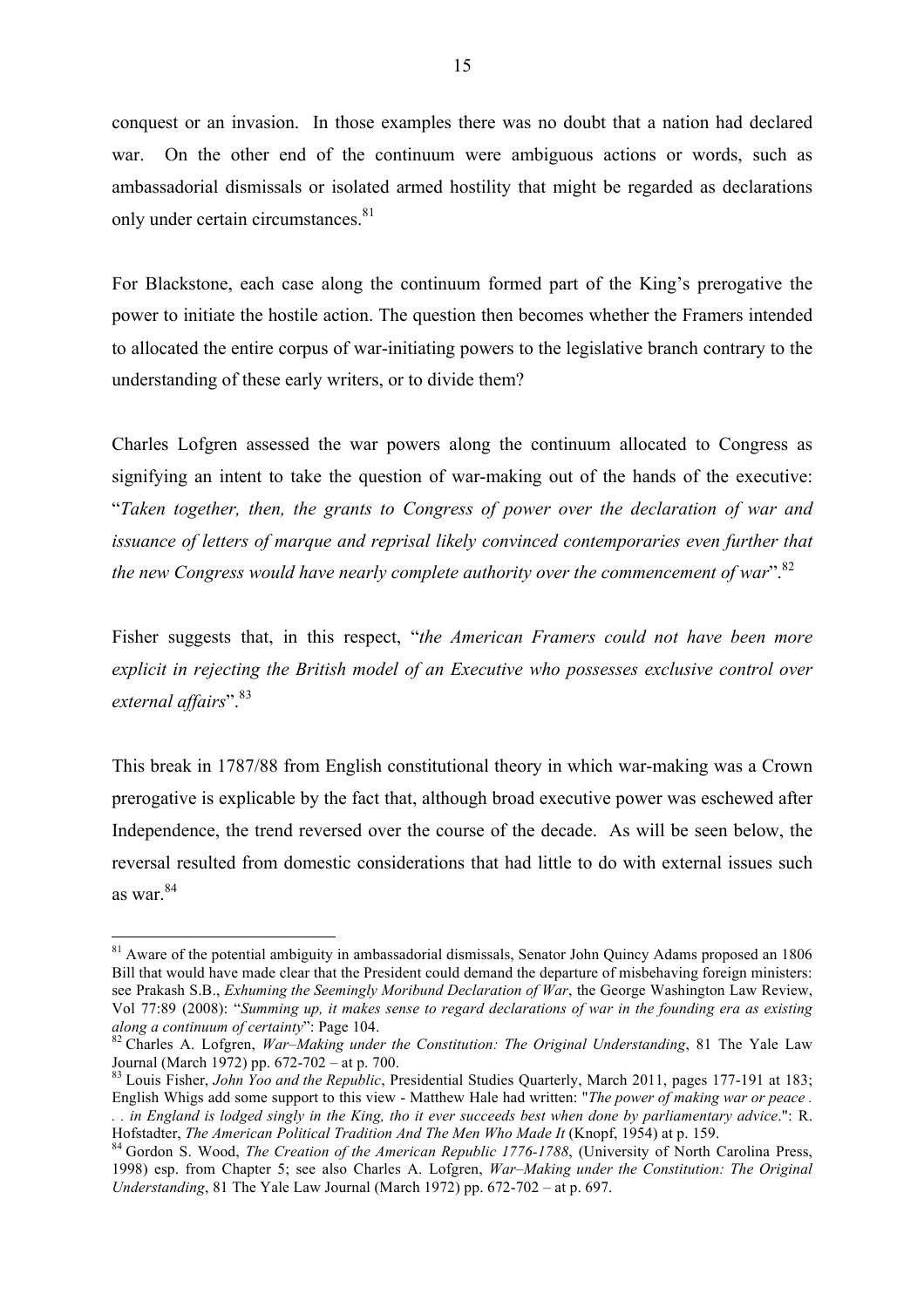conquest or an invasion. In those examples there was no doubt that a nation had declared war. On the other end of the continuum were ambiguous actions or words, such as ambassadorial dismissals or isolated armed hostility that might be regarded as declarations only under certain circumstances.[81]

For Blackstone, each case along the continuum formed part of the King's prerogative the power to initiate the hostile action. The question then becomes whether the Framers intended to allocated the entire corpus of war-initiating powers to the legislative branch contrary to the understanding of these early writers, or to divide them?

Charles Lofgren assessed the war powers along the continuum allocated to Congress as signifying an intent to take the question of war-making out of the hands of the executive: "*Taken together, then, the grants to Congress of power over the declaration of war and issuance of letters of marque and reprisal likely convinced contemporaries even further that the new Congress would have nearly complete authority over the commencement of war*".[82]

Fisher suggests that, in this respect, "*the American Framers could not have been more explicit in rejecting the British model of an Executive who possesses exclusive control over external affairs*".[83]

This break in 1787/88 from English constitutional theory in which war-making was a Crown prerogative is explicable by the fact that, although broad executive power was eschewed after Independence, the trend reversed over the course of the decade. As will be seen below, the reversal resulted from domestic considerations that had little to do with external issues such as war.[84]

---

[81] Aware of the potential ambiguity in ambassadorial dismissals, Senator John Quincy Adams proposed an 1806 Bill that would have made clear that the President could demand the departure of misbehaving foreign ministers: see Prakash S.B., *Exhuming the Seemingly Moribund Declaration of War*, the George Washington Law Review, Vol 77:89 (2008): "*Summing up, it makes sense to regard declarations of war in the founding era as existing along a continuum of certainty*": Page 104.

[82] Charles A. Lofgren, *War–Making under the Constitution: The Original Understanding*, 81 The Yale Law Journal (March 1972) pp. 672-702 – at p. 700.

[83] Louis Fisher, *John Yoo and the Republic*, Presidential Studies Quarterly, March 2011, pages 177-191 at 183; English Whigs add some support to this view - Matthew Hale had written: "*The power of making war or peace . . . in England is lodged singly in the King, tho it ever succeeds best when done by parliamentary advice*.": R. Hofstadter, *The American Political Tradition And The Men Who Made It* (Knopf, 1954) at p. 159.

[84] Gordon S. Wood, *The Creation of the American Republic 1776-1788*, (University of North Carolina Press, 1998) esp. from Chapter 5; see also Charles A. Lofgren, *War–Making under the Constitution: The Original Understanding*, 81 The Yale Law Journal (March 1972) pp. 672-702 – at p. 697.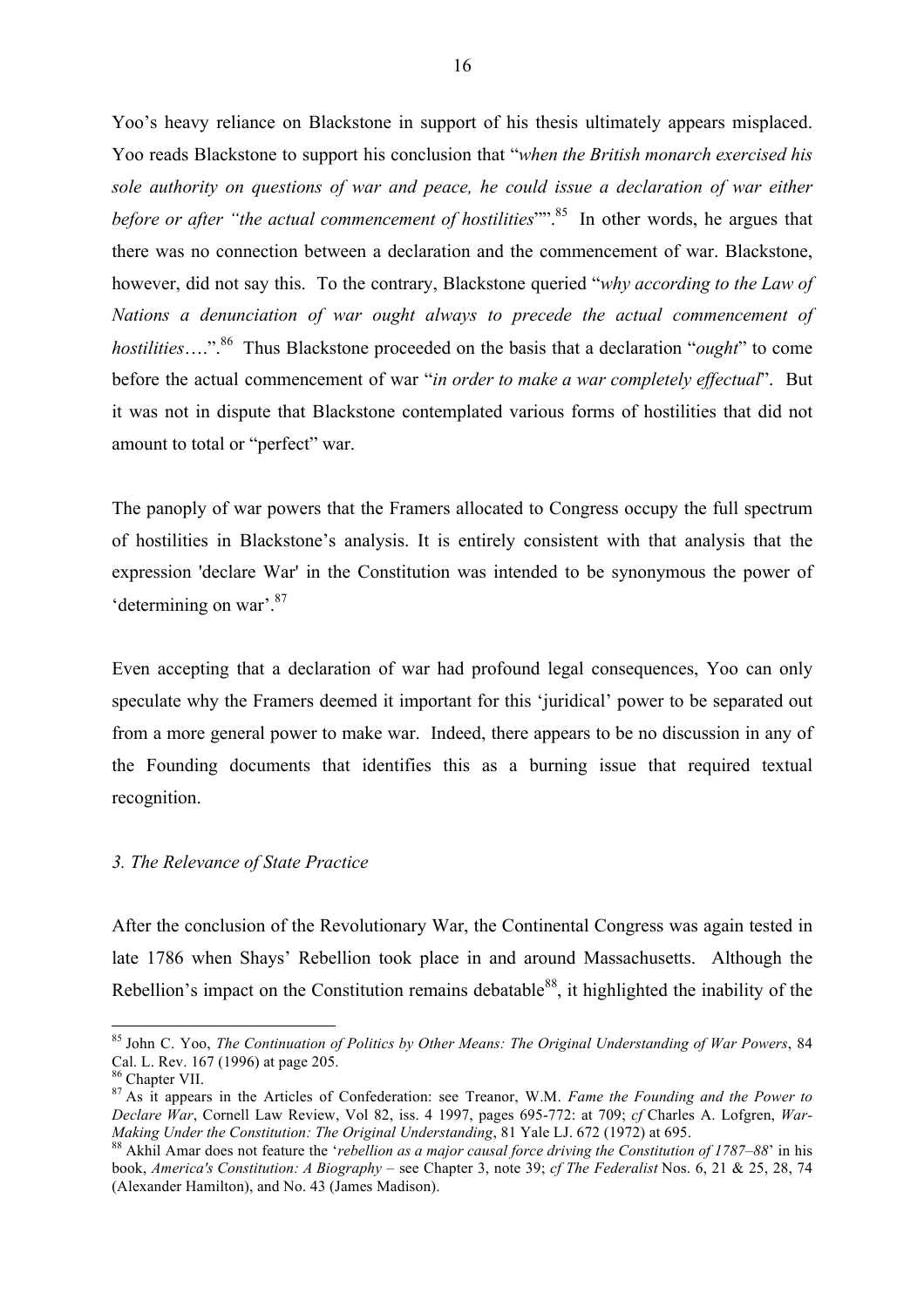Yoo's heavy reliance on Blackstone in support of his thesis ultimately appears misplaced. Yoo reads Blackstone to support his conclusion that "*when the British monarch exercised his sole authority on questions of war and peace, he could issue a declaration of war either before or after "the actual commencement of hostilities*"".[85] In other words, he argues that there was no connection between a declaration and the commencement of war. Blackstone, however, did not say this. To the contrary, Blackstone queried "*why according to the Law of Nations a denunciation of war ought always to precede the actual commencement of hostilities*….".[86] Thus Blackstone proceeded on the basis that a declaration "*ought*" to come before the actual commencement of war "*in order to make a war completely effectual*". But it was not in dispute that Blackstone contemplated various forms of hostilities that did not amount to total or "perfect" war.

The panoply of war powers that the Framers allocated to Congress occupy the full spectrum of hostilities in Blackstone's analysis. It is entirely consistent with that analysis that the expression 'declare War' in the Constitution was intended to be synonymous the power of 'determining on war'.[87]

Even accepting that a declaration of war had profound legal consequences, Yoo can only speculate why the Framers deemed it important for this 'juridical' power to be separated out from a more general power to make war. Indeed, there appears to be no discussion in any of the Founding documents that identifies this as a burning issue that required textual recognition.

### *3. The Relevance of State Practice*

After the conclusion of the Revolutionary War, the Continental Congress was again tested in late 1786 when Shays' Rebellion took place in and around Massachusetts. Although the Rebellion's impact on the Constitution remains debatable[88], it highlighted the inability of the

---

[85] John C. Yoo, *The Continuation of Politics by Other Means: The Original Understanding of War Powers*, 84 Cal. L. Rev. 167 (1996) at page 205.

[86] Chapter VII.

[87] As it appears in the Articles of Confederation: see Treanor, W.M. *Fame the Founding and the Power to Declare War*, Cornell Law Review, Vol 82, iss. 4 1997, pages 695-772: at 709; *cf* Charles A. Lofgren, *War-Making Under the Constitution: The Original Understanding*, 81 Yale LJ. 672 (1972) at 695.

[88] Akhil Amar does not feature the '*rebellion as a major causal force driving the Constitution of 1787–88*' in his book, *America's Constitution: A Biography* – see Chapter 3, note 39; *cf The Federalist* Nos. 6, 21 & 25, 28, 74 (Alexander Hamilton), and No. 43 (James Madison).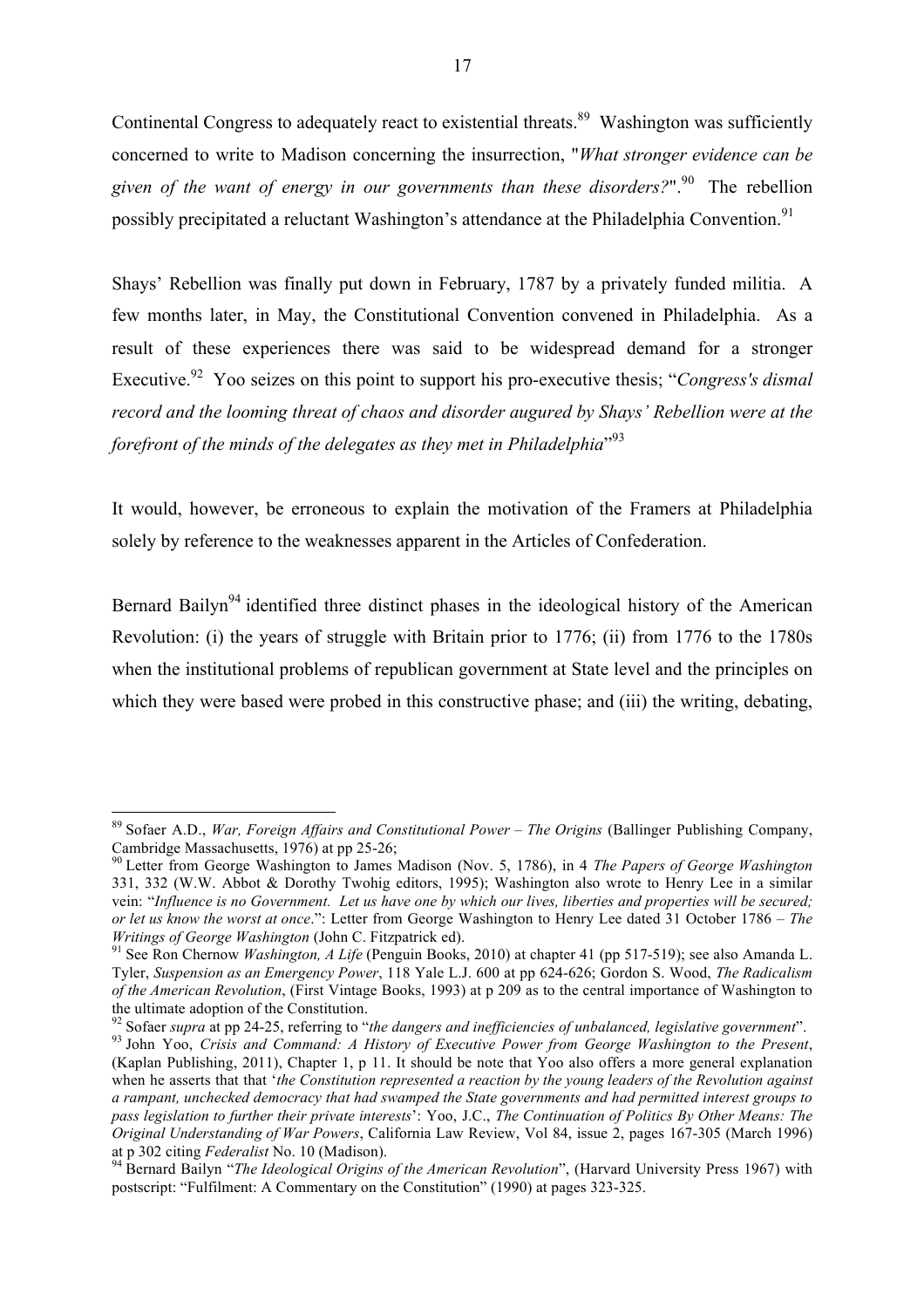Continental Congress to adequately react to existential threats.[89] Washington was sufficiently concerned to write to Madison concerning the insurrection, "*What stronger evidence can be given of the want of energy in our governments than these disorders?*".[90] The rebellion possibly precipitated a reluctant Washington's attendance at the Philadelphia Convention.[91]

Shays' Rebellion was finally put down in February, 1787 by a privately funded militia. A few months later, in May, the Constitutional Convention convened in Philadelphia. As a result of these experiences there was said to be widespread demand for a stronger Executive.[92] Yoo seizes on this point to support his pro-executive thesis; "*Congress's dismal record and the looming threat of chaos and disorder augured by Shays' Rebellion were at the forefront of the minds of the delegates as they met in Philadelphia*"[93]

It would, however, be erroneous to explain the motivation of the Framers at Philadelphia solely by reference to the weaknesses apparent in the Articles of Confederation.

Bernard Bailyn[94] identified three distinct phases in the ideological history of the American Revolution: (i) the years of struggle with Britain prior to 1776; (ii) from 1776 to the 1780s when the institutional problems of republican government at State level and the principles on which they were based were probed in this constructive phase; and (iii) the writing, debating,

---

[89] Sofaer A.D., *War, Foreign Affairs and Constitutional Power – The Origins* (Ballinger Publishing Company, Cambridge Massachusetts, 1976) at pp 25-26;

[90] Letter from George Washington to James Madison (Nov. 5, 1786), in 4 *The Papers of George Washington* 331, 332 (W.W. Abbot & Dorothy Twohig editors, 1995); Washington also wrote to Henry Lee in a similar vein: "*Influence is no Government. Let us have one by which our lives, liberties and properties will be secured; or let us know the worst at once*.": Letter from George Washington to Henry Lee dated 31 October 1786 – *The Writings of George Washington* (John C. Fitzpatrick ed).

[91] See Ron Chernow *Washington, A Life* (Penguin Books, 2010) at chapter 41 (pp 517-519); see also Amanda L. Tyler, *Suspension as an Emergency Power*, 118 Yale L.J. 600 at pp 624-626; Gordon S. Wood, *The Radicalism of the American Revolution*, (First Vintage Books, 1993) at p 209 as to the central importance of Washington to the ultimate adoption of the Constitution.

[92] Sofaer *supra* at pp 24-25, referring to "*the dangers and inefficiencies of unbalanced, legislative government*".

[93] John Yoo, *Crisis and Command: A History of Executive Power from George Washington to the Present*, (Kaplan Publishing, 2011), Chapter 1, p 11. It should be note that Yoo also offers a more general explanation when he asserts that that '*the Constitution represented a reaction by the young leaders of the Revolution against a rampant, unchecked democracy that had swamped the State governments and had permitted interest groups to pass legislation to further their private interests*': Yoo, J.C., *The Continuation of Politics By Other Means: The Original Understanding of War Powers*, California Law Review, Vol 84, issue 2, pages 167-305 (March 1996) at p 302 citing *Federalist* No. 10 (Madison).

[94] Bernard Bailyn "*The Ideological Origins of the American Revolution*", (Harvard University Press 1967) with postscript: "Fulfilment: A Commentary on the Constitution" (1990) at pages 323-325.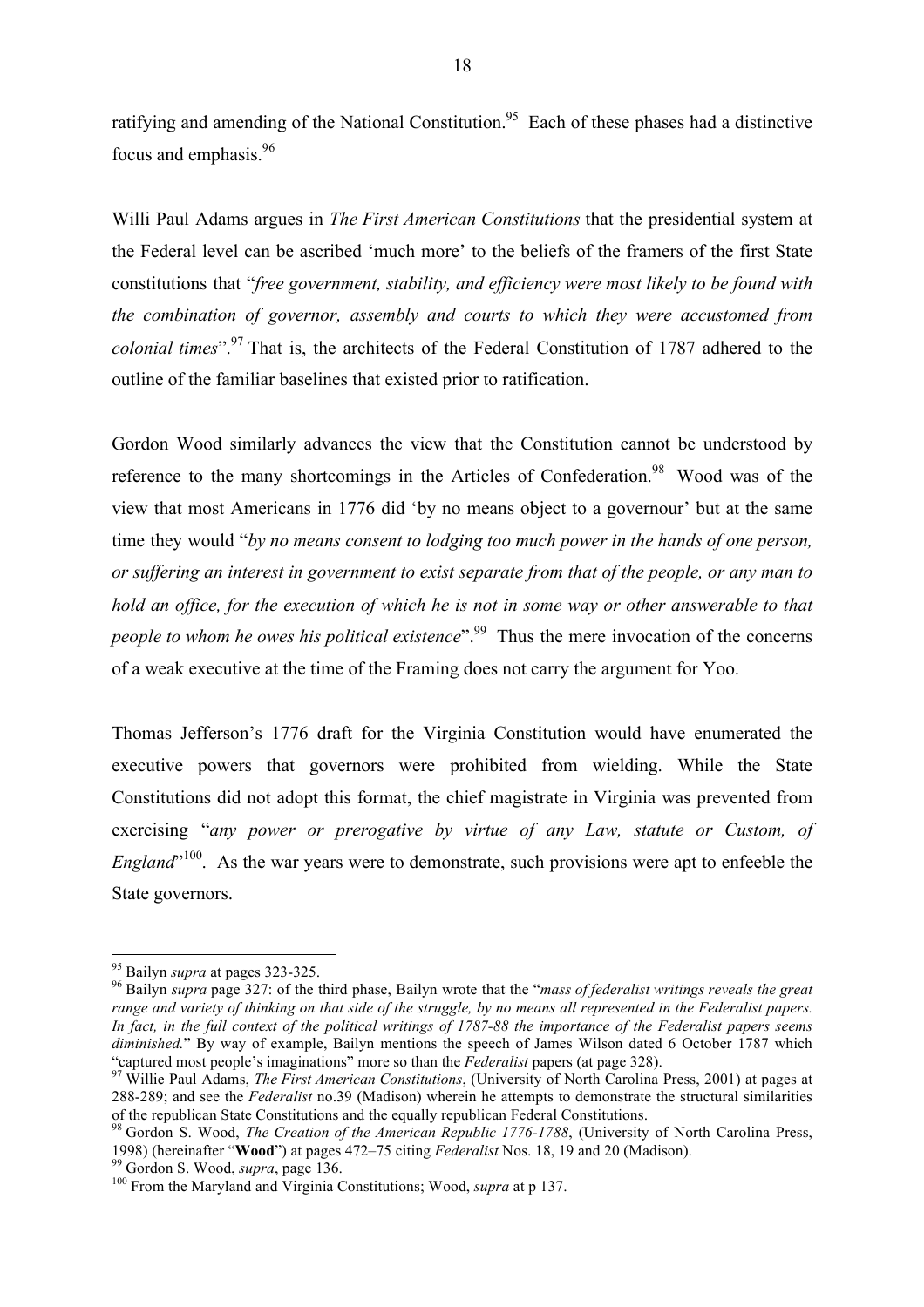ratifying and amending of the National Constitution.[95] Each of these phases had a distinctive focus and emphasis.[96]

Willi Paul Adams argues in *The First American Constitutions* that the presidential system at the Federal level can be ascribed 'much more' to the beliefs of the framers of the first State constitutions that "*free government, stability, and efficiency were most likely to be found with the combination of governor, assembly and courts to which they were accustomed from colonial times*".[97] That is, the architects of the Federal Constitution of 1787 adhered to the outline of the familiar baselines that existed prior to ratification.

Gordon Wood similarly advances the view that the Constitution cannot be understood by reference to the many shortcomings in the Articles of Confederation.[98] Wood was of the view that most Americans in 1776 did 'by no means object to a governour' but at the same time they would "*by no means consent to lodging too much power in the hands of one person, or suffering an interest in government to exist separate from that of the people, or any man to hold an office, for the execution of which he is not in some way or other answerable to that people to whom he owes his political existence*".[99] Thus the mere invocation of the concerns of a weak executive at the time of the Framing does not carry the argument for Yoo.

Thomas Jefferson's 1776 draft for the Virginia Constitution would have enumerated the executive powers that governors were prohibited from wielding. While the State Constitutions did not adopt this format, the chief magistrate in Virginia was prevented from exercising "*any power or prerogative by virtue of any Law, statute or Custom, of England*"[100]. As the war years were to demonstrate, such provisions were apt to enfeeble the State governors.

---

[95] Bailyn *supra* at pages 323-325.

[96] Bailyn *supra* page 327: of the third phase, Bailyn wrote that the "*mass of federalist writings reveals the great range and variety of thinking on that side of the struggle, by no means all represented in the Federalist papers. In fact, in the full context of the political writings of 1787-88 the importance of the Federalist papers seems diminished.*" By way of example, Bailyn mentions the speech of James Wilson dated 6 October 1787 which "captured most people's imaginations" more so than the *Federalist* papers (at page 328).

[97] Willie Paul Adams, *The First American Constitutions*, (University of North Carolina Press, 2001) at pages at 288-289; and see the *Federalist* no.39 (Madison) wherein he attempts to demonstrate the structural similarities of the republican State Constitutions and the equally republican Federal Constitutions.

[98] Gordon S. Wood, *The Creation of the American Republic 1776-1788*, (University of North Carolina Press, 1998) (hereinafter "**Wood**") at pages 472–75 citing *Federalist* Nos. 18, 19 and 20 (Madison).

[99] Gordon S. Wood, *supra*, page 136.

[100] From the Maryland and Virginia Constitutions; Wood, *supra* at p 137.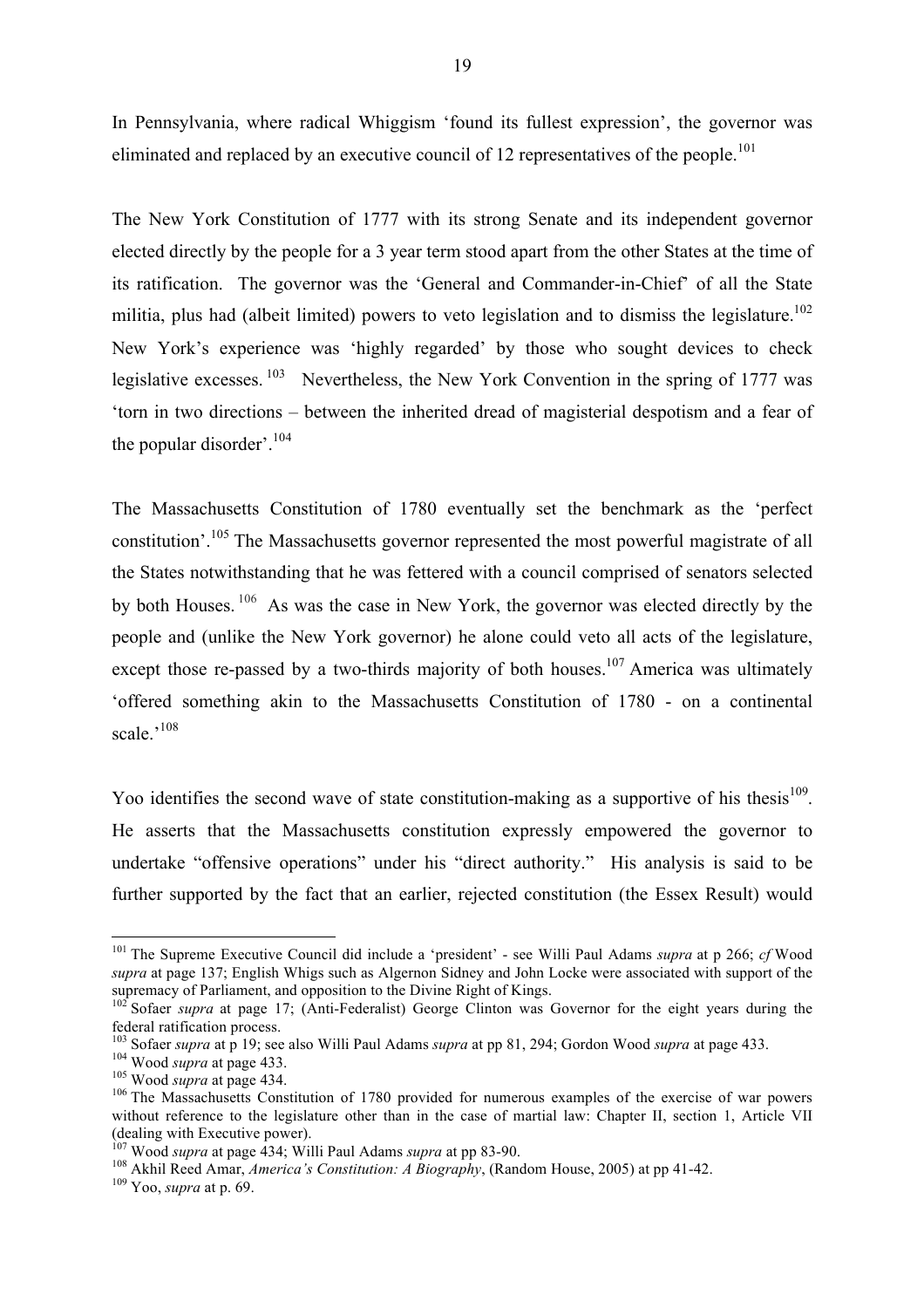In Pennsylvania, where radical Whiggism 'found its fullest expression', the governor was eliminated and replaced by an executive council of 12 representatives of the people.[101]

The New York Constitution of 1777 with its strong Senate and its independent governor elected directly by the people for a 3 year term stood apart from the other States at the time of its ratification. The governor was the 'General and Commander-in-Chief' of all the State militia, plus had (albeit limited) powers to veto legislation and to dismiss the legislature.[102] New York's experience was 'highly regarded' by those who sought devices to check legislative excesses.[103] Nevertheless, the New York Convention in the spring of 1777 was 'torn in two directions – between the inherited dread of magisterial despotism and a fear of the popular disorder'.[104]

The Massachusetts Constitution of 1780 eventually set the benchmark as the 'perfect constitution'.[105] The Massachusetts governor represented the most powerful magistrate of all the States notwithstanding that he was fettered with a council comprised of senators selected by both Houses.[106] As was the case in New York, the governor was elected directly by the people and (unlike the New York governor) he alone could veto all acts of the legislature, except those re-passed by a two-thirds majority of both houses.[107] America was ultimately 'offered something akin to the Massachusetts Constitution of 1780 - on a continental scale.'[108]

Yoo identifies the second wave of state constitution-making as a supportive of his thesis[109]. He asserts that the Massachusetts constitution expressly empowered the governor to undertake "offensive operations" under his "direct authority." His analysis is said to be further supported by the fact that an earlier, rejected constitution (the Essex Result) would

---

[101] The Supreme Executive Council did include a 'president' - see Willi Paul Adams *supra* at p 266; *cf* Wood *supra* at page 137; English Whigs such as Algernon Sidney and John Locke were associated with support of the supremacy of Parliament, and opposition to the Divine Right of Kings.

[102] Sofaer *supra* at page 17; (Anti-Federalist) George Clinton was Governor for the eight years during the federal ratification process.

[103] Sofaer *supra* at p 19; see also Willi Paul Adams *supra* at pp 81, 294; Gordon Wood *supra* at page 433.

[104] Wood *supra* at page 433.

[105] Wood *supra* at page 434.

[106] The Massachusetts Constitution of 1780 provided for numerous examples of the exercise of war powers without reference to the legislature other than in the case of martial law: Chapter II, section 1, Article VII (dealing with Executive power).

[107] Wood *supra* at page 434; Willi Paul Adams *supra* at pp 83-90.

[108] Akhil Reed Amar, *America's Constitution: A Biography*, (Random House, 2005) at pp 41-42.

[109] Yoo, *supra* at p. 69.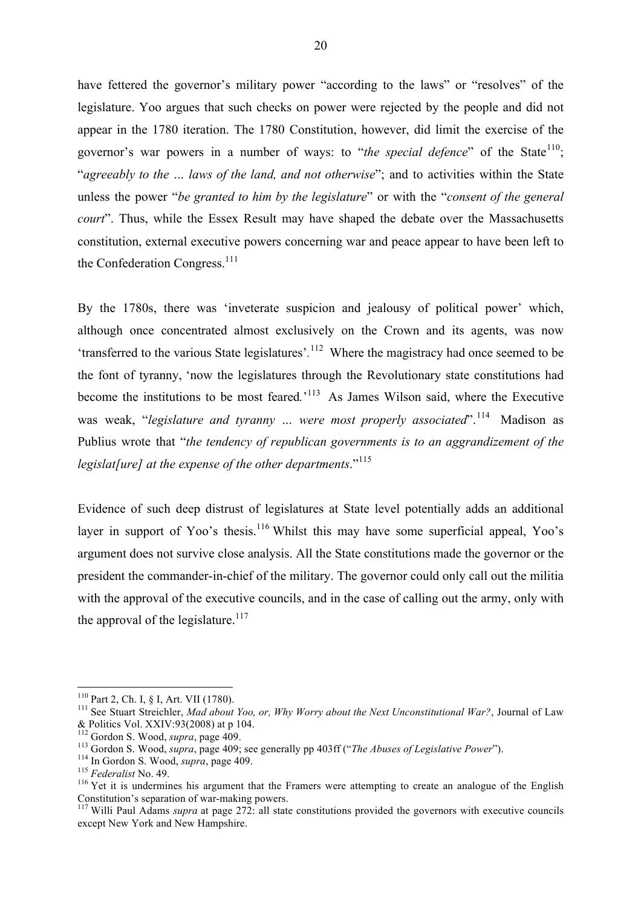have fettered the governor's military power "according to the laws" or "resolves" of the legislature. Yoo argues that such checks on power were rejected by the people and did not appear in the 1780 iteration. The 1780 Constitution, however, did limit the exercise of the governor's war powers in a number of ways: to "*the special defence*" of the State[110]; "*agreeably to the … laws of the land, and not otherwise*"; and to activities within the State unless the power "*be granted to him by the legislature*" or with the "*consent of the general court*". Thus, while the Essex Result may have shaped the debate over the Massachusetts constitution, external executive powers concerning war and peace appear to have been left to the Confederation Congress.[111]

By the 1780s, there was 'inveterate suspicion and jealousy of political power' which, although once concentrated almost exclusively on the Crown and its agents, was now 'transferred to the various State legislatures'.[112] Where the magistracy had once seemed to be the font of tyranny, 'now the legislatures through the Revolutionary state constitutions had become the institutions to be most feared.'[113] As James Wilson said, where the Executive was weak, "*legislature and tyranny … were most properly associated*".[114] Madison as Publius wrote that "*the tendency of republican governments is to an aggrandizement of the legislat[ure] at the expense of the other departments*."[115]

Evidence of such deep distrust of legislatures at State level potentially adds an additional layer in support of Yoo's thesis.[116] Whilst this may have some superficial appeal, Yoo's argument does not survive close analysis. All the State constitutions made the governor or the president the commander-in-chief of the military. The governor could only call out the militia with the approval of the executive councils, and in the case of calling out the army, only with the approval of the legislature.[117]

---

[110] Part 2, Ch. I, § I, Art. VII (1780).

[111] See Stuart Streichler, *Mad about Yoo, or, Why Worry about the Next Unconstitutional War?*, Journal of Law & Politics Vol. XXIV:93(2008) at p 104.

[112] Gordon S. Wood, *supra*, page 409.

[113] Gordon S. Wood, *supra*, page 409; see generally pp 403ff ("*The Abuses of Legislative Power*").

[114] In Gordon S. Wood, *supra*, page 409.

[115] *Federalist* No. 49.

[116] Yet it is undermines his argument that the Framers were attempting to create an analogue of the English Constitution's separation of war-making powers.

[117] Willi Paul Adams *supra* at page 272: all state constitutions provided the governors with executive councils except New York and New Hampshire.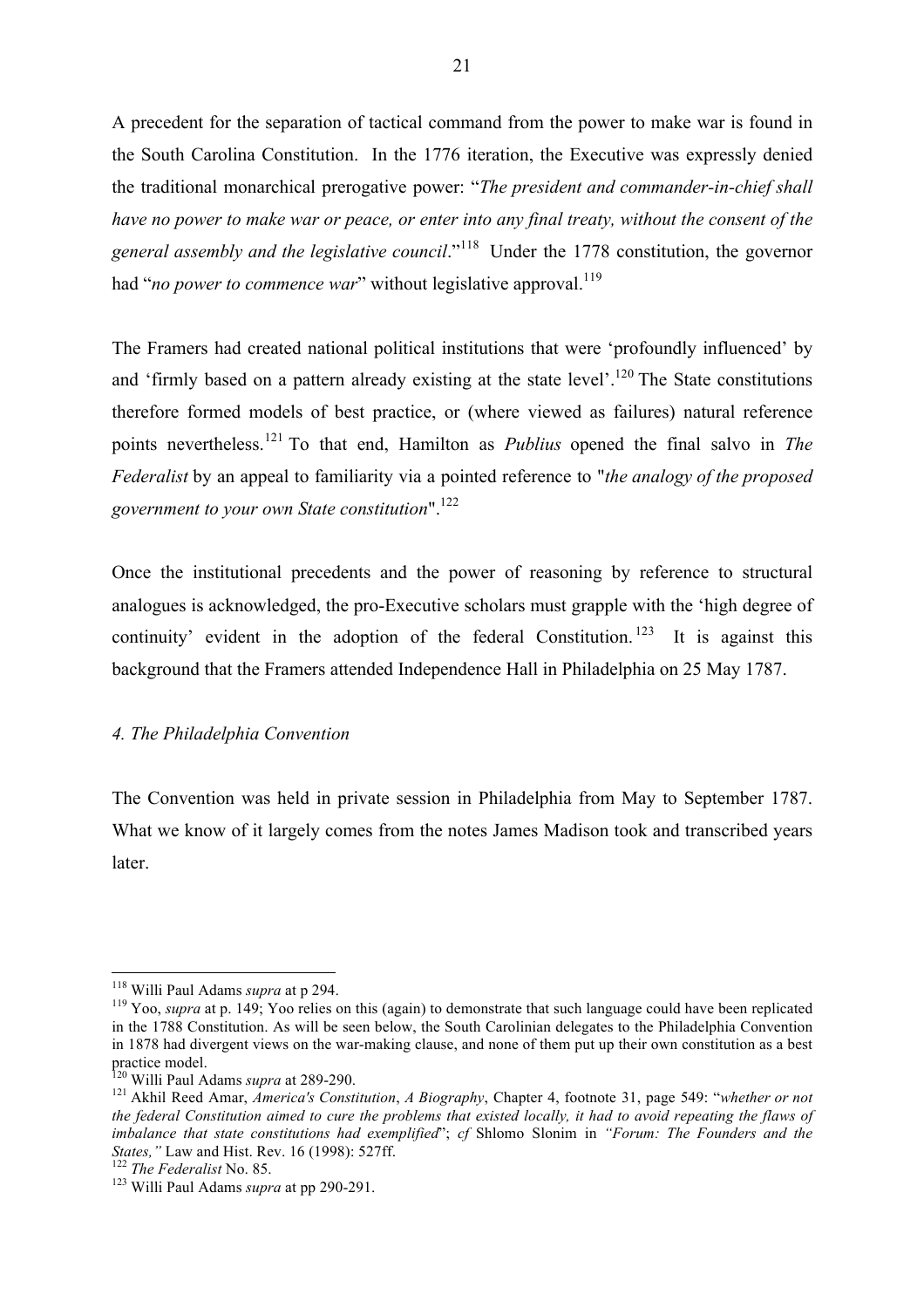A precedent for the separation of tactical command from the power to make war is found in the South Carolina Constitution. In the 1776 iteration, the Executive was expressly denied the traditional monarchical prerogative power: "*The president and commander-in-chief shall have no power to make war or peace, or enter into any final treaty, without the consent of the general assembly and the legislative council*."[118] Under the 1778 constitution, the governor had "*no power to commence war*" without legislative approval.[119]

The Framers had created national political institutions that were 'profoundly influenced' by and 'firmly based on a pattern already existing at the state level'.[120] The State constitutions therefore formed models of best practice, or (where viewed as failures) natural reference points nevertheless.[121] To that end, Hamilton as *Publius* opened the final salvo in *The Federalist* by an appeal to familiarity via a pointed reference to "*the analogy of the proposed government to your own State constitution*".[122]

Once the institutional precedents and the power of reasoning by reference to structural analogues is acknowledged, the pro-Executive scholars must grapple with the 'high degree of continuity' evident in the adoption of the federal Constitution.[123] It is against this background that the Framers attended Independence Hall in Philadelphia on 25 May 1787.

### *4. The Philadelphia Convention*

The Convention was held in private session in Philadelphia from May to September 1787. What we know of it largely comes from the notes James Madison took and transcribed years later.

---

[118] Willi Paul Adams *supra* at p 294.

[119] Yoo, *supra* at p. 149; Yoo relies on this (again) to demonstrate that such language could have been replicated in the 1788 Constitution. As will be seen below, the South Carolinian delegates to the Philadelphia Convention in 1878 had divergent views on the war-making clause, and none of them put up their own constitution as a best practice model.

[120] Willi Paul Adams *supra* at 289-290.

[121] Akhil Reed Amar, *America's Constitution*, *A Biography*, Chapter 4, footnote 31, page 549: "*whether or not the federal Constitution aimed to cure the problems that existed locally, it had to avoid repeating the flaws of imbalance that state constitutions had exemplified*"; *cf* Shlomo Slonim in *"Forum: The Founders and the States,"* Law and Hist. Rev. 16 (1998): 527ff.

[122] *The Federalist* No. 85.

[123] Willi Paul Adams *supra* at pp 290-291.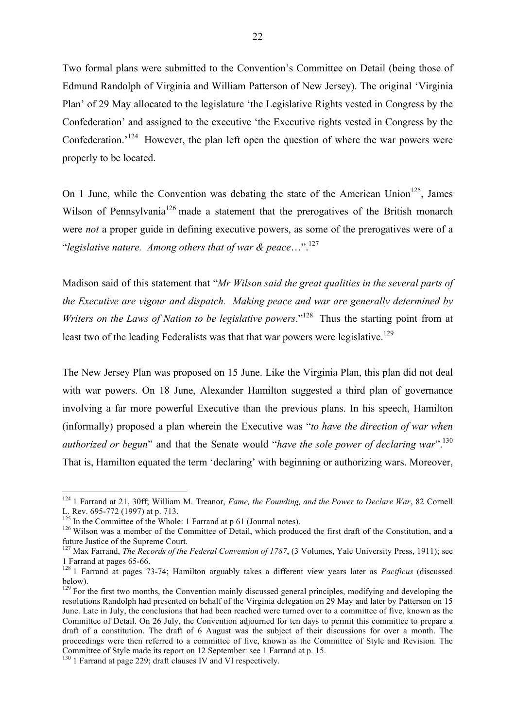Two formal plans were submitted to the Convention's Committee on Detail (being those of Edmund Randolph of Virginia and William Patterson of New Jersey). The original 'Virginia Plan' of 29 May allocated to the legislature 'the Legislative Rights vested in Congress by the Confederation' and assigned to the executive 'the Executive rights vested in Congress by the Confederation.'[124] However, the plan left open the question of where the war powers were properly to be located.

On 1 June, while the Convention was debating the state of the American Union[125], James Wilson of Pennsylvania[126] made a statement that the prerogatives of the British monarch were *not* a proper guide in defining executive powers, as some of the prerogatives were of a "*legislative nature. Among others that of war & peace*…".[127]

Madison said of this statement that "*Mr Wilson said the great qualities in the several parts of the Executive are vigour and dispatch. Making peace and war are generally determined by Writers on the Laws of Nation to be legislative powers*."[128] Thus the starting point from at least two of the leading Federalists was that that war powers were legislative.[129]

The New Jersey Plan was proposed on 15 June. Like the Virginia Plan, this plan did not deal with war powers. On 18 June, Alexander Hamilton suggested a third plan of governance involving a far more powerful Executive than the previous plans. In his speech, Hamilton (informally) proposed a plan wherein the Executive was "*to have the direction of war when authorized or begun*" and that the Senate would "*have the sole power of declaring war*".[130] That is, Hamilton equated the term 'declaring' with beginning or authorizing wars. Moreover,

---

[124] 1 Farrand at 21, 30ff; William M. Treanor, *Fame, the Founding, and the Power to Declare War*, 82 Cornell L. Rev. 695-772 (1997) at p. 713.

[125] In the Committee of the Whole: 1 Farrand at p 61 (Journal notes).

[126] Wilson was a member of the Committee of Detail, which produced the first draft of the Constitution, and a future Justice of the Supreme Court.

[127] Max Farrand, *The Records of the Federal Convention of 1787*, (3 Volumes, Yale University Press, 1911); see 1 Farrand at pages 65-66.

[128] 1 Farrand at pages 73-74; Hamilton arguably takes a different view years later as *Pacificus* (discussed below).

[129] For the first two months, the Convention mainly discussed general principles, modifying and developing the resolutions Randolph had presented on behalf of the Virginia delegation on 29 May and later by Patterson on 15 June. Late in July, the conclusions that had been reached were turned over to a committee of five, known as the Committee of Detail. On 26 July, the Convention adjourned for ten days to permit this committee to prepare a draft of a constitution. The draft of 6 August was the subject of their discussions for over a month. The proceedings were then referred to a committee of five, known as the Committee of Style and Revision. The Committee of Style made its report on 12 September: see 1 Farrand at p. 15.

[130] 1 Farrand at page 229; draft clauses IV and VI respectively.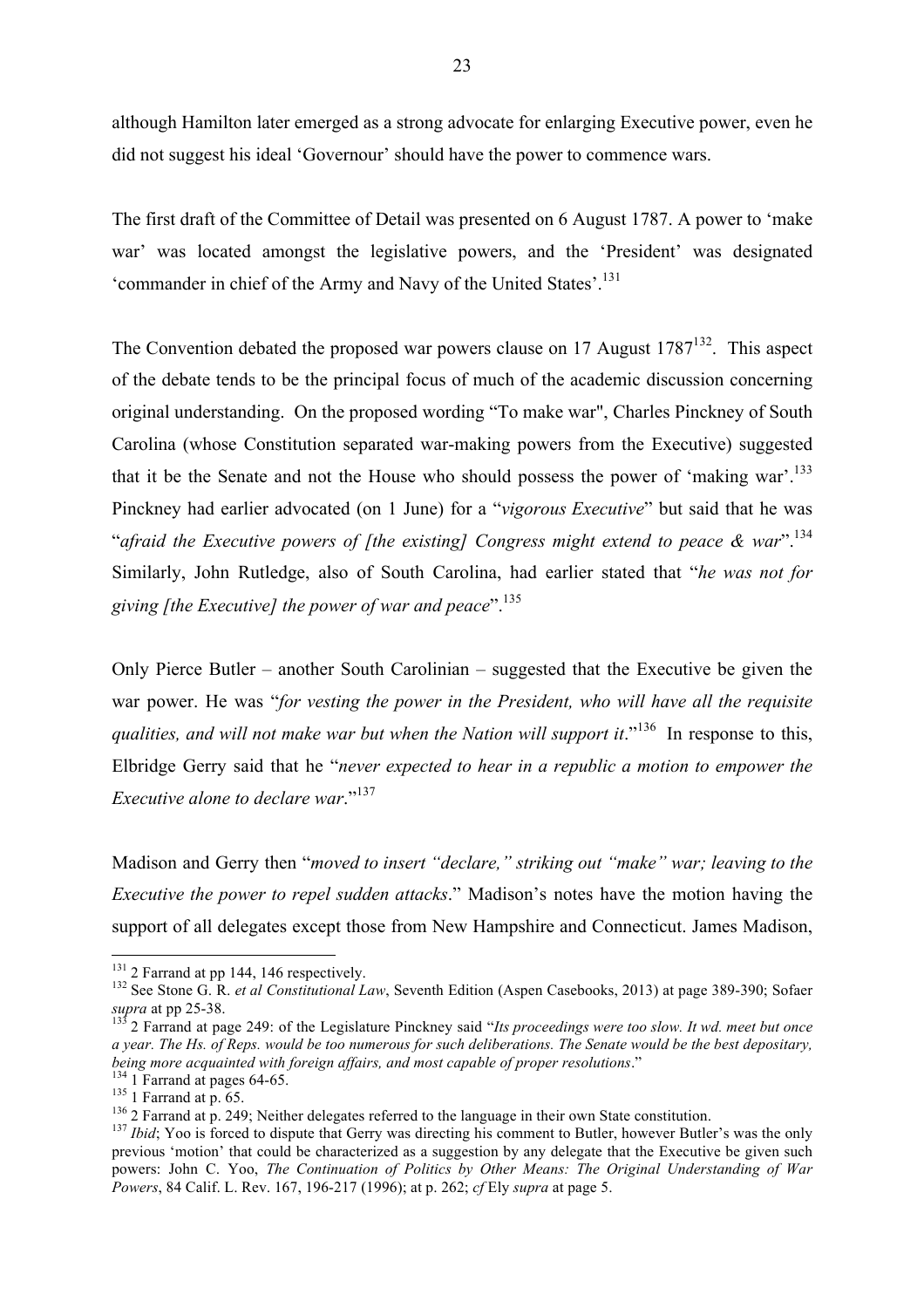although Hamilton later emerged as a strong advocate for enlarging Executive power, even he did not suggest his ideal 'Governour' should have the power to commence wars.

The first draft of the Committee of Detail was presented on 6 August 1787. A power to 'make war' was located amongst the legislative powers, and the 'President' was designated 'commander in chief of the Army and Navy of the United States'.[131]

The Convention debated the proposed war powers clause on 17 August 1787[132]. This aspect of the debate tends to be the principal focus of much of the academic discussion concerning original understanding. On the proposed wording "To make war", Charles Pinckney of South Carolina (whose Constitution separated war-making powers from the Executive) suggested that it be the Senate and not the House who should possess the power of 'making war'.[133] Pinckney had earlier advocated (on 1 June) for a "*vigorous Executive*" but said that he was "*afraid the Executive powers of [the existing] Congress might extend to peace & war*".[134] Similarly, John Rutledge, also of South Carolina, had earlier stated that "*he was not for giving [the Executive] the power of war and peace*".[135]

Only Pierce Butler – another South Carolinian – suggested that the Executive be given the war power. He was "*for vesting the power in the President, who will have all the requisite qualities, and will not make war but when the Nation will support it*."[136] In response to this, Elbridge Gerry said that he "*never expected to hear in a republic a motion to empower the Executive alone to declare war*."[137]

Madison and Gerry then "*moved to insert "declare," striking out "make" war; leaving to the Executive the power to repel sudden attacks*." Madison's notes have the motion having the support of all delegates except those from New Hampshire and Connecticut. James Madison,

---

[131] 2 Farrand at pp 144, 146 respectively.

[132] See Stone G. R. *et al Constitutional Law*, Seventh Edition (Aspen Casebooks, 2013) at page 389-390; Sofaer *supra* at pp 25-38.

[133] 2 Farrand at page 249: of the Legislature Pinckney said "*Its proceedings were too slow. It wd. meet but once a year. The Hs. of Reps. would be too numerous for such deliberations. The Senate would be the best depositary, being more acquainted with foreign affairs, and most capable of proper resolutions*."

[134] 1 Farrand at pages 64-65.

[135] 1 Farrand at p. 65.

[136] 2 Farrand at p. 249; Neither delegates referred to the language in their own State constitution.

[137] *Ibid*; Yoo is forced to dispute that Gerry was directing his comment to Butler, however Butler's was the only previous 'motion' that could be characterized as a suggestion by any delegate that the Executive be given such powers: John C. Yoo, *The Continuation of Politics by Other Means: The Original Understanding of War Powers*, 84 Calif. L. Rev. 167, 196-217 (1996); at p. 262; *cf* Ely *supra* at page 5.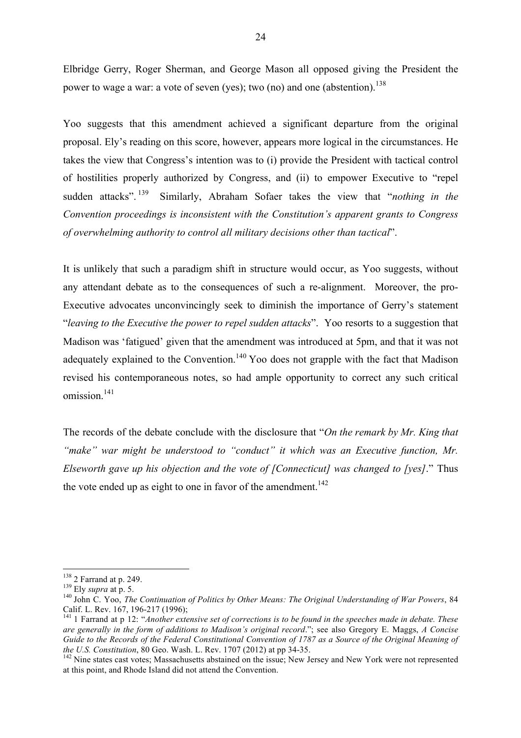Elbridge Gerry, Roger Sherman, and George Mason all opposed giving the President the power to wage a war: a vote of seven (yes); two (no) and one (abstention).[138]

Yoo suggests that this amendment achieved a significant departure from the original proposal. Ely's reading on this score, however, appears more logical in the circumstances. He takes the view that Congress's intention was to (i) provide the President with tactical control of hostilities properly authorized by Congress, and (ii) to empower Executive to "repel sudden attacks".[139] Similarly, Abraham Sofaer takes the view that "*nothing in the Convention proceedings is inconsistent with the Constitution's apparent grants to Congress of overwhelming authority to control all military decisions other than tactical*".

It is unlikely that such a paradigm shift in structure would occur, as Yoo suggests, without any attendant debate as to the consequences of such a re-alignment. Moreover, the pro-Executive advocates unconvincingly seek to diminish the importance of Gerry's statement "*leaving to the Executive the power to repel sudden attacks*". Yoo resorts to a suggestion that Madison was 'fatigued' given that the amendment was introduced at 5pm, and that it was not adequately explained to the Convention.[140] Yoo does not grapple with the fact that Madison revised his contemporaneous notes, so had ample opportunity to correct any such critical omission.[141]

The records of the debate conclude with the disclosure that "*On the remark by Mr. King that "make" war might be understood to "conduct" it which was an Executive function, Mr. Elseworth gave up his objection and the vote of [Connecticut] was changed to [yes]*." Thus the vote ended up as eight to one in favor of the amendment.[142]

---

[138] 2 Farrand at p. 249.

[139] Ely *supra* at p. 5.

[140] John C. Yoo, *The Continuation of Politics by Other Means: The Original Understanding of War Powers*, 84 Calif. L. Rev. 167, 196-217 (1996);

[141] 1 Farrand at p 12: "*Another extensive set of corrections is to be found in the speeches made in debate. These are generally in the form of additions to Madison's original record*."; see also Gregory E. Maggs, *A Concise Guide to the Records of the Federal Constitutional Convention of 1787 as a Source of the Original Meaning of the U.S. Constitution*, 80 Geo. Wash. L. Rev. 1707 (2012) at pp 34-35.

[142] Nine states cast votes; Massachusetts abstained on the issue; New Jersey and New York were not represented at this point, and Rhode Island did not attend the Convention.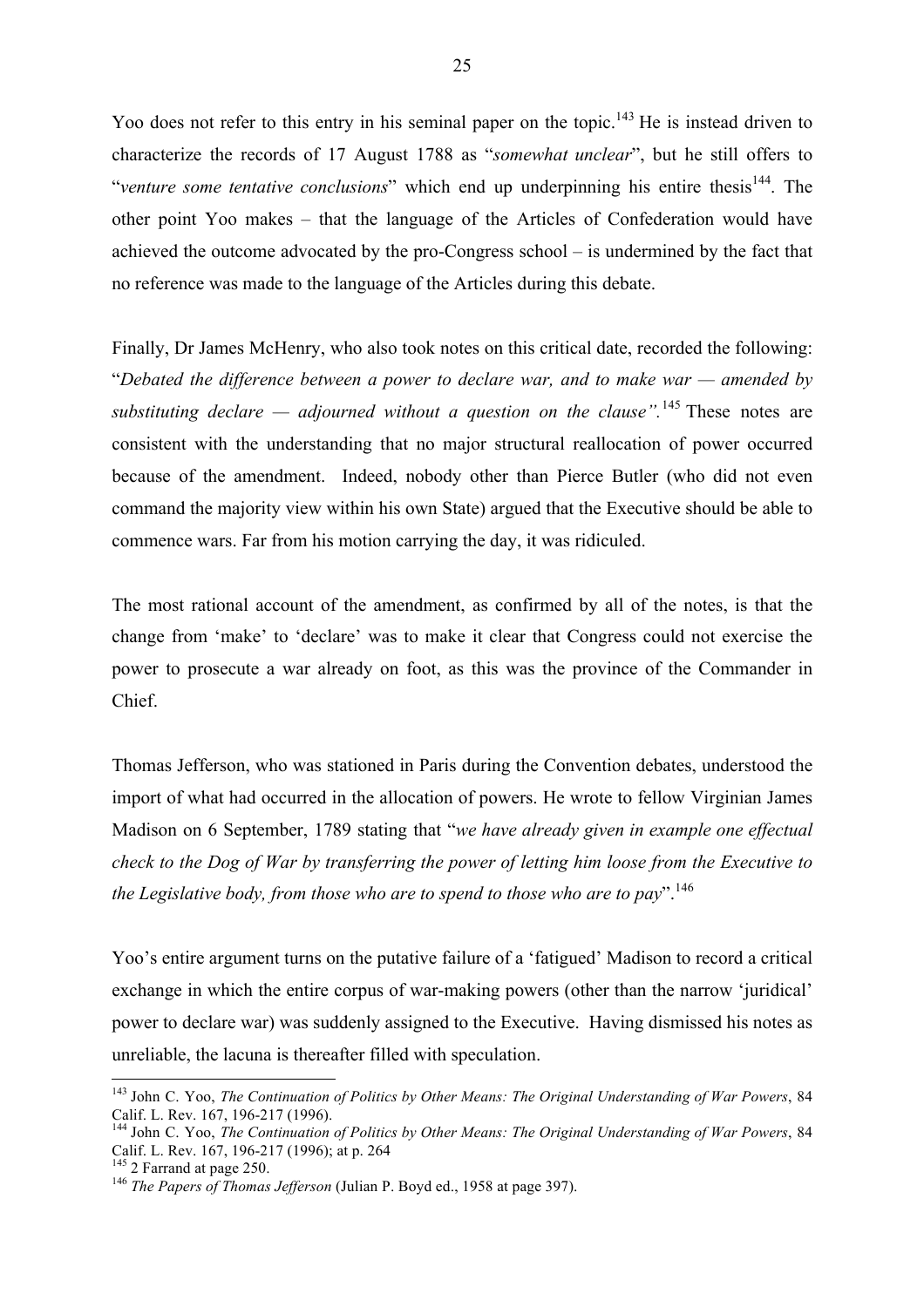Yoo does not refer to this entry in his seminal paper on the topic.[143] He is instead driven to characterize the records of 17 August 1788 as "*somewhat unclear*", but he still offers to "*venture some tentative conclusions*" which end up underpinning his entire thesis[144]. The other point Yoo makes – that the language of the Articles of Confederation would have achieved the outcome advocated by the pro-Congress school – is undermined by the fact that no reference was made to the language of the Articles during this debate.

Finally, Dr James McHenry, who also took notes on this critical date, recorded the following: "*Debated the difference between a power to declare war, and to make war — amended by substituting declare — adjourned without a question on the clause".*[145] These notes are consistent with the understanding that no major structural reallocation of power occurred because of the amendment. Indeed, nobody other than Pierce Butler (who did not even command the majority view within his own State) argued that the Executive should be able to commence wars. Far from his motion carrying the day, it was ridiculed.

The most rational account of the amendment, as confirmed by all of the notes, is that the change from 'make' to 'declare' was to make it clear that Congress could not exercise the power to prosecute a war already on foot, as this was the province of the Commander in Chief.

Thomas Jefferson, who was stationed in Paris during the Convention debates, understood the import of what had occurred in the allocation of powers. He wrote to fellow Virginian James Madison on 6 September, 1789 stating that "*we have already given in example one effectual check to the Dog of War by transferring the power of letting him loose from the Executive to the Legislative body, from those who are to spend to those who are to pay*".[146]

Yoo's entire argument turns on the putative failure of a 'fatigued' Madison to record a critical exchange in which the entire corpus of war-making powers (other than the narrow 'juridical' power to declare war) was suddenly assigned to the Executive. Having dismissed his notes as unreliable, the lacuna is thereafter filled with speculation.

---

[143] John C. Yoo, *The Continuation of Politics by Other Means: The Original Understanding of War Powers*, 84 Calif. L. Rev. 167, 196-217 (1996).

[144] John C. Yoo, *The Continuation of Politics by Other Means: The Original Understanding of War Powers*, 84 Calif. L. Rev. 167, 196-217 (1996); at p. 264

[145] 2 Farrand at page 250.

[146] *The Papers of Thomas Jefferson* (Julian P. Boyd ed., 1958 at page 397).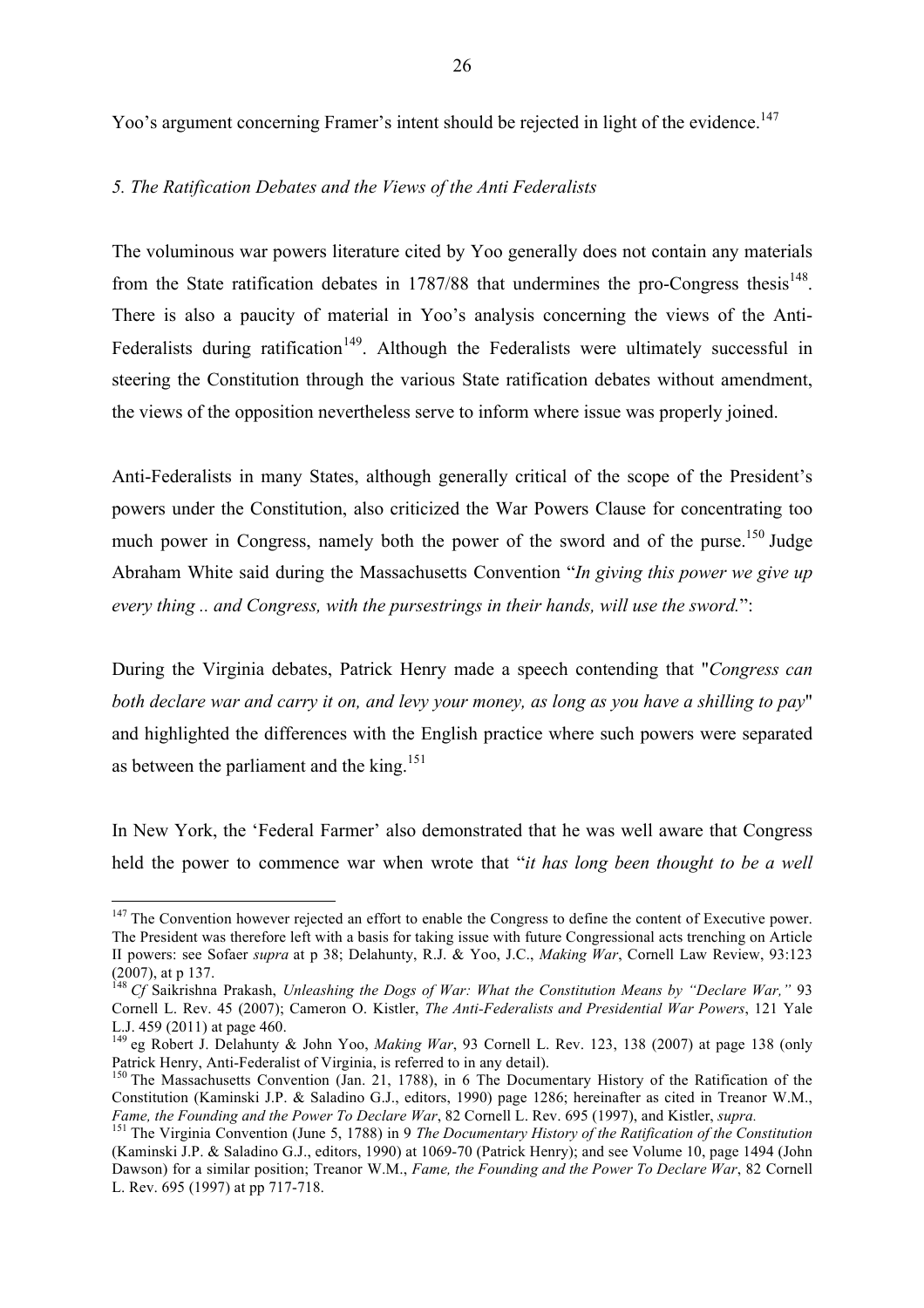Yoo's argument concerning Framer's intent should be rejected in light of the evidence.[147]

*5. The Ratification Debates and the Views of the Anti Federalists*

The voluminous war powers literature cited by Yoo generally does not contain any materials from the State ratification debates in 1787/88 that undermines the pro-Congress thesis[148]. There is also a paucity of material in Yoo's analysis concerning the views of the Anti-Federalists during ratification[149]. Although the Federalists were ultimately successful in steering the Constitution through the various State ratification debates without amendment, the views of the opposition nevertheless serve to inform where issue was properly joined.

Anti-Federalists in many States, although generally critical of the scope of the President's powers under the Constitution, also criticized the War Powers Clause for concentrating too much power in Congress, namely both the power of the sword and of the purse.[150] Judge Abraham White said during the Massachusetts Convention "*In giving this power we give up every thing .. and Congress, with the pursestrings in their hands, will use the sword.*":

During the Virginia debates, Patrick Henry made a speech contending that "*Congress can both declare war and carry it on, and levy your money, as long as you have a shilling to pay*" and highlighted the differences with the English practice where such powers were separated as between the parliament and the king.[151]

In New York, the 'Federal Farmer' also demonstrated that he was well aware that Congress held the power to commence war when wrote that "*it has long been thought to be a well*

---

[147] The Convention however rejected an effort to enable the Congress to define the content of Executive power. The President was therefore left with a basis for taking issue with future Congressional acts trenching on Article II powers: see Sofaer *supra* at p 38; Delahunty, R.J. & Yoo, J.C., *Making War*, Cornell Law Review, 93:123 (2007), at p 137.

[148] *Cf* Saikrishna Prakash, *Unleashing the Dogs of War: What the Constitution Means by "Declare War,"* 93 Cornell L. Rev. 45 (2007); Cameron O. Kistler, *The Anti-Federalists and Presidential War Powers*, 121 Yale L.J. 459 (2011) at page 460.

[149] eg Robert J. Delahunty & John Yoo, *Making War*, 93 Cornell L. Rev. 123, 138 (2007) at page 138 (only Patrick Henry, Anti-Federalist of Virginia, is referred to in any detail).

[150] The Massachusetts Convention (Jan. 21, 1788), in 6 The Documentary History of the Ratification of the Constitution (Kaminski J.P. & Saladino G.J., editors, 1990) page 1286; hereinafter as cited in Treanor W.M., *Fame, the Founding and the Power To Declare War*, 82 Cornell L. Rev. 695 (1997), and Kistler, *supra.*

[151] The Virginia Convention (June 5, 1788) in 9 *The Documentary History of the Ratification of the Constitution* (Kaminski J.P. & Saladino G.J., editors, 1990) at 1069-70 (Patrick Henry); and see Volume 10, page 1494 (John Dawson) for a similar position; Treanor W.M., *Fame, the Founding and the Power To Declare War*, 82 Cornell L. Rev. 695 (1997) at pp 717-718.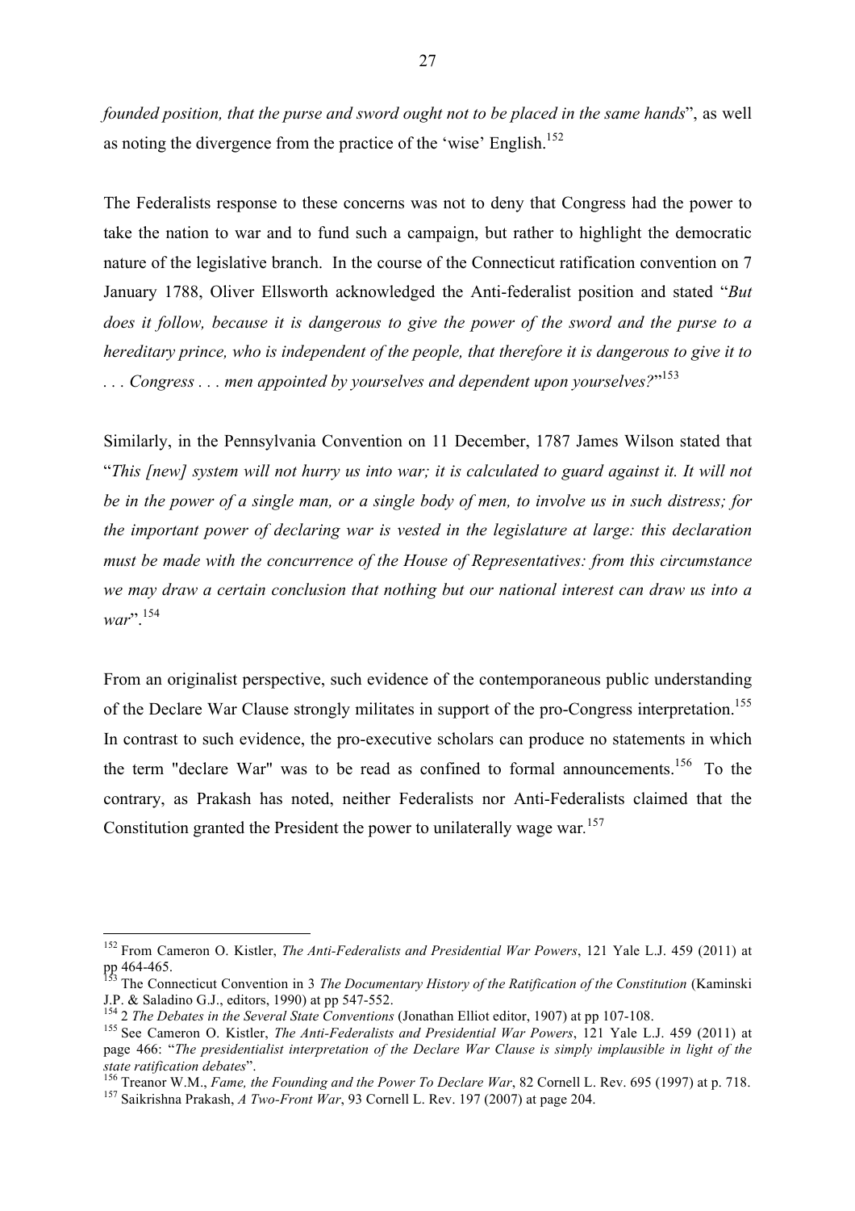*founded position, that the purse and sword ought not to be placed in the same hands*", as well as noting the divergence from the practice of the 'wise' English.[152]

The Federalists response to these concerns was not to deny that Congress had the power to take the nation to war and to fund such a campaign, but rather to highlight the democratic nature of the legislative branch. In the course of the Connecticut ratification convention on 7 January 1788, Oliver Ellsworth acknowledged the Anti-federalist position and stated "*But does it follow, because it is dangerous to give the power of the sword and the purse to a hereditary prince, who is independent of the people, that therefore it is dangerous to give it to . . . Congress . . . men appointed by yourselves and dependent upon yourselves?*"[153]

Similarly, in the Pennsylvania Convention on 11 December, 1787 James Wilson stated that "*This [new] system will not hurry us into war; it is calculated to guard against it. It will not be in the power of a single man, or a single body of men, to involve us in such distress; for the important power of declaring war is vested in the legislature at large: this declaration must be made with the concurrence of the House of Representatives: from this circumstance we may draw a certain conclusion that nothing but our national interest can draw us into a war*".[154]

From an originalist perspective, such evidence of the contemporaneous public understanding of the Declare War Clause strongly militates in support of the pro-Congress interpretation.[155] In contrast to such evidence, the pro-executive scholars can produce no statements in which the term "declare War" was to be read as confined to formal announcements.[156] To the contrary, as Prakash has noted, neither Federalists nor Anti-Federalists claimed that the Constitution granted the President the power to unilaterally wage war.[157]

---

[152] From Cameron O. Kistler, *The Anti-Federalists and Presidential War Powers*, 121 Yale L.J. 459 (2011) at pp 464-465.

[153] The Connecticut Convention in 3 *The Documentary History of the Ratification of the Constitution* (Kaminski J.P. & Saladino G.J., editors, 1990) at pp 547-552.

[154] 2 *The Debates in the Several State Conventions* (Jonathan Elliot editor, 1907) at pp 107-108.

[155] See Cameron O. Kistler, *The Anti-Federalists and Presidential War Powers*, 121 Yale L.J. 459 (2011) at page 466: "*The presidentialist interpretation of the Declare War Clause is simply implausible in light of the state ratification debates*".

[156] Treanor W.M., *Fame, the Founding and the Power To Declare War*, 82 Cornell L. Rev. 695 (1997) at p. 718.

[157] Saikrishna Prakash, *A Two-Front War*, 93 Cornell L. Rev. 197 (2007) at page 204.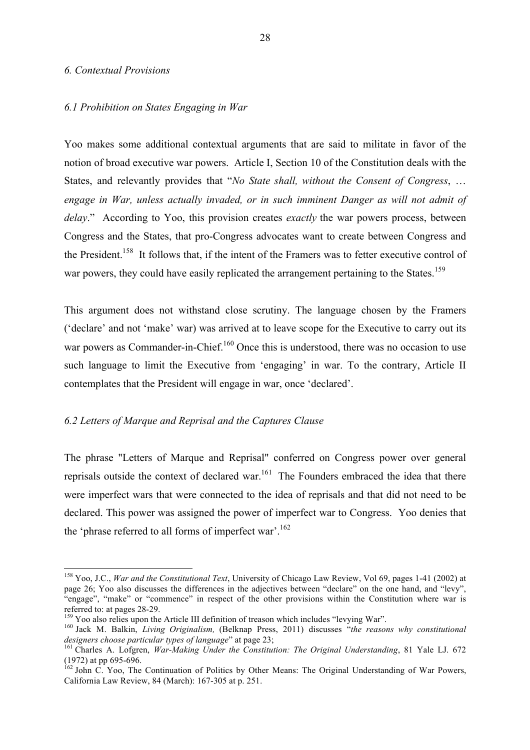### *6. Contextual Provisions*

#### *6.1 Prohibition on States Engaging in War*

Yoo makes some additional contextual arguments that are said to militate in favor of the notion of broad executive war powers. Article I, Section 10 of the Constitution deals with the States, and relevantly provides that "*No State shall, without the Consent of Congress*, … *engage in War, unless actually invaded, or in such imminent Danger as will not admit of delay*." According to Yoo, this provision creates *exactly* the war powers process, between Congress and the States, that pro-Congress advocates want to create between Congress and the President.[158] It follows that, if the intent of the Framers was to fetter executive control of war powers, they could have easily replicated the arrangement pertaining to the States.[159]

This argument does not withstand close scrutiny. The language chosen by the Framers ('declare' and not 'make' war) was arrived at to leave scope for the Executive to carry out its war powers as Commander-in-Chief.[160] Once this is understood, there was no occasion to use such language to limit the Executive from 'engaging' in war. To the contrary, Article II contemplates that the President will engage in war, once 'declared'.

#### *6.2 Letters of Marque and Reprisal and the Captures Clause*

The phrase "Letters of Marque and Reprisal" conferred on Congress power over general reprisals outside the context of declared war.[161] The Founders embraced the idea that there were imperfect wars that were connected to the idea of reprisals and that did not need to be declared. This power was assigned the power of imperfect war to Congress. Yoo denies that the 'phrase referred to all forms of imperfect war'.[162]

---

[158] Yoo, J.C., *War and the Constitutional Text*, University of Chicago Law Review, Vol 69, pages 1-41 (2002) at page 26; Yoo also discusses the differences in the adjectives between "declare" on the one hand, and "levy", "engage", "make" or "commence" in respect of the other provisions within the Constitution where war is referred to: at pages 28-29.

[159] Yoo also relies upon the Article III definition of treason which includes "levying War".

[160] Jack M. Balkin, *Living Originalism,* (Belknap Press, 2011) discusses "*the reasons why constitutional designers choose particular types of language*" at page 23;

[161] Charles A. Lofgren, *War-Making Under the Constitution: The Original Understanding*, 81 Yale LJ. 672 (1972) at pp 695-696.

[162] John C. Yoo, The Continuation of Politics by Other Means: The Original Understanding of War Powers, California Law Review, 84 (March): 167-305 at p. 251.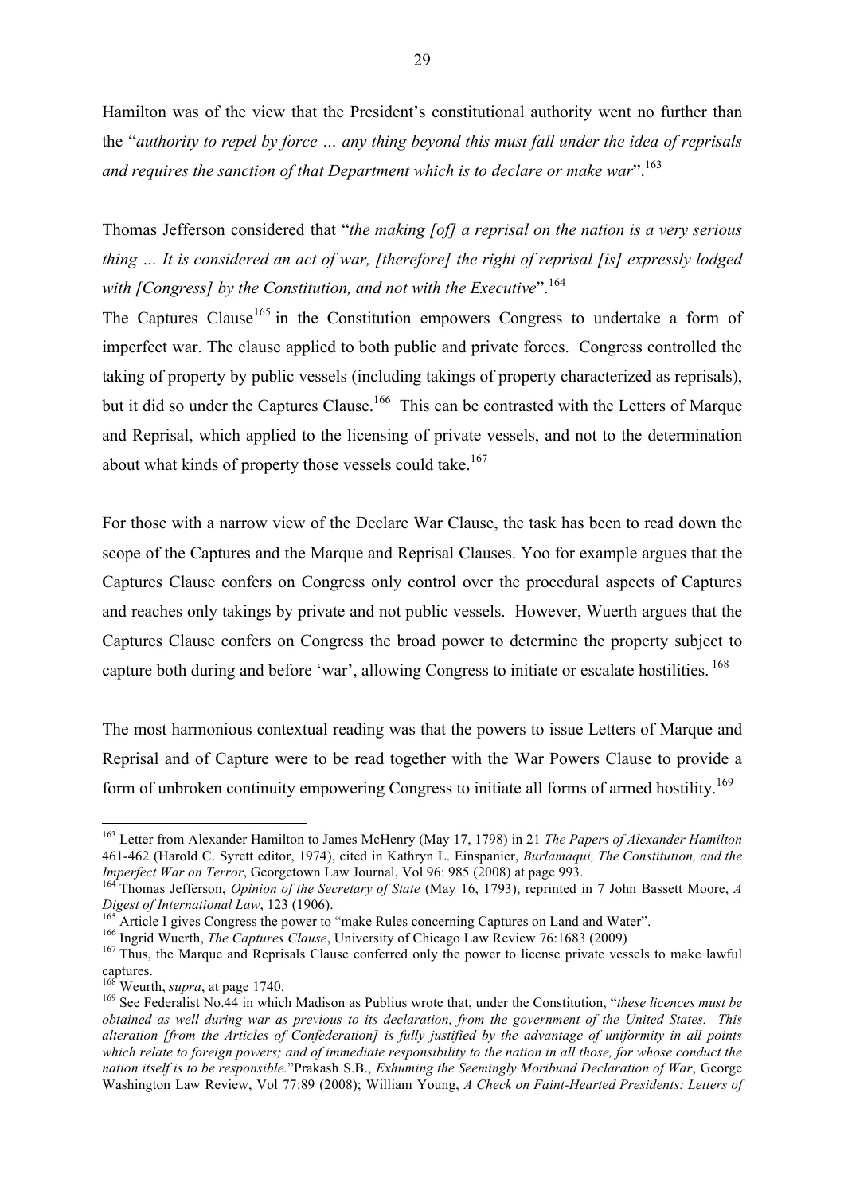Hamilton was of the view that the President's constitutional authority went no further than the "*authority to repel by force … any thing beyond this must fall under the idea of reprisals and requires the sanction of that Department which is to declare or make war*".[163]

Thomas Jefferson considered that "*the making [of] a reprisal on the nation is a very serious thing … It is considered an act of war, [therefore] the right of reprisal [is] expressly lodged with [Congress] by the Constitution, and not with the Executive*".[164]

The Captures Clause[165] in the Constitution empowers Congress to undertake a form of imperfect war. The clause applied to both public and private forces. Congress controlled the taking of property by public vessels (including takings of property characterized as reprisals), but it did so under the Captures Clause.[166] This can be contrasted with the Letters of Marque and Reprisal, which applied to the licensing of private vessels, and not to the determination about what kinds of property those vessels could take.[167]

For those with a narrow view of the Declare War Clause, the task has been to read down the scope of the Captures and the Marque and Reprisal Clauses. Yoo for example argues that the Captures Clause confers on Congress only control over the procedural aspects of Captures and reaches only takings by private and not public vessels. However, Wuerth argues that the Captures Clause confers on Congress the broad power to determine the property subject to capture both during and before 'war', allowing Congress to initiate or escalate hostilities.[168]

The most harmonious contextual reading was that the powers to issue Letters of Marque and Reprisal and of Capture were to be read together with the War Powers Clause to provide a form of unbroken continuity empowering Congress to initiate all forms of armed hostility.[169]

---

[163] Letter from Alexander Hamilton to James McHenry (May 17, 1798) in 21 *The Papers of Alexander Hamilton* 461-462 (Harold C. Syrett editor, 1974), cited in Kathryn L. Einspanier, *Burlamaqui, The Constitution, and the Imperfect War on Terror*, Georgetown Law Journal, Vol 96: 985 (2008) at page 993.

[164] Thomas Jefferson, *Opinion of the Secretary of State* (May 16, 1793), reprinted in 7 John Bassett Moore, *A Digest of International Law*, 123 (1906).

[165] Article I gives Congress the power to "make Rules concerning Captures on Land and Water".

[166] Ingrid Wuerth, *The Captures Clause*, University of Chicago Law Review 76:1683 (2009)

[167] Thus, the Marque and Reprisals Clause conferred only the power to license private vessels to make lawful captures.

[168] Weurth, *supra*, at page 1740.

[169] See Federalist No.44 in which Madison as Publius wrote that, under the Constitution, "*these licences must be obtained as well during war as previous to its declaration, from the government of the United States. This alteration [from the Articles of Confederation] is fully justified by the advantage of uniformity in all points which relate to foreign powers; and of immediate responsibility to the nation in all those, for whose conduct the nation itself is to be responsible.*"Prakash S.B., *Exhuming the Seemingly Moribund Declaration of War*, George Washington Law Review, Vol 77:89 (2008); William Young, *A Check on Faint-Hearted Presidents: Letters of*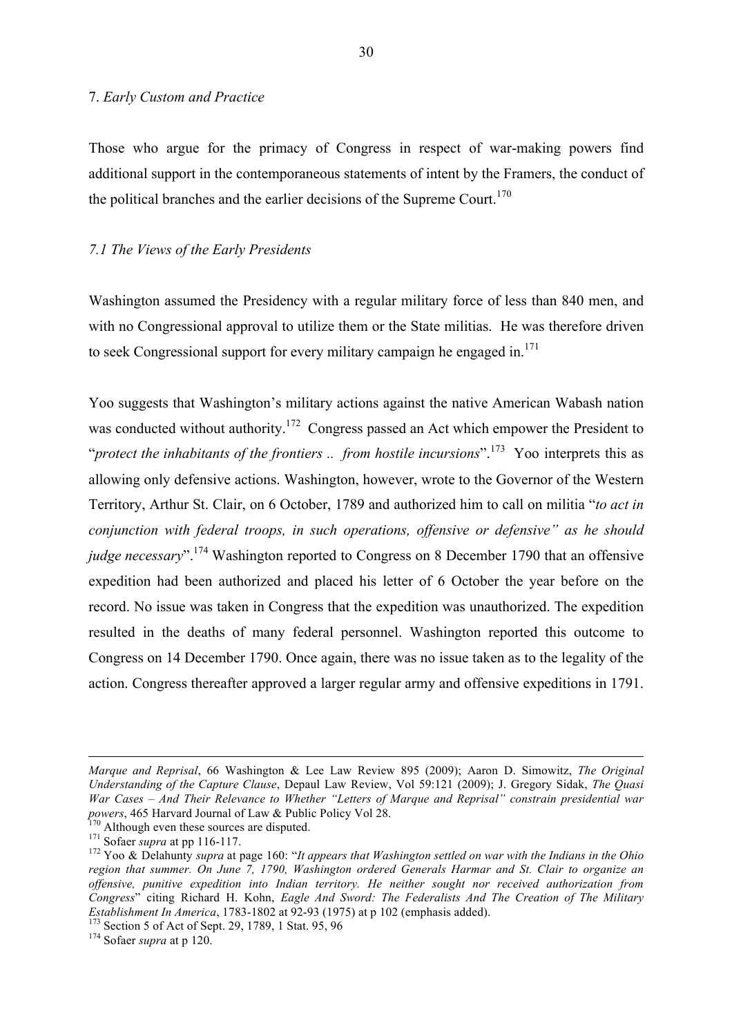## 7. *Early Custom and Practice*

Those who argue for the primacy of Congress in respect of war-making powers find additional support in the contemporaneous statements of intent by the Framers, the conduct of the political branches and the earlier decisions of the Supreme Court.[170]

### *7.1 The Views of the Early Presidents*

Washington assumed the Presidency with a regular military force of less than 840 men, and with no Congressional approval to utilize them or the State militias. He was therefore driven to seek Congressional support for every military campaign he engaged in.[171]

Yoo suggests that Washington's military actions against the native American Wabash nation was conducted without authority.[172] Congress passed an Act which empower the President to "*protect the inhabitants of the frontiers .. from hostile incursions*".[173] Yoo interprets this as allowing only defensive actions. Washington, however, wrote to the Governor of the Western Territory, Arthur St. Clair, on 6 October, 1789 and authorized him to call on militia "*to act in conjunction with federal troops, in such operations, offensive or defensive" as he should judge necessary*".[174] Washington reported to Congress on 8 December 1790 that an offensive expedition had been authorized and placed his letter of 6 October the year before on the record. No issue was taken in Congress that the expedition was unauthorized. The expedition resulted in the deaths of many federal personnel. Washington reported this outcome to Congress on 14 December 1790. Once again, there was no issue taken as to the legality of the action. Congress thereafter approved a larger regular army and offensive expeditions in 1791.

---

*Marque and Reprisal*, 66 Washington & Lee Law Review 895 (2009); Aaron D. Simowitz, *The Original Understanding of the Capture Clause*, Depaul Law Review, Vol 59:121 (2009); J. Gregory Sidak, *The Quasi War Cases – And Their Relevance to Whether "Letters of Marque and Reprisal" constrain presidential war powers*, 465 Harvard Journal of Law & Public Policy Vol 28.

[170] Although even these sources are disputed.

[171] Sofaer *supra* at pp 116-117.

[172] Yoo & Delahunty *supra* at page 160: "*It appears that Washington settled on war with the Indians in the Ohio region that summer. On June 7, 1790, Washington ordered Generals Harmar and St. Clair to organize an offensive, punitive expedition into Indian territory. He neither sought nor received authorization from Congress*" citing Richard H. Kohn, *Eagle And Sword: The Federalists And The Creation of The Military Establishment In America*, 1783-1802 at 92-93 (1975) at p 102 (emphasis added).

[173] Section 5 of Act of Sept. 29, 1789, 1 Stat. 95, 96

[174] Sofaer *supra* at p 120.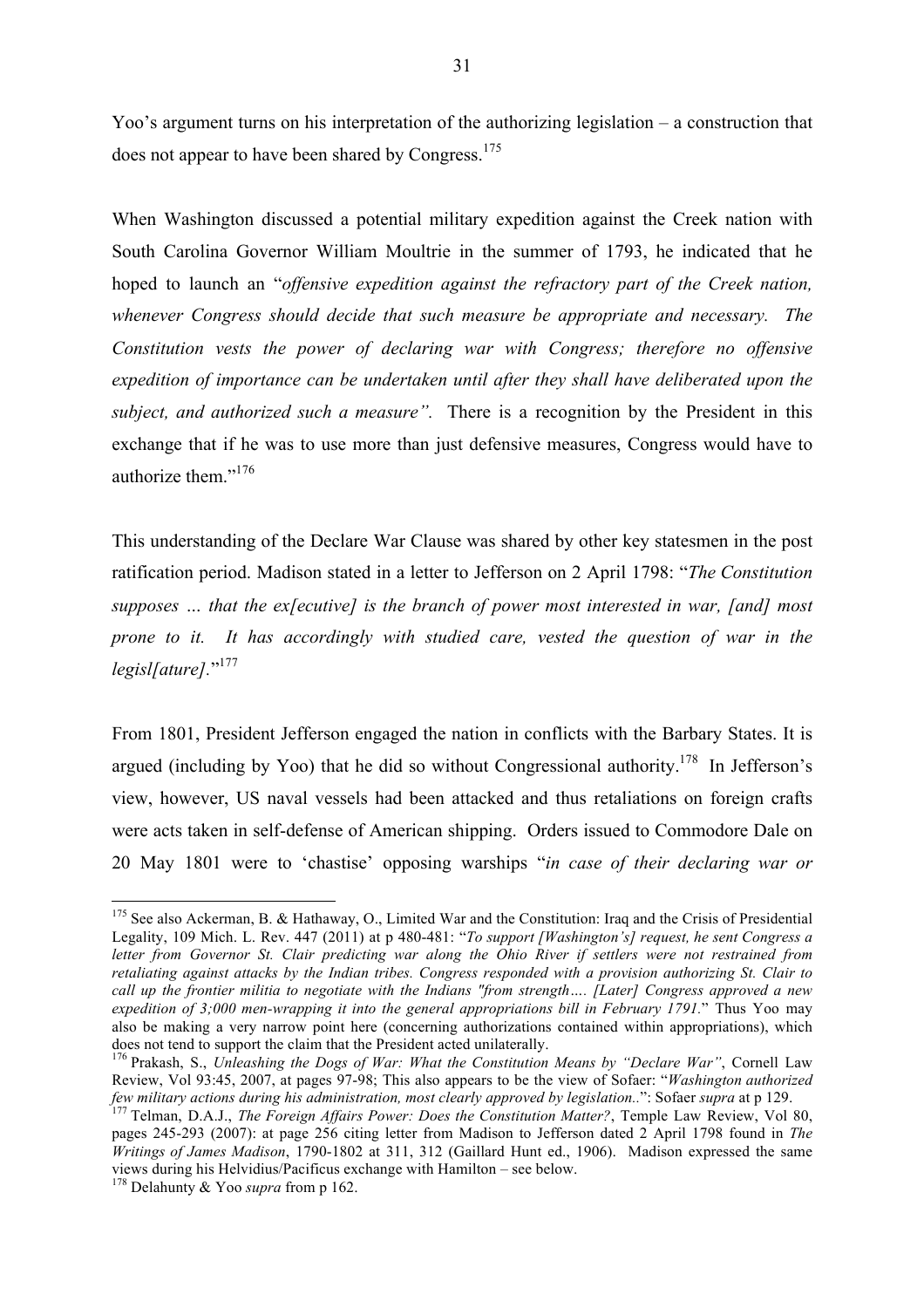Yoo's argument turns on his interpretation of the authorizing legislation – a construction that does not appear to have been shared by Congress.[175]

When Washington discussed a potential military expedition against the Creek nation with South Carolina Governor William Moultrie in the summer of 1793, he indicated that he hoped to launch an "*offensive expedition against the refractory part of the Creek nation, whenever Congress should decide that such measure be appropriate and necessary. The Constitution vests the power of declaring war with Congress; therefore no offensive expedition of importance can be undertaken until after they shall have deliberated upon the subject, and authorized such a measure".* There is a recognition by the President in this exchange that if he was to use more than just defensive measures, Congress would have to authorize them."[176]

This understanding of the Declare War Clause was shared by other key statesmen in the post ratification period. Madison stated in a letter to Jefferson on 2 April 1798: "*The Constitution supposes … that the ex[ecutive] is the branch of power most interested in war, [and] most prone to it. It has accordingly with studied care, vested the question of war in the legisl[ature]*."[177]

From 1801, President Jefferson engaged the nation in conflicts with the Barbary States. It is argued (including by Yoo) that he did so without Congressional authority.[178] In Jefferson's view, however, US naval vessels had been attacked and thus retaliations on foreign crafts were acts taken in self-defense of American shipping. Orders issued to Commodore Dale on 20 May 1801 were to 'chastise' opposing warships "*in case of their declaring war or*

---

[175] See also Ackerman, B. & Hathaway, O., Limited War and the Constitution: Iraq and the Crisis of Presidential Legality, 109 Mich. L. Rev. 447 (2011) at p 480-481: "*To support [Washington's] request, he sent Congress a letter from Governor St. Clair predicting war along the Ohio River if settlers were not restrained from retaliating against attacks by the Indian tribes. Congress responded with a provision authorizing St. Clair to call up the frontier militia to negotiate with the Indians "from strength…. [Later] Congress approved a new expedition of 3;000 men-wrapping it into the general appropriations bill in February 1791.*" Thus Yoo may also be making a very narrow point here (concerning authorizations contained within appropriations), which does not tend to support the claim that the President acted unilaterally.

[176] Prakash, S., *Unleashing the Dogs of War: What the Constitution Means by "Declare War"*, Cornell Law Review, Vol 93:45, 2007, at pages 97-98; This also appears to be the view of Sofaer: "*Washington authorized few military actions during his administration, most clearly approved by legislation..*": Sofaer *supra* at p 129.

[177] Telman, D.A.J., *The Foreign Affairs Power: Does the Constitution Matter?*, Temple Law Review, Vol 80, pages 245-293 (2007): at page 256 citing letter from Madison to Jefferson dated 2 April 1798 found in *The Writings of James Madison*, 1790-1802 at 311, 312 (Gaillard Hunt ed., 1906). Madison expressed the same views during his Helvidius/Pacificus exchange with Hamilton – see below.

[178] Delahunty & Yoo *supra* from p 162.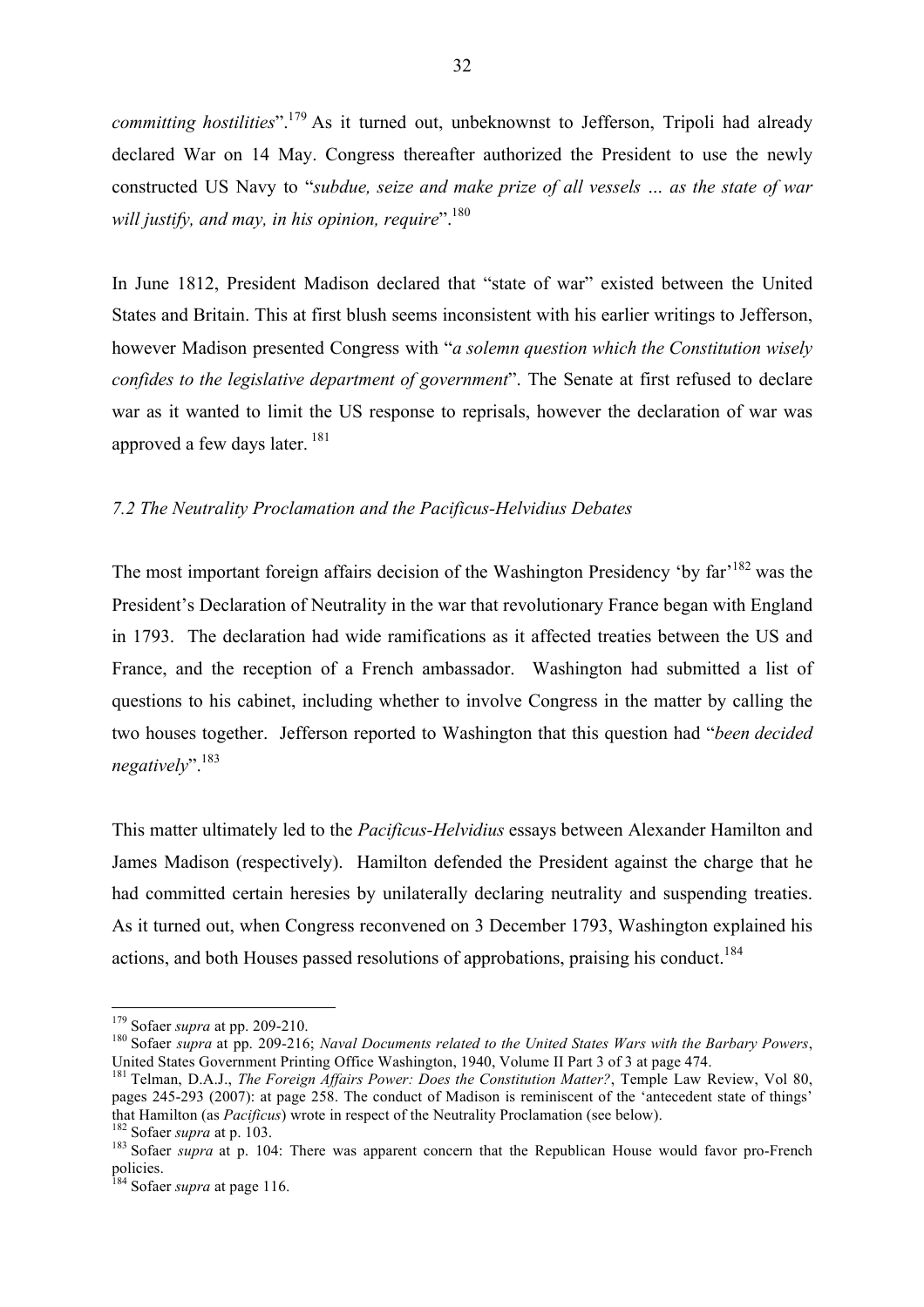*committing hostilities*".[179] As it turned out, unbeknownst to Jefferson, Tripoli had already declared War on 14 May. Congress thereafter authorized the President to use the newly constructed US Navy to "*subdue, seize and make prize of all vessels … as the state of war will justify, and may, in his opinion, require*".[180]

In June 1812, President Madison declared that "state of war" existed between the United States and Britain. This at first blush seems inconsistent with his earlier writings to Jefferson, however Madison presented Congress with "*a solemn question which the Constitution wisely confides to the legislative department of government*". The Senate at first refused to declare war as it wanted to limit the US response to reprisals, however the declaration of war was approved a few days later.[181]

### *7.2 The Neutrality Proclamation and the Pacificus-Helvidius Debates*

The most important foreign affairs decision of the Washington Presidency 'by far'[182] was the President's Declaration of Neutrality in the war that revolutionary France began with England in 1793. The declaration had wide ramifications as it affected treaties between the US and France, and the reception of a French ambassador. Washington had submitted a list of questions to his cabinet, including whether to involve Congress in the matter by calling the two houses together. Jefferson reported to Washington that this question had "*been decided negatively*".[183]

This matter ultimately led to the *Pacificus-Helvidius* essays between Alexander Hamilton and James Madison (respectively). Hamilton defended the President against the charge that he had committed certain heresies by unilaterally declaring neutrality and suspending treaties. As it turned out, when Congress reconvened on 3 December 1793, Washington explained his actions, and both Houses passed resolutions of approbations, praising his conduct.[184]

---

[179] Sofaer *supra* at pp. 209-210.

[180] Sofaer *supra* at pp. 209-216; *Naval Documents related to the United States Wars with the Barbary Powers*, United States Government Printing Office Washington, 1940, Volume II Part 3 of 3 at page 474.

[181] Telman, D.A.J., *The Foreign Affairs Power: Does the Constitution Matter?*, Temple Law Review, Vol 80, pages 245-293 (2007): at page 258. The conduct of Madison is reminiscent of the 'antecedent state of things' that Hamilton (as *Pacificus*) wrote in respect of the Neutrality Proclamation (see below).

[182] Sofaer *supra* at p. 103.

[183] Sofaer *supra* at p. 104: There was apparent concern that the Republican House would favor pro-French policies.

[184] Sofaer *supra* at page 116.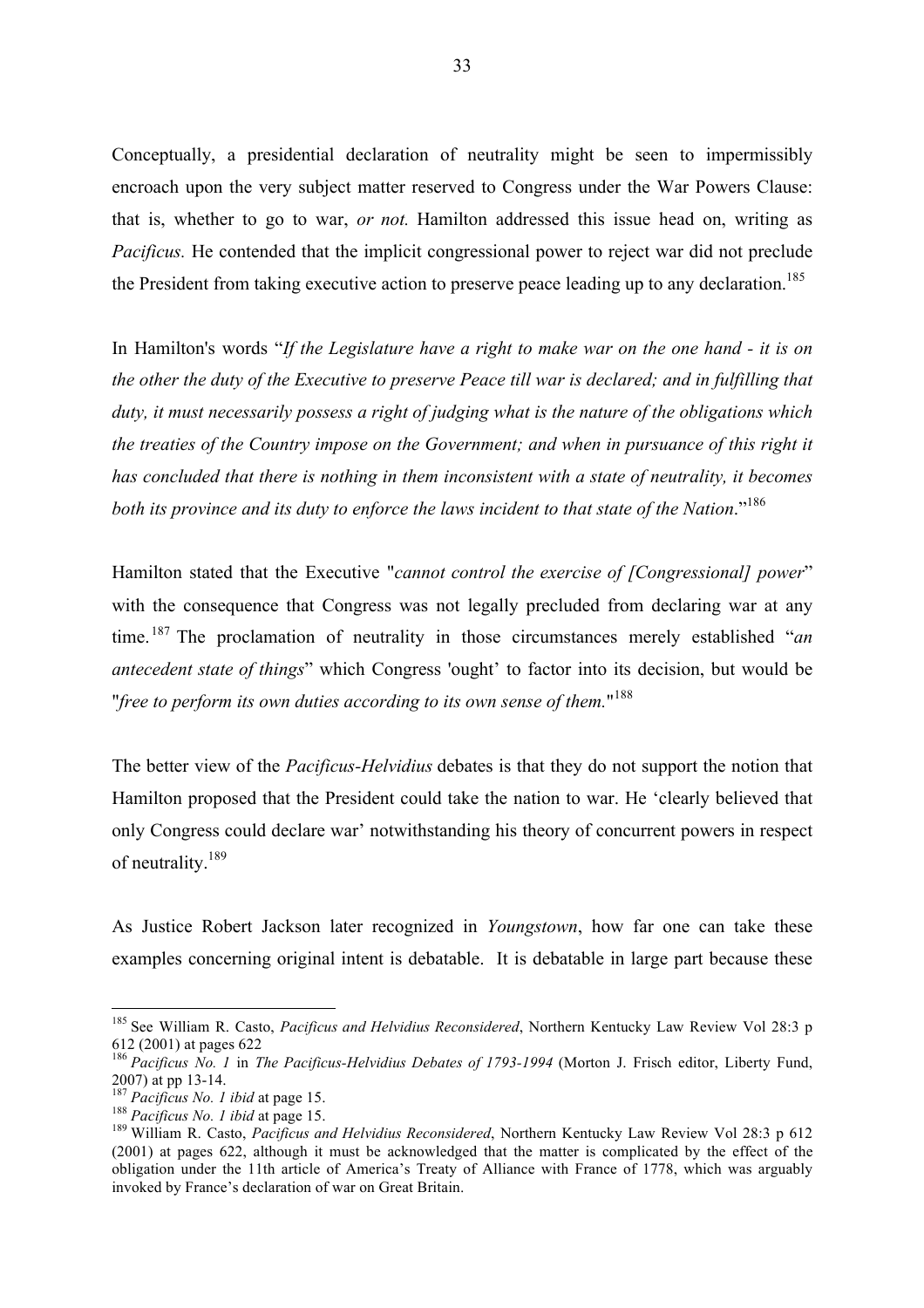Conceptually, a presidential declaration of neutrality might be seen to impermissibly encroach upon the very subject matter reserved to Congress under the War Powers Clause: that is, whether to go to war, *or not.* Hamilton addressed this issue head on, writing as *Pacificus.* He contended that the implicit congressional power to reject war did not preclude the President from taking executive action to preserve peace leading up to any declaration.[185]

In Hamilton's words "*If the Legislature have a right to make war on the one hand - it is on the other the duty of the Executive to preserve Peace till war is declared; and in fulfilling that duty, it must necessarily possess a right of judging what is the nature of the obligations which the treaties of the Country impose on the Government; and when in pursuance of this right it has concluded that there is nothing in them inconsistent with a state of neutrality, it becomes both its province and its duty to enforce the laws incident to that state of the Nation*."[186]

Hamilton stated that the Executive "*cannot control the exercise of [Congressional] power*" with the consequence that Congress was not legally precluded from declaring war at any time.[187] The proclamation of neutrality in those circumstances merely established "*an antecedent state of things*" which Congress 'ought' to factor into its decision, but would be "*free to perform its own duties according to its own sense of them.*"[188]

The better view of the *Pacificus-Helvidius* debates is that they do not support the notion that Hamilton proposed that the President could take the nation to war. He 'clearly believed that only Congress could declare war' notwithstanding his theory of concurrent powers in respect of neutrality.[189]

As Justice Robert Jackson later recognized in *Youngstown*, how far one can take these examples concerning original intent is debatable. It is debatable in large part because these

---

[185] See William R. Casto, *Pacificus and Helvidius Reconsidered*, Northern Kentucky Law Review Vol 28:3 p 612 (2001) at pages 622

[186] *Pacificus No. 1* in *The Pacificus-Helvidius Debates of 1793-1994* (Morton J. Frisch editor, Liberty Fund, 2007) at pp 13-14.

[187] *Pacificus No. 1 ibid* at page 15.

[188] *Pacificus No. 1 ibid* at page 15.

[189] William R. Casto, *Pacificus and Helvidius Reconsidered*, Northern Kentucky Law Review Vol 28:3 p 612 (2001) at pages 622, although it must be acknowledged that the matter is complicated by the effect of the obligation under the 11th article of America's Treaty of Alliance with France of 1778, which was arguably invoked by France's declaration of war on Great Britain.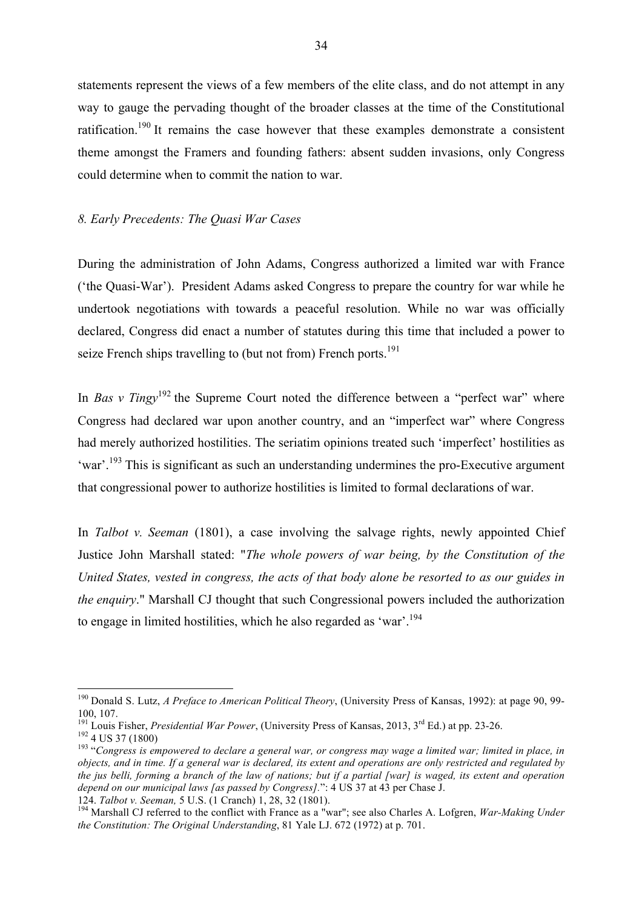statements represent the views of a few members of the elite class, and do not attempt in any way to gauge the pervading thought of the broader classes at the time of the Constitutional ratification.[190] It remains the case however that these examples demonstrate a consistent theme amongst the Framers and founding fathers: absent sudden invasions, only Congress could determine when to commit the nation to war.

### *8. Early Precedents: The Quasi War Cases*

During the administration of John Adams, Congress authorized a limited war with France ('the Quasi-War'). President Adams asked Congress to prepare the country for war while he undertook negotiations with towards a peaceful resolution. While no war was officially declared, Congress did enact a number of statutes during this time that included a power to seize French ships travelling to (but not from) French ports.[191]

In *Bas v Tingy*[192] the Supreme Court noted the difference between a "perfect war" where Congress had declared war upon another country, and an "imperfect war" where Congress had merely authorized hostilities. The seriatim opinions treated such 'imperfect' hostilities as 'war'.[193] This is significant as such an understanding undermines the pro-Executive argument that congressional power to authorize hostilities is limited to formal declarations of war.

In *Talbot v. Seeman* (1801), a case involving the salvage rights, newly appointed Chief Justice John Marshall stated: "*The whole powers of war being, by the Constitution of the United States, vested in congress, the acts of that body alone be resorted to as our guides in the enquiry*." Marshall CJ thought that such Congressional powers included the authorization to engage in limited hostilities, which he also regarded as 'war'.[194]

---

[190] Donald S. Lutz, *A Preface to American Political Theory*, (University Press of Kansas, 1992): at page 90, 99-100, 107.

[191] Louis Fisher, *Presidential War Power*, (University Press of Kansas, 2013, 3rd Ed.) at pp. 23-26.

[192] 4 US 37 (1800)

[193] "*Congress is empowered to declare a general war, or congress may wage a limited war; limited in place, in objects, and in time. If a general war is declared, its extent and operations are only restricted and regulated by the jus belli, forming a branch of the law of nations; but if a partial [war] is waged, its extent and operation depend on our municipal laws [as passed by Congress].*": 4 US 37 at 43 per Chase J.

124. *Talbot v. Seeman,* 5 U.S. (1 Cranch) 1, 28, 32 (1801).

[194] Marshall CJ referred to the conflict with France as a "war"; see also Charles A. Lofgren, *War-Making Under the Constitution: The Original Understanding*, 81 Yale LJ. 672 (1972) at p. 701.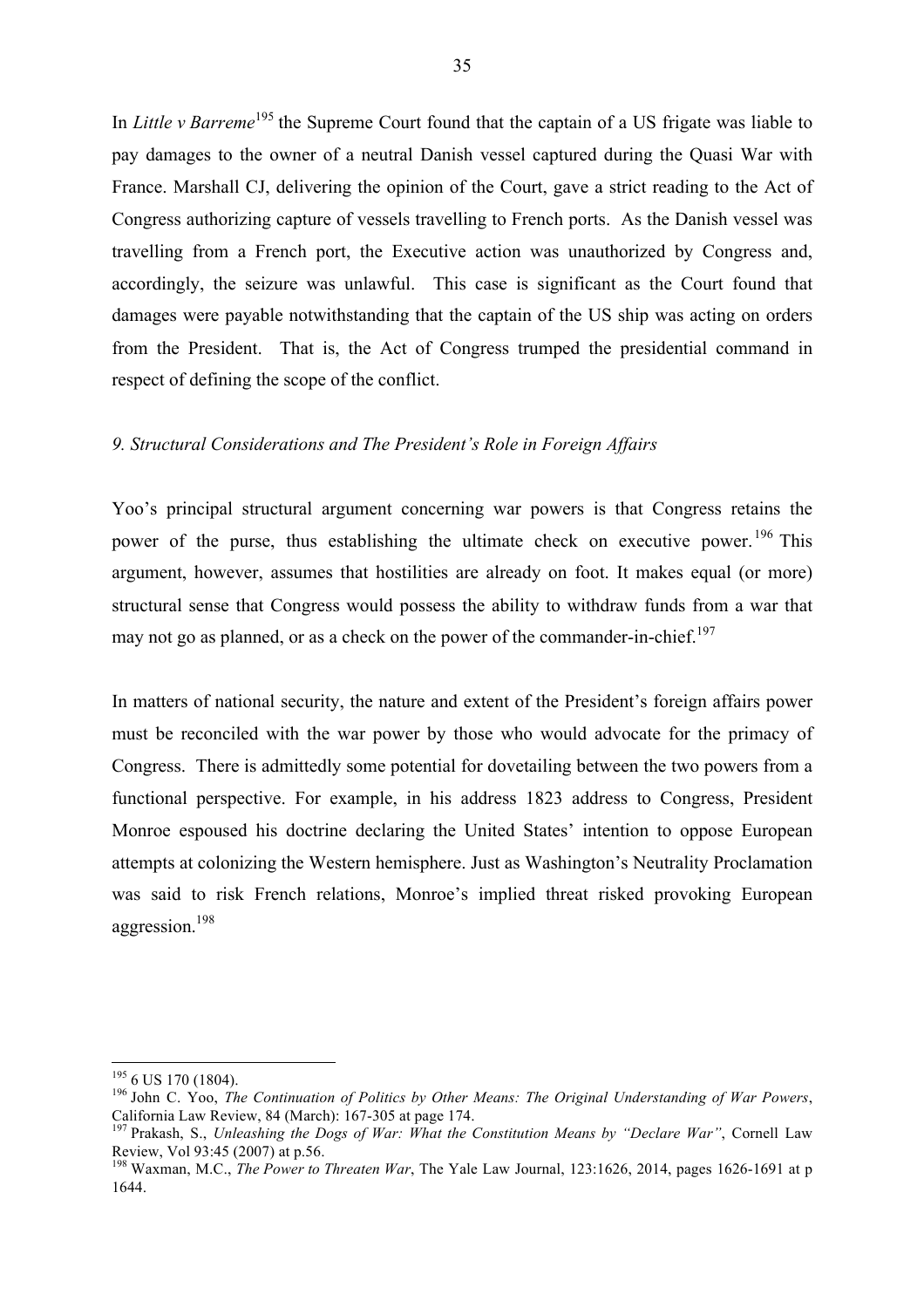In *Little v Barreme*[195] the Supreme Court found that the captain of a US frigate was liable to pay damages to the owner of a neutral Danish vessel captured during the Quasi War with France. Marshall CJ, delivering the opinion of the Court, gave a strict reading to the Act of Congress authorizing capture of vessels travelling to French ports. As the Danish vessel was travelling from a French port, the Executive action was unauthorized by Congress and, accordingly, the seizure was unlawful. This case is significant as the Court found that damages were payable notwithstanding that the captain of the US ship was acting on orders from the President. That is, the Act of Congress trumped the presidential command in respect of defining the scope of the conflict.

*9. Structural Considerations and The President's Role in Foreign Affairs*

Yoo's principal structural argument concerning war powers is that Congress retains the power of the purse, thus establishing the ultimate check on executive power.[196] This argument, however, assumes that hostilities are already on foot. It makes equal (or more) structural sense that Congress would possess the ability to withdraw funds from a war that may not go as planned, or as a check on the power of the commander-in-chief.[197]

In matters of national security, the nature and extent of the President's foreign affairs power must be reconciled with the war power by those who would advocate for the primacy of Congress. There is admittedly some potential for dovetailing between the two powers from a functional perspective. For example, in his address 1823 address to Congress, President Monroe espoused his doctrine declaring the United States' intention to oppose European attempts at colonizing the Western hemisphere. Just as Washington's Neutrality Proclamation was said to risk French relations, Monroe's implied threat risked provoking European aggression.[198]

---

[195] 6 US 170 (1804).

[196] John C. Yoo, *The Continuation of Politics by Other Means: The Original Understanding of War Powers*, California Law Review, 84 (March): 167-305 at page 174.

[197] Prakash, S., *Unleashing the Dogs of War: What the Constitution Means by "Declare War"*, Cornell Law Review, Vol 93:45 (2007) at p.56.

[198] Waxman, M.C., *The Power to Threaten War*, The Yale Law Journal, 123:1626, 2014, pages 1626-1691 at p 1644.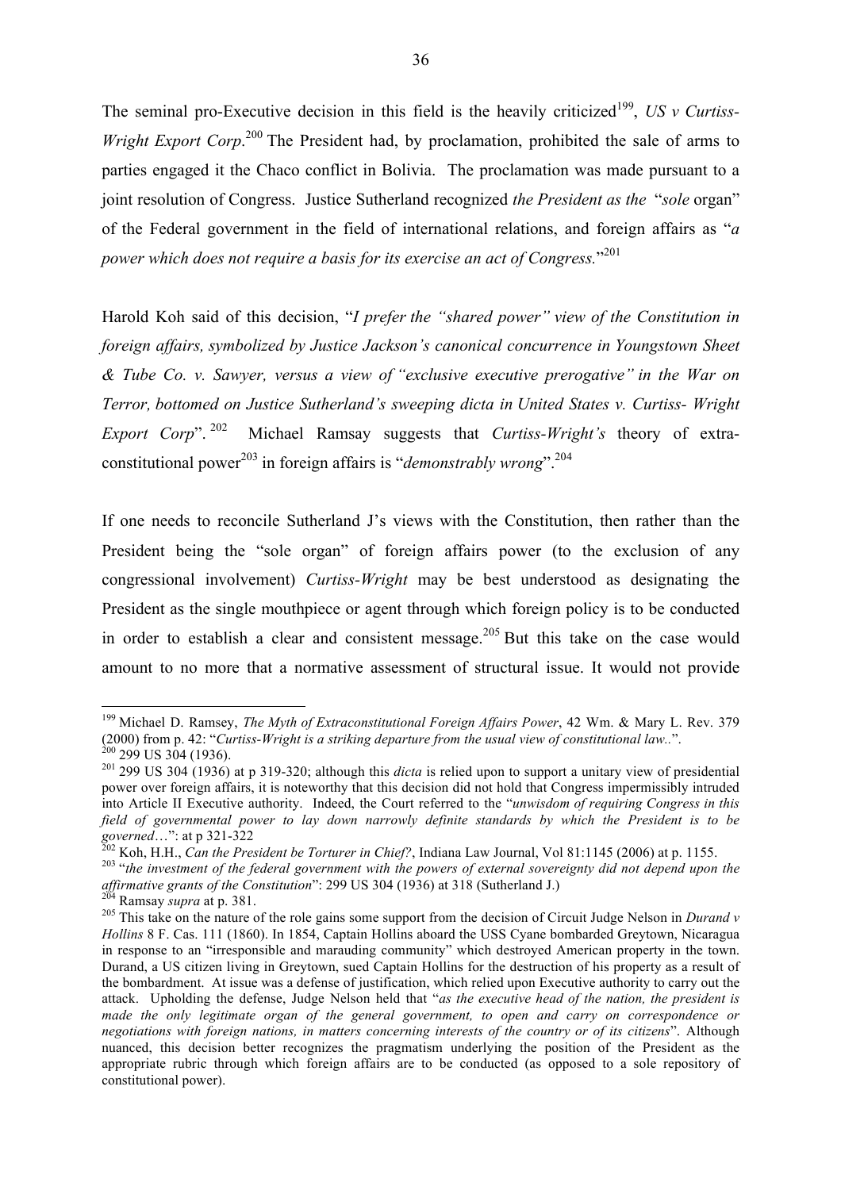The seminal pro-Executive decision in this field is the heavily criticized[199], *US v Curtiss-Wright Export Corp*.[200] The President had, by proclamation, prohibited the sale of arms to parties engaged it the Chaco conflict in Bolivia. The proclamation was made pursuant to a joint resolution of Congress. Justice Sutherland recognized *the President as the* "*sole* organ" of the Federal government in the field of international relations, and foreign affairs as "*a power which does not require a basis for its exercise an act of Congress.*"[201]

Harold Koh said of this decision, "*I prefer the "shared power" view of the Constitution in foreign affairs, symbolized by Justice Jackson's canonical concurrence in Youngstown Sheet & Tube Co. v. Sawyer, versus a view of "exclusive executive prerogative" in the War on Terror, bottomed on Justice Sutherland's sweeping dicta in United States v. Curtiss- Wright Export Corp*".[202] Michael Ramsay suggests that *Curtiss-Wright's* theory of extra-constitutional power[203] in foreign affairs is "*demonstrably wrong*".[204]

If one needs to reconcile Sutherland J's views with the Constitution, then rather than the President being the "sole organ" of foreign affairs power (to the exclusion of any congressional involvement) *Curtiss-Wright* may be best understood as designating the President as the single mouthpiece or agent through which foreign policy is to be conducted in order to establish a clear and consistent message.[205] But this take on the case would amount to no more that a normative assessment of structural issue. It would not provide

---

[199] Michael D. Ramsey, *The Myth of Extraconstitutional Foreign Affairs Power*, 42 Wm. & Mary L. Rev. 379 (2000) from p. 42: "*Curtiss-Wright is a striking departure from the usual view of constitutional law..*".

[200] 299 US 304 (1936).

[201] 299 US 304 (1936) at p 319-320; although this *dicta* is relied upon to support a unitary view of presidential power over foreign affairs, it is noteworthy that this decision did not hold that Congress impermissibly intruded into Article II Executive authority. Indeed, the Court referred to the "*unwisdom of requiring Congress in this field of governmental power to lay down narrowly definite standards by which the President is to be governed…*": at p 321-322

[202] Koh, H.H., *Can the President be Torturer in Chief?*, Indiana Law Journal, Vol 81:1145 (2006) at p. 1155.

[203] "*the investment of the federal government with the powers of external sovereignty did not depend upon the affirmative grants of the Constitution*": 299 US 304 (1936) at 318 (Sutherland J.)

[204] Ramsay *supra* at p. 381.

[205] This take on the nature of the role gains some support from the decision of Circuit Judge Nelson in *Durand v Hollins* 8 F. Cas. 111 (1860). In 1854, Captain Hollins aboard the USS Cyane bombarded Greytown, Nicaragua in response to an "irresponsible and marauding community" which destroyed American property in the town. Durand, a US citizen living in Greytown, sued Captain Hollins for the destruction of his property as a result of the bombardment. At issue was a defense of justification, which relied upon Executive authority to carry out the attack. Upholding the defense, Judge Nelson held that "*as the executive head of the nation, the president is made the only legitimate organ of the general government, to open and carry on correspondence or negotiations with foreign nations, in matters concerning interests of the country or of its citizens*". Although nuanced, this decision better recognizes the pragmatism underlying the position of the President as the appropriate rubric through which foreign affairs are to be conducted (as opposed to a sole repository of constitutional power).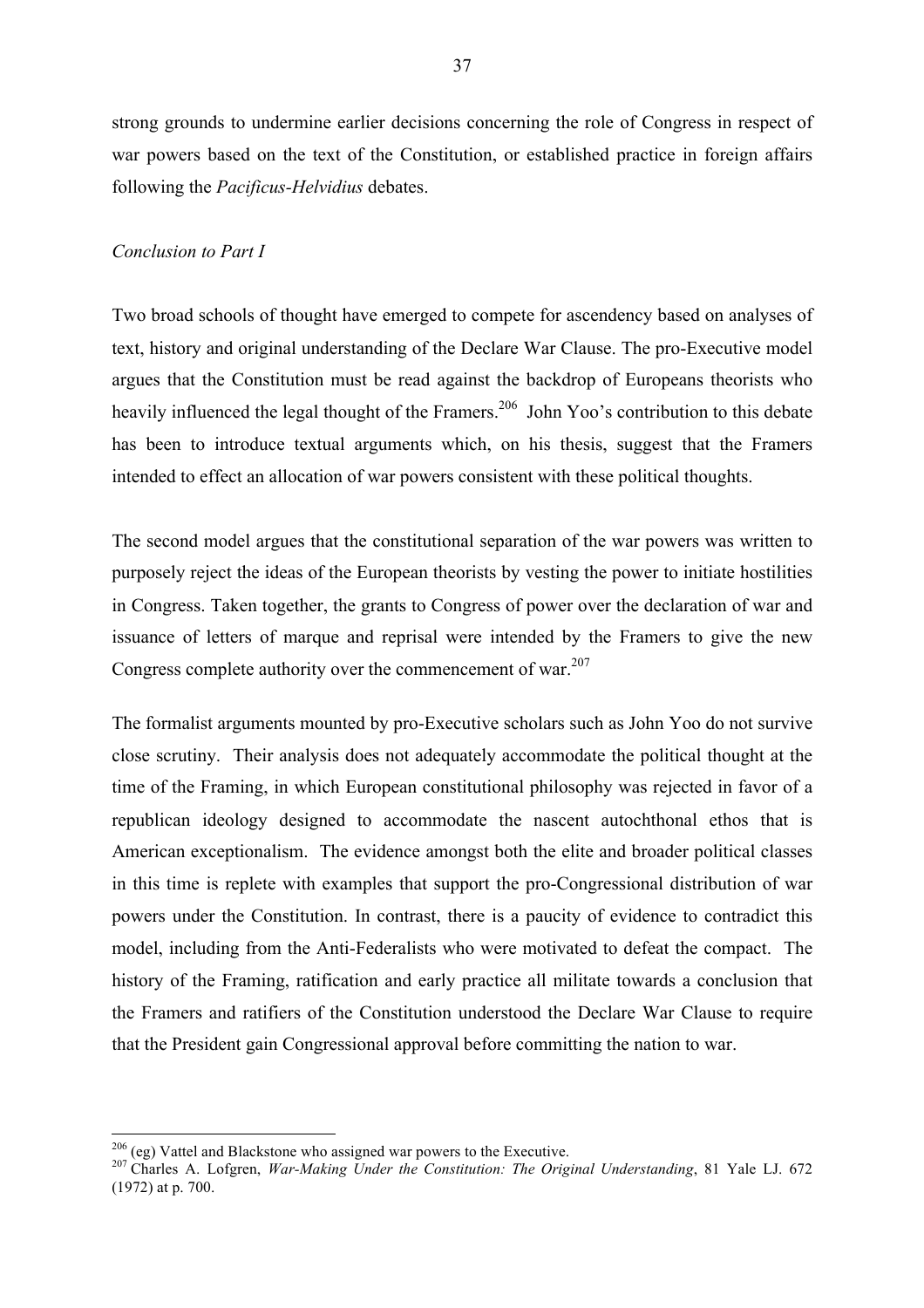strong grounds to undermine earlier decisions concerning the role of Congress in respect of war powers based on the text of the Constitution, or established practice in foreign affairs following the *Pacificus-Helvidius* debates.

*Conclusion to Part I*

Two broad schools of thought have emerged to compete for ascendency based on analyses of text, history and original understanding of the Declare War Clause. The pro-Executive model argues that the Constitution must be read against the backdrop of Europeans theorists who heavily influenced the legal thought of the Framers.[206] John Yoo's contribution to this debate has been to introduce textual arguments which, on his thesis, suggest that the Framers intended to effect an allocation of war powers consistent with these political thoughts.

The second model argues that the constitutional separation of the war powers was written to purposely reject the ideas of the European theorists by vesting the power to initiate hostilities in Congress. Taken together, the grants to Congress of power over the declaration of war and issuance of letters of marque and reprisal were intended by the Framers to give the new Congress complete authority over the commencement of war.[207]

The formalist arguments mounted by pro-Executive scholars such as John Yoo do not survive close scrutiny. Their analysis does not adequately accommodate the political thought at the time of the Framing, in which European constitutional philosophy was rejected in favor of a republican ideology designed to accommodate the nascent autochthonal ethos that is American exceptionalism. The evidence amongst both the elite and broader political classes in this time is replete with examples that support the pro-Congressional distribution of war powers under the Constitution. In contrast, there is a paucity of evidence to contradict this model, including from the Anti-Federalists who were motivated to defeat the compact. The history of the Framing, ratification and early practice all militate towards a conclusion that the Framers and ratifiers of the Constitution understood the Declare War Clause to require that the President gain Congressional approval before committing the nation to war.

---

[206] (eg) Vattel and Blackstone who assigned war powers to the Executive.

[207] Charles A. Lofgren, *War-Making Under the Constitution: The Original Understanding*, 81 Yale LJ. 672 (1972) at p. 700.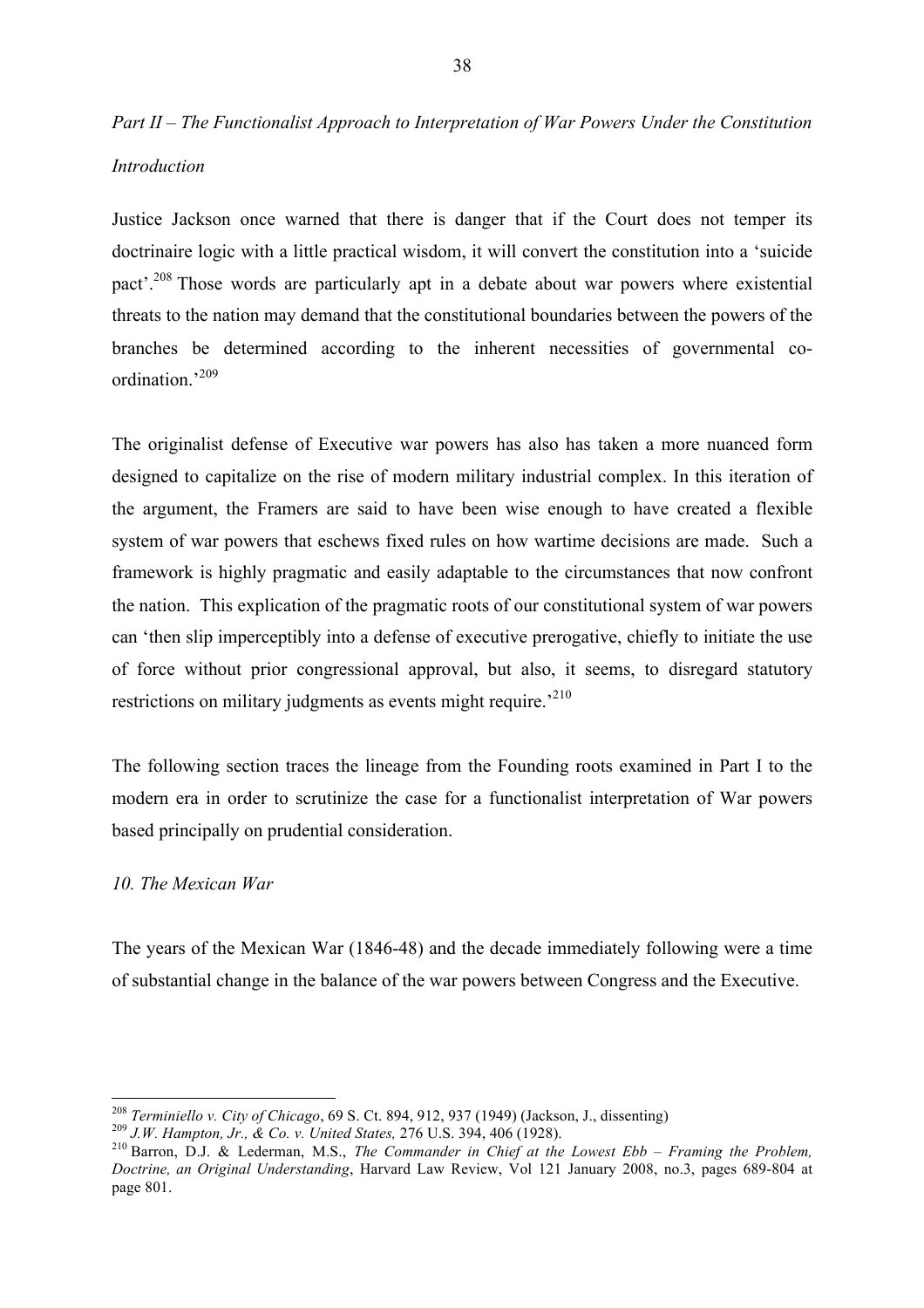*Part II – The Functionalist Approach to Interpretation of War Powers Under the Constitution*

*Introduction*

Justice Jackson once warned that there is danger that if the Court does not temper its doctrinaire logic with a little practical wisdom, it will convert the constitution into a 'suicide pact'.[208] Those words are particularly apt in a debate about war powers where existential threats to the nation may demand that the constitutional boundaries between the powers of the branches be determined according to the inherent necessities of governmental co-ordination.'[209]

The originalist defense of Executive war powers has also has taken a more nuanced form designed to capitalize on the rise of modern military industrial complex. In this iteration of the argument, the Framers are said to have been wise enough to have created a flexible system of war powers that eschews fixed rules on how wartime decisions are made. Such a framework is highly pragmatic and easily adaptable to the circumstances that now confront the nation. This explication of the pragmatic roots of our constitutional system of war powers can 'then slip imperceptibly into a defense of executive prerogative, chiefly to initiate the use of force without prior congressional approval, but also, it seems, to disregard statutory restrictions on military judgments as events might require.'[210]

The following section traces the lineage from the Founding roots examined in Part I to the modern era in order to scrutinize the case for a functionalist interpretation of War powers based principally on prudential consideration.

*10. The Mexican War*

The years of the Mexican War (1846-48) and the decade immediately following were a time of substantial change in the balance of the war powers between Congress and the Executive.

---

[208] *Terminiello v. City of Chicago*, 69 S. Ct. 894, 912, 937 (1949) (Jackson, J., dissenting)

[209] *J.W. Hampton, Jr., & Co. v. United States,* 276 U.S. 394, 406 (1928).

[210] Barron, D.J. & Lederman, M.S., *The Commander in Chief at the Lowest Ebb – Framing the Problem, Doctrine, an Original Understanding*, Harvard Law Review, Vol 121 January 2008, no.3, pages 689-804 at page 801.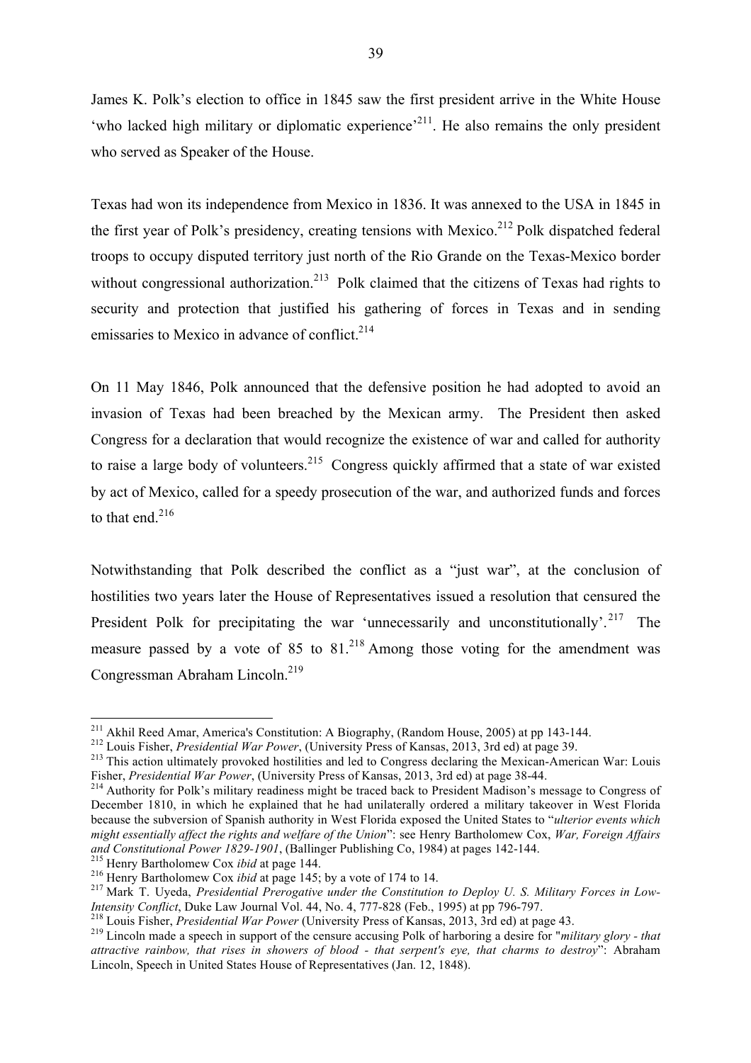James K. Polk's election to office in 1845 saw the first president arrive in the White House 'who lacked high military or diplomatic experience'[211]. He also remains the only president who served as Speaker of the House.

Texas had won its independence from Mexico in 1836. It was annexed to the USA in 1845 in the first year of Polk's presidency, creating tensions with Mexico.[212] Polk dispatched federal troops to occupy disputed territory just north of the Rio Grande on the Texas-Mexico border without congressional authorization.[213] Polk claimed that the citizens of Texas had rights to security and protection that justified his gathering of forces in Texas and in sending emissaries to Mexico in advance of conflict.[214]

On 11 May 1846, Polk announced that the defensive position he had adopted to avoid an invasion of Texas had been breached by the Mexican army. The President then asked Congress for a declaration that would recognize the existence of war and called for authority to raise a large body of volunteers.[215] Congress quickly affirmed that a state of war existed by act of Mexico, called for a speedy prosecution of the war, and authorized funds and forces to that end.[216]

Notwithstanding that Polk described the conflict as a "just war", at the conclusion of hostilities two years later the House of Representatives issued a resolution that censured the President Polk for precipitating the war 'unnecessarily and unconstitutionally'.[217] The measure passed by a vote of 85 to 81.[218] Among those voting for the amendment was Congressman Abraham Lincoln.[219]

---

[211] Akhil Reed Amar, America's Constitution: A Biography, (Random House, 2005) at pp 143-144.

[212] Louis Fisher, *Presidential War Power*, (University Press of Kansas, 2013, 3rd ed) at page 39.

[213] This action ultimately provoked hostilities and led to Congress declaring the Mexican-American War: Louis Fisher, *Presidential War Power*, (University Press of Kansas, 2013, 3rd ed) at page 38-44.

[214] Authority for Polk's military readiness might be traced back to President Madison's message to Congress of December 1810, in which he explained that he had unilaterally ordered a military takeover in West Florida because the subversion of Spanish authority in West Florida exposed the United States to "*ulterior events which might essentially affect the rights and welfare of the Union*": see Henry Bartholomew Cox, *War, Foreign Affairs and Constitutional Power 1829-1901*, (Ballinger Publishing Co, 1984) at pages 142-144.

[215] Henry Bartholomew Cox *ibid* at page 144.

[216] Henry Bartholomew Cox *ibid* at page 145; by a vote of 174 to 14.

[217] Mark T. Uyeda, *Presidential Prerogative under the Constitution to Deploy U. S. Military Forces in Low-Intensity Conflict*, Duke Law Journal Vol. 44, No. 4, 777-828 (Feb., 1995) at pp 796-797.

[218] Louis Fisher, *Presidential War Power* (University Press of Kansas, 2013, 3rd ed) at page 43.

[219] Lincoln made a speech in support of the censure accusing Polk of harboring a desire for "*military glory - that attractive rainbow, that rises in showers of blood - that serpent's eye, that charms to destroy*": Abraham Lincoln, Speech in United States House of Representatives (Jan. 12, 1848).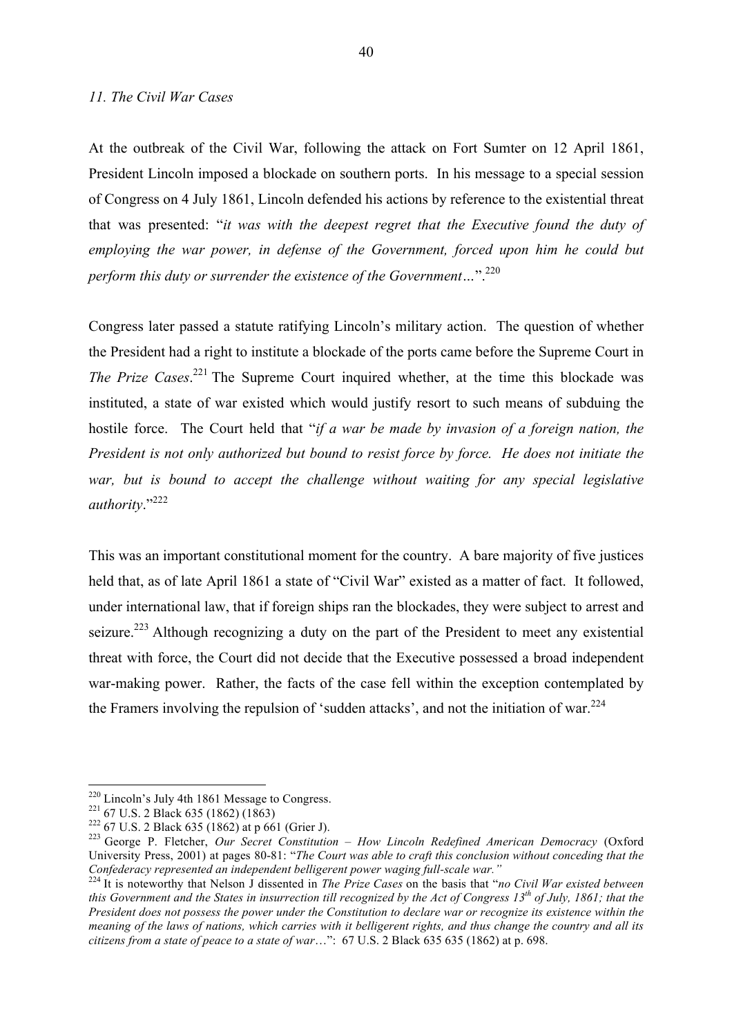*11. The Civil War Cases*

At the outbreak of the Civil War, following the attack on Fort Sumter on 12 April 1861, President Lincoln imposed a blockade on southern ports. In his message to a special session of Congress on 4 July 1861, Lincoln defended his actions by reference to the existential threat that was presented: "*it was with the deepest regret that the Executive found the duty of employing the war power, in defense of the Government, forced upon him he could but perform this duty or surrender the existence of the Government…*".[220]

Congress later passed a statute ratifying Lincoln's military action. The question of whether the President had a right to institute a blockade of the ports came before the Supreme Court in *The Prize Cases*.[221] The Supreme Court inquired whether, at the time this blockade was instituted, a state of war existed which would justify resort to such means of subduing the hostile force. The Court held that "*if a war be made by invasion of a foreign nation, the President is not only authorized but bound to resist force by force. He does not initiate the war, but is bound to accept the challenge without waiting for any special legislative authority*."[222]

This was an important constitutional moment for the country. A bare majority of five justices held that, as of late April 1861 a state of "Civil War" existed as a matter of fact. It followed, under international law, that if foreign ships ran the blockades, they were subject to arrest and seizure.[223] Although recognizing a duty on the part of the President to meet any existential threat with force, the Court did not decide that the Executive possessed a broad independent war-making power. Rather, the facts of the case fell within the exception contemplated by the Framers involving the repulsion of 'sudden attacks', and not the initiation of war.[224]

---

[220] Lincoln's July 4th 1861 Message to Congress.

[221] 67 U.S. 2 Black 635 (1862) (1863)

[222] 67 U.S. 2 Black 635 (1862) at p 661 (Grier J).

[223] George P. Fletcher, *Our Secret Constitution – How Lincoln Redefined American Democracy* (Oxford University Press, 2001) at pages 80-81: "*The Court was able to craft this conclusion without conceding that the Confederacy represented an independent belligerent power waging full-scale war.*"

[224] It is noteworthy that Nelson J dissented in *The Prize Cases* on the basis that "*no Civil War existed between this Government and the States in insurrection till recognized by the Act of Congress 13th of July, 1861; that the President does not possess the power under the Constitution to declare war or recognize its existence within the meaning of the laws of nations, which carries with it belligerent rights, and thus change the country and all its citizens from a state of peace to a state of war*…": 67 U.S. 2 Black 635 635 (1862) at p. 698.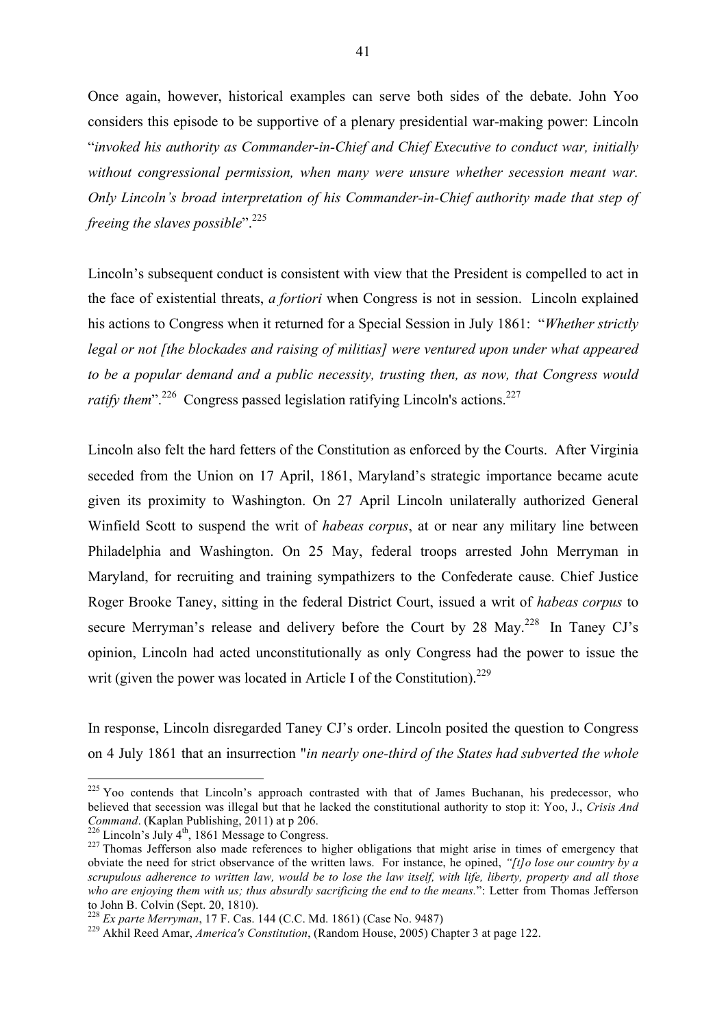Once again, however, historical examples can serve both sides of the debate. John Yoo considers this episode to be supportive of a plenary presidential war-making power: Lincoln "*invoked his authority as Commander-in-Chief and Chief Executive to conduct war, initially without congressional permission, when many were unsure whether secession meant war. Only Lincoln's broad interpretation of his Commander-in-Chief authority made that step of freeing the slaves possible*".[225]

Lincoln's subsequent conduct is consistent with view that the President is compelled to act in the face of existential threats, *a fortiori* when Congress is not in session. Lincoln explained his actions to Congress when it returned for a Special Session in July 1861: "*Whether strictly legal or not [the blockades and raising of militias] were ventured upon under what appeared to be a popular demand and a public necessity, trusting then, as now, that Congress would ratify them*".[226] Congress passed legislation ratifying Lincoln's actions.[227]

Lincoln also felt the hard fetters of the Constitution as enforced by the Courts. After Virginia seceded from the Union on 17 April, 1861, Maryland's strategic importance became acute given its proximity to Washington. On 27 April Lincoln unilaterally authorized General Winfield Scott to suspend the writ of *habeas corpus*, at or near any military line between Philadelphia and Washington. On 25 May, federal troops arrested John Merryman in Maryland, for recruiting and training sympathizers to the Confederate cause. Chief Justice Roger Brooke Taney, sitting in the federal District Court, issued a writ of *habeas corpus* to secure Merryman's release and delivery before the Court by 28 May.[228] In Taney CJ's opinion, Lincoln had acted unconstitutionally as only Congress had the power to issue the writ (given the power was located in Article I of the Constitution).[229]

In response, Lincoln disregarded Taney CJ's order. Lincoln posited the question to Congress on 4 July 1861 that an insurrection "*in nearly one-third of the States had subverted the whole*

---

[225] Yoo contends that Lincoln's approach contrasted with that of James Buchanan, his predecessor, who believed that secession was illegal but that he lacked the constitutional authority to stop it: Yoo, J., *Crisis And Command*. (Kaplan Publishing, 2011) at p 206.

[226] Lincoln's July 4th, 1861 Message to Congress.

[227] Thomas Jefferson also made references to higher obligations that might arise in times of emergency that obviate the need for strict observance of the written laws. For instance, he opined, *"[t]o lose our country by a scrupulous adherence to written law, would be to lose the law itself, with life, liberty, property and all those who are enjoying them with us; thus absurdly sacrificing the end to the means."*: Letter from Thomas Jefferson to John B. Colvin (Sept. 20, 1810).

[228] *Ex parte Merryman*, 17 F. Cas. 144 (C.C. Md. 1861) (Case No. 9487)

[229] Akhil Reed Amar, *America's Constitution*, (Random House, 2005) Chapter 3 at page 122.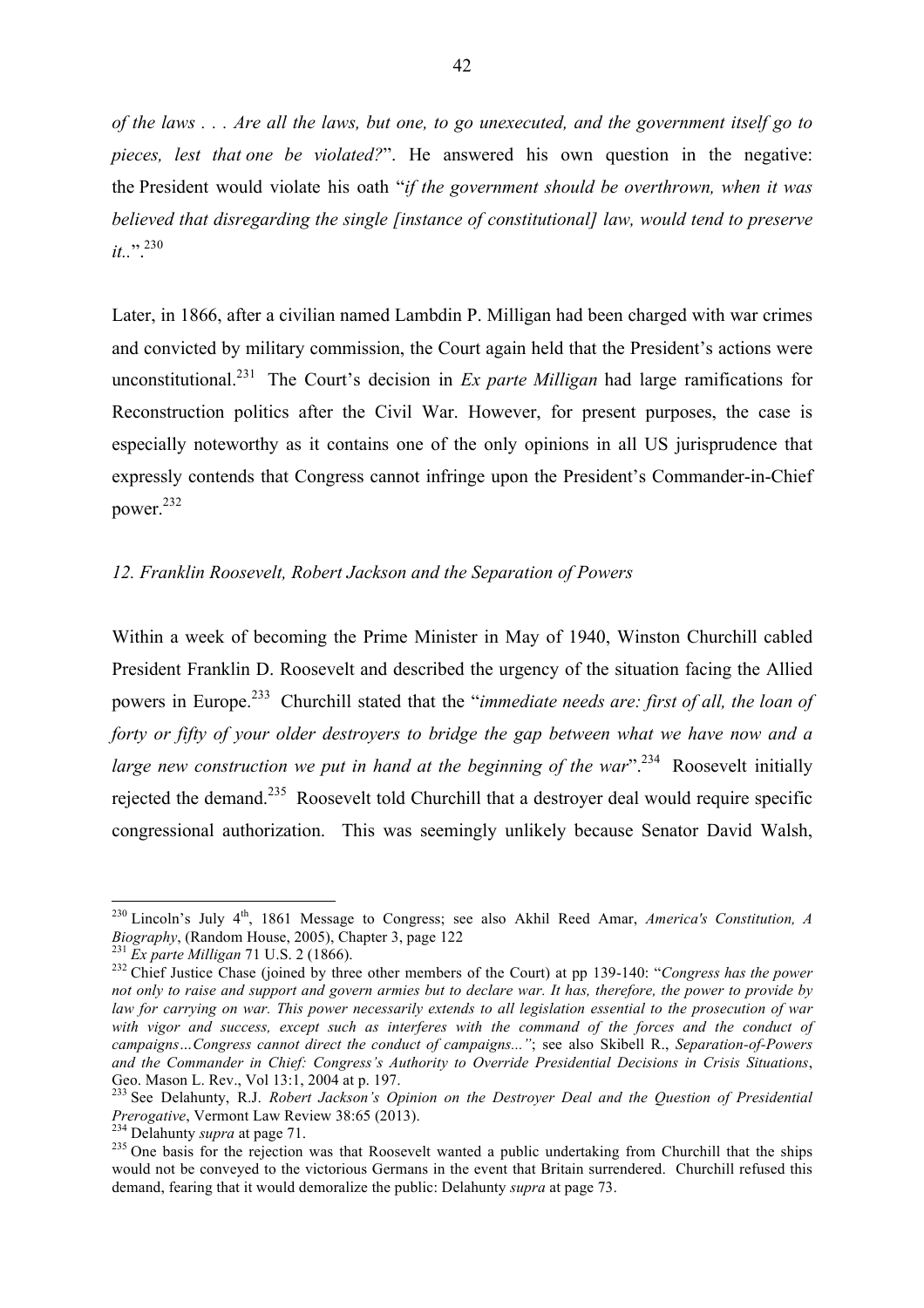*of the laws . . . Are all the laws, but one, to go unexecuted, and the government itself go to pieces, lest that one be violated?*". He answered his own question in the negative: the President would violate his oath "*if the government should be overthrown, when it was believed that disregarding the single [instance of constitutional] law, would tend to preserve it..*".[230]

Later, in 1866, after a civilian named Lambdin P. Milligan had been charged with war crimes and convicted by military commission, the Court again held that the President's actions were unconstitutional.[231] The Court's decision in *Ex parte Milligan* had large ramifications for Reconstruction politics after the Civil War. However, for present purposes, the case is especially noteworthy as it contains one of the only opinions in all US jurisprudence that expressly contends that Congress cannot infringe upon the President's Commander-in-Chief power.[232]

### *12. Franklin Roosevelt, Robert Jackson and the Separation of Powers*

Within a week of becoming the Prime Minister in May of 1940, Winston Churchill cabled President Franklin D. Roosevelt and described the urgency of the situation facing the Allied powers in Europe.[233] Churchill stated that the "*immediate needs are: first of all, the loan of forty or fifty of your older destroyers to bridge the gap between what we have now and a large new construction we put in hand at the beginning of the war*".[234] Roosevelt initially rejected the demand.[235] Roosevelt told Churchill that a destroyer deal would require specific congressional authorization. This was seemingly unlikely because Senator David Walsh,

---

[230] Lincoln's July 4th, 1861 Message to Congress; see also Akhil Reed Amar, *America's Constitution, A Biography*, (Random House, 2005), Chapter 3, page 122

[231] *Ex parte Milligan* 71 U.S. 2 (1866).

[232] Chief Justice Chase (joined by three other members of the Court) at pp 139-140: "*Congress has the power not only to raise and support and govern armies but to declare war. It has, therefore, the power to provide by law for carrying on war. This power necessarily extends to all legislation essential to the prosecution of war with vigor and success, except such as interferes with the command of the forces and the conduct of campaigns…Congress cannot direct the conduct of campaigns...*"; see also Skibell R., *Separation-of-Powers and the Commander in Chief: Congress's Authority to Override Presidential Decisions in Crisis Situations*, Geo. Mason L. Rev., Vol 13:1, 2004 at p. 197.

[233] See Delahunty, R.J. *Robert Jackson's Opinion on the Destroyer Deal and the Question of Presidential Prerogative*, Vermont Law Review 38:65 (2013).

[234] Delahunty *supra* at page 71.

[235] One basis for the rejection was that Roosevelt wanted a public undertaking from Churchill that the ships would not be conveyed to the victorious Germans in the event that Britain surrendered. Churchill refused this demand, fearing that it would demoralize the public: Delahunty *supra* at page 73.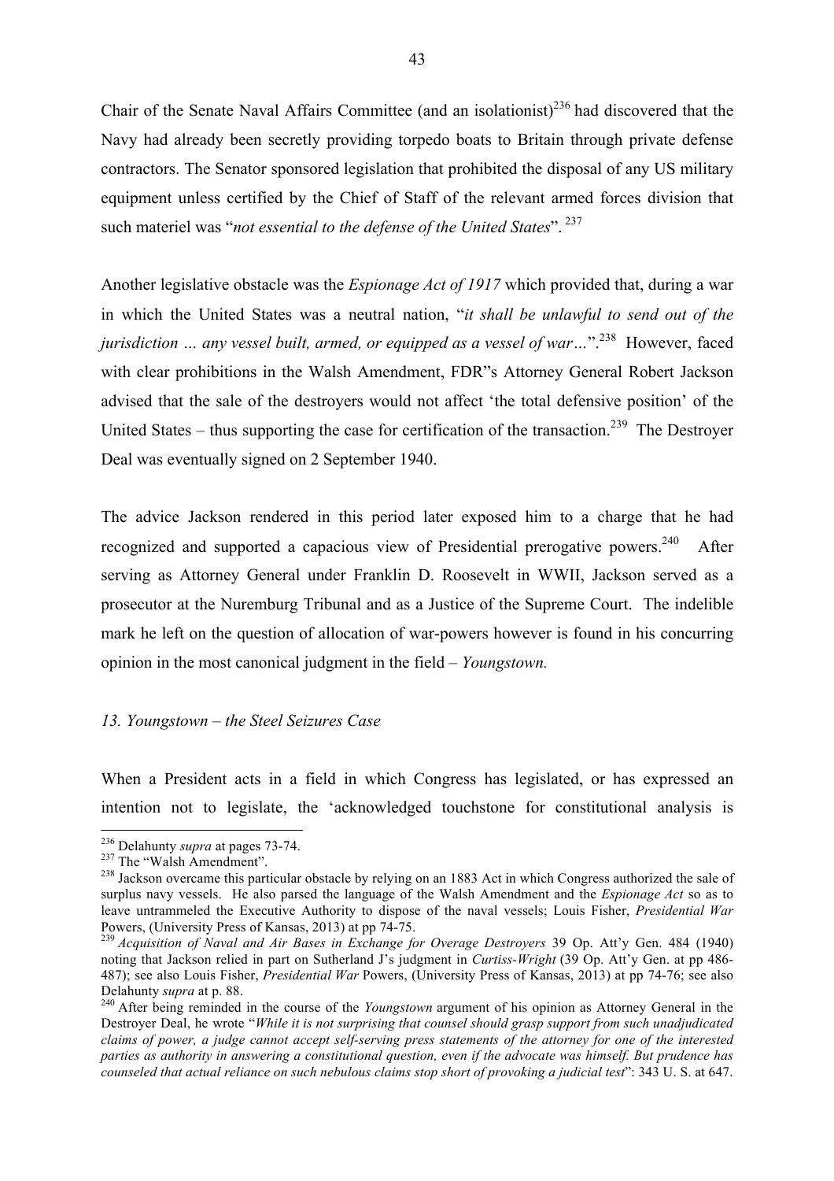Chair of the Senate Naval Affairs Committee (and an isolationist)[236] had discovered that the Navy had already been secretly providing torpedo boats to Britain through private defense contractors. The Senator sponsored legislation that prohibited the disposal of any US military equipment unless certified by the Chief of Staff of the relevant armed forces division that such materiel was "*not essential to the defense of the United States*". [237]

Another legislative obstacle was the *Espionage Act of 1917* which provided that, during a war in which the United States was a neutral nation, "*it shall be unlawful to send out of the jurisdiction … any vessel built, armed, or equipped as a vessel of war…*".[238] However, faced with clear prohibitions in the Walsh Amendment, FDR"s Attorney General Robert Jackson advised that the sale of the destroyers would not affect 'the total defensive position' of the United States – thus supporting the case for certification of the transaction.[239] The Destroyer Deal was eventually signed on 2 September 1940.

The advice Jackson rendered in this period later exposed him to a charge that he had recognized and supported a capacious view of Presidential prerogative powers.[240] After serving as Attorney General under Franklin D. Roosevelt in WWII, Jackson served as a prosecutor at the Nuremburg Tribunal and as a Justice of the Supreme Court. The indelible mark he left on the question of allocation of war-powers however is found in his concurring opinion in the most canonical judgment in the field – *Youngstown.*

*13. Youngstown – the Steel Seizures Case*

When a President acts in a field in which Congress has legislated, or has expressed an intention not to legislate, the 'acknowledged touchstone for constitutional analysis is

---

[236] Delahunty *supra* at pages 73-74.

[237] The "Walsh Amendment".

[238] Jackson overcame this particular obstacle by relying on an 1883 Act in which Congress authorized the sale of surplus navy vessels. He also parsed the language of the Walsh Amendment and the *Espionage Act* so as to leave untrammeled the Executive Authority to dispose of the naval vessels; Louis Fisher, *Presidential War* Powers, (University Press of Kansas, 2013) at pp 74-75.

[239] *Acquisition of Naval and Air Bases in Exchange for Overage Destroyers* 39 Op. Att'y Gen. 484 (1940) noting that Jackson relied in part on Sutherland J's judgment in *Curtiss-Wright* (39 Op. Att'y Gen. at pp 486-487); see also Louis Fisher, *Presidential War* Powers, (University Press of Kansas, 2013) at pp 74-76; see also Delahunty *supra* at p. 88.

[240] After being reminded in the course of the *Youngstown* argument of his opinion as Attorney General in the Destroyer Deal, he wrote "*While it is not surprising that counsel should grasp support from such unadjudicated claims of power, a judge cannot accept self-serving press statements of the attorney for one of the interested parties as authority in answering a constitutional question, even if the advocate was himself. But prudence has counseled that actual reliance on such nebulous claims stop short of provoking a judicial test*": 343 U. S. at 647.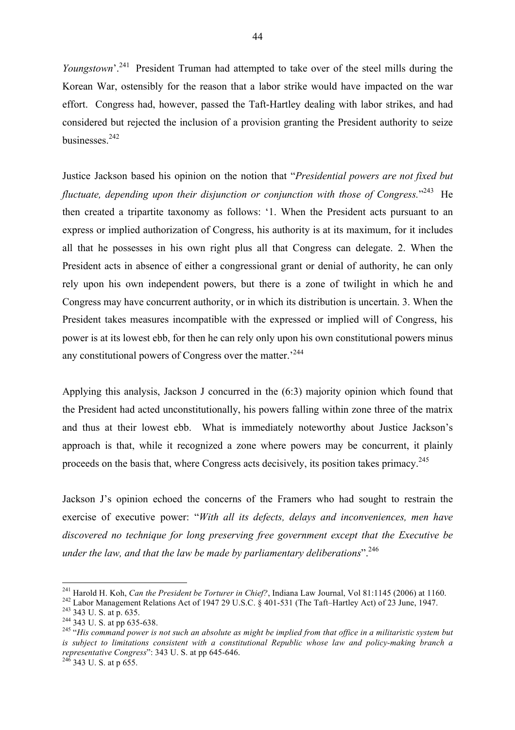*Youngstown*'.[241] President Truman had attempted to take over of the steel mills during the Korean War, ostensibly for the reason that a labor strike would have impacted on the war effort. Congress had, however, passed the Taft-Hartley dealing with labor strikes, and had considered but rejected the inclusion of a provision granting the President authority to seize businesses.[242]

Justice Jackson based his opinion on the notion that "*Presidential powers are not fixed but fluctuate, depending upon their disjunction or conjunction with those of Congress.*"[243] He then created a tripartite taxonomy as follows: '1. When the President acts pursuant to an express or implied authorization of Congress, his authority is at its maximum, for it includes all that he possesses in his own right plus all that Congress can delegate. 2. When the President acts in absence of either a congressional grant or denial of authority, he can only rely upon his own independent powers, but there is a zone of twilight in which he and Congress may have concurrent authority, or in which its distribution is uncertain. 3. When the President takes measures incompatible with the expressed or implied will of Congress, his power is at its lowest ebb, for then he can rely only upon his own constitutional powers minus any constitutional powers of Congress over the matter.'[244]

Applying this analysis, Jackson J concurred in the (6:3) majority opinion which found that the President had acted unconstitutionally, his powers falling within zone three of the matrix and thus at their lowest ebb. What is immediately noteworthy about Justice Jackson's approach is that, while it recognized a zone where powers may be concurrent, it plainly proceeds on the basis that, where Congress acts decisively, its position takes primacy.[245]

Jackson J's opinion echoed the concerns of the Framers who had sought to restrain the exercise of executive power: "*With all its defects, delays and inconveniences, men have discovered no technique for long preserving free government except that the Executive be under the law, and that the law be made by parliamentary deliberations*".[246]

---

[241] Harold H. Koh, *Can the President be Torturer in Chief?*, Indiana Law Journal, Vol 81:1145 (2006) at 1160.

[242] Labor Management Relations Act of 1947 29 U.S.C. § 401-531 (The Taft–Hartley Act) of 23 June, 1947.

[243] 343 U. S. at p. 635.

[244] 343 U. S. at pp 635-638.

[245] "*His command power is not such an absolute as might be implied from that office in a militaristic system but is subject to limitations consistent with a constitutional Republic whose law and policy-making branch a representative Congress*": 343 U. S. at pp 645-646.

[246] 343 U. S. at p 655.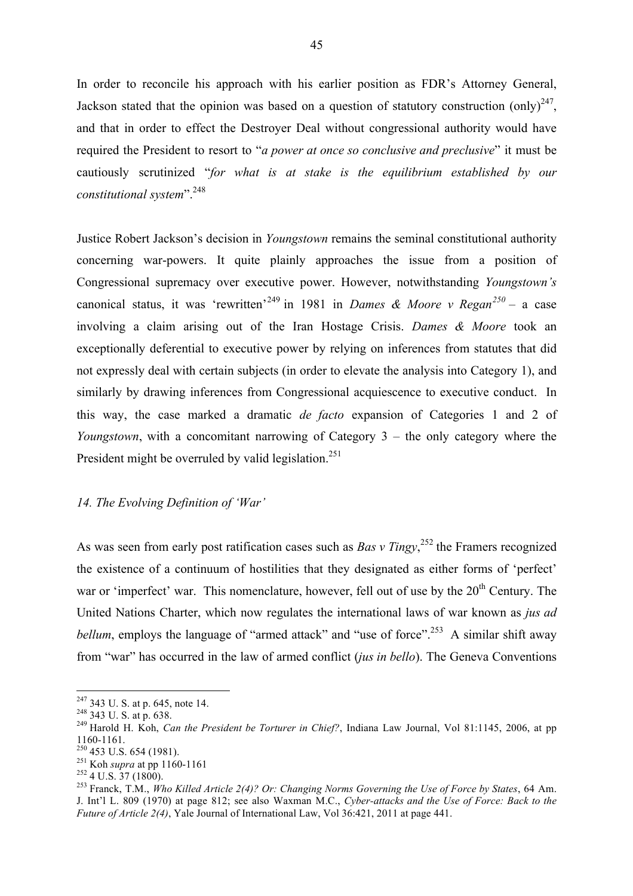In order to reconcile his approach with his earlier position as FDR's Attorney General, Jackson stated that the opinion was based on a question of statutory construction (only)[247], and that in order to effect the Destroyer Deal without congressional authority would have required the President to resort to "*a power at once so conclusive and preclusive*" it must be cautiously scrutinized "*for what is at stake is the equilibrium established by our constitutional system*".[248]

Justice Robert Jackson's decision in *Youngstown* remains the seminal constitutional authority concerning war-powers. It quite plainly approaches the issue from a position of Congressional supremacy over executive power. However, notwithstanding *Youngstown's* canonical status, it was 'rewritten'[249] in 1981 in *Dames & Moore v Regan*[250] – a case involving a claim arising out of the Iran Hostage Crisis. *Dames & Moore* took an exceptionally deferential to executive power by relying on inferences from statutes that did not expressly deal with certain subjects (in order to elevate the analysis into Category 1), and similarly by drawing inferences from Congressional acquiescence to executive conduct. In this way, the case marked a dramatic *de facto* expansion of Categories 1 and 2 of *Youngstown*, with a concomitant narrowing of Category 3 – the only category where the President might be overruled by valid legislation.[251]

### *14. The Evolving Definition of 'War'*

As was seen from early post ratification cases such as *Bas v Tingy*,[252] the Framers recognized the existence of a continuum of hostilities that they designated as either forms of 'perfect' war or 'imperfect' war. This nomenclature, however, fell out of use by the 20th Century. The United Nations Charter, which now regulates the international laws of war known as *jus ad bellum*, employs the language of "armed attack" and "use of force".[253] A similar shift away from "war" has occurred in the law of armed conflict (*jus in bello*). The Geneva Conventions

---

[247] 343 U. S. at p. 645, note 14.

[248] 343 U. S. at p. 638.

[249] Harold H. Koh, *Can the President be Torturer in Chief?*, Indiana Law Journal, Vol 81:1145, 2006, at pp 1160-1161.

[250] 453 U.S. 654 (1981).

[251] Koh *supra* at pp 1160-1161

[252] 4 U.S. 37 (1800).

[253] Franck, T.M., *Who Killed Article 2(4)? Or: Changing Norms Governing the Use of Force by States*, 64 Am. J. Int'l L. 809 (1970) at page 812; see also Waxman M.C., *Cyber-attacks and the Use of Force: Back to the Future of Article 2(4)*, Yale Journal of International Law, Vol 36:421, 2011 at page 441.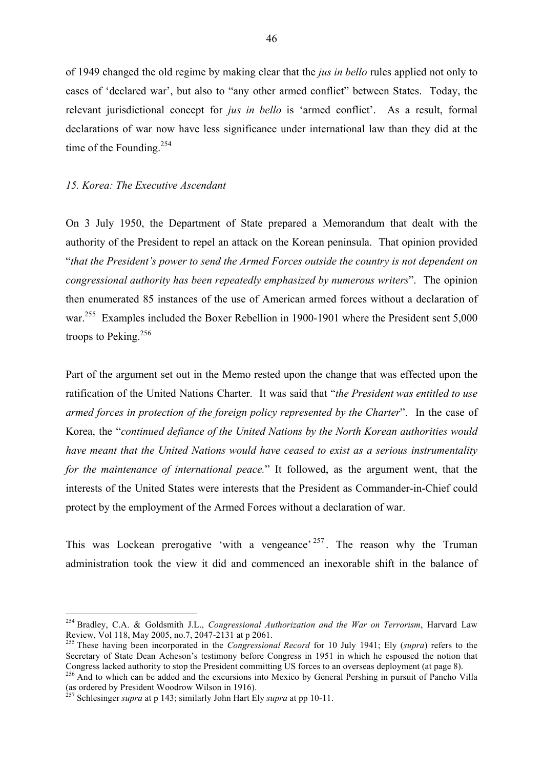of 1949 changed the old regime by making clear that the *jus in bello* rules applied not only to cases of 'declared war', but also to "any other armed conflict" between States. Today, the relevant jurisdictional concept for *jus in bello* is 'armed conflict'. As a result, formal declarations of war now have less significance under international law than they did at the time of the Founding.[254]

*15. Korea: The Executive Ascendant*

On 3 July 1950, the Department of State prepared a Memorandum that dealt with the authority of the President to repel an attack on the Korean peninsula. That opinion provided "*that the President's power to send the Armed Forces outside the country is not dependent on congressional authority has been repeatedly emphasized by numerous writers*". The opinion then enumerated 85 instances of the use of American armed forces without a declaration of war.[255] Examples included the Boxer Rebellion in 1900-1901 where the President sent 5,000 troops to Peking.[256]

Part of the argument set out in the Memo rested upon the change that was effected upon the ratification of the United Nations Charter. It was said that "*the President was entitled to use armed forces in protection of the foreign policy represented by the Charter*". In the case of Korea, the "*continued defiance of the United Nations by the North Korean authorities would have meant that the United Nations would have ceased to exist as a serious instrumentality for the maintenance of international peace.*" It followed, as the argument went, that the interests of the United States were interests that the President as Commander-in-Chief could protect by the employment of the Armed Forces without a declaration of war.

This was Lockean prerogative 'with a vengeance'[257]. The reason why the Truman administration took the view it did and commenced an inexorable shift in the balance of

---

[254] Bradley, C.A. & Goldsmith J.L., *Congressional Authorization and the War on Terrorism*, Harvard Law Review, Vol 118, May 2005, no.7, 2047-2131 at p 2061.

[255] These having been incorporated in the *Congressional Record* for 10 July 1941; Ely (*supra*) refers to the Secretary of State Dean Acheson's testimony before Congress in 1951 in which he espoused the notion that Congress lacked authority to stop the President committing US forces to an overseas deployment (at page 8).

[256] And to which can be added and the excursions into Mexico by General Pershing in pursuit of Pancho Villa (as ordered by President Woodrow Wilson in 1916).

[257] Schlesinger *supra* at p 143; similarly John Hart Ely *supra* at pp 10-11.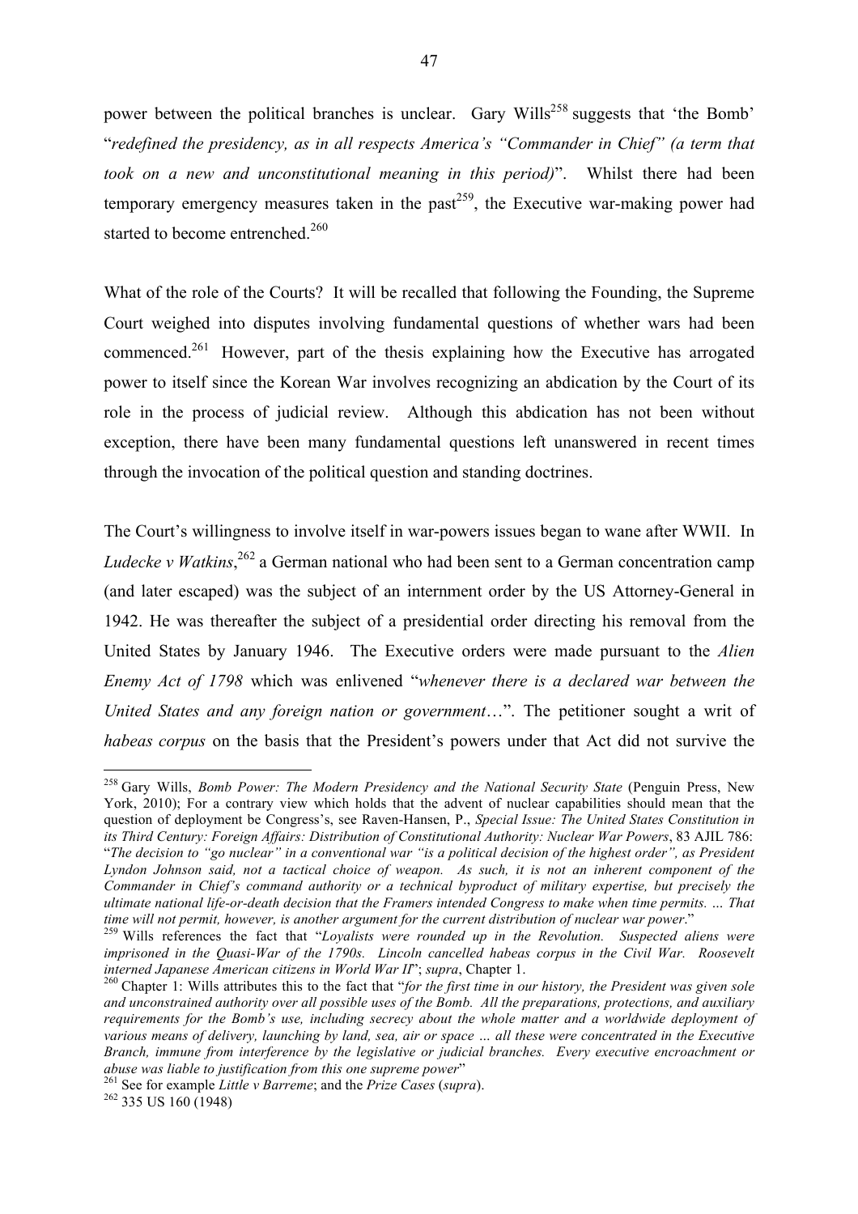power between the political branches is unclear. Gary Wills[258] suggests that 'the Bomb' "*redefined the presidency, as in all respects America's "Commander in Chief" (a term that took on a new and unconstitutional meaning in this period)*". Whilst there had been temporary emergency measures taken in the past[259], the Executive war-making power had started to become entrenched.[260]

What of the role of the Courts? It will be recalled that following the Founding, the Supreme Court weighed into disputes involving fundamental questions of whether wars had been commenced.[261] However, part of the thesis explaining how the Executive has arrogated power to itself since the Korean War involves recognizing an abdication by the Court of its role in the process of judicial review. Although this abdication has not been without exception, there have been many fundamental questions left unanswered in recent times through the invocation of the political question and standing doctrines.

The Court's willingness to involve itself in war-powers issues began to wane after WWII. In *Ludecke v Watkins*,[262] a German national who had been sent to a German concentration camp (and later escaped) was the subject of an internment order by the US Attorney-General in 1942. He was thereafter the subject of a presidential order directing his removal from the United States by January 1946. The Executive orders were made pursuant to the *Alien Enemy Act of 1798* which was enlivened "*whenever there is a declared war between the United States and any foreign nation or government*…". The petitioner sought a writ of *habeas corpus* on the basis that the President's powers under that Act did not survive the

---

[258] Gary Wills, *Bomb Power: The Modern Presidency and the National Security State* (Penguin Press, New York, 2010); For a contrary view which holds that the advent of nuclear capabilities should mean that the question of deployment be Congress's, see Raven-Hansen, P., *Special Issue: The United States Constitution in its Third Century: Foreign Affairs: Distribution of Constitutional Authority: Nuclear War Powers*, 83 AJIL 786: "*The decision to "go nuclear" in a conventional war "is a political decision of the highest order", as President Lyndon Johnson said, not a tactical choice of weapon. As such, it is not an inherent component of the Commander in Chief's command authority or a technical byproduct of military expertise, but precisely the ultimate national life-or-death decision that the Framers intended Congress to make when time permits. … That time will not permit, however, is another argument for the current distribution of nuclear war power*."

[259] Wills references the fact that "*Loyalists were rounded up in the Revolution. Suspected aliens were imprisoned in the Quasi-War of the 1790s. Lincoln cancelled habeas corpus in the Civil War. Roosevelt interned Japanese American citizens in World War II*"; *supra*, Chapter 1.

[260] Chapter 1: Wills attributes this to the fact that "*for the first time in our history, the President was given sole and unconstrained authority over all possible uses of the Bomb. All the preparations, protections, and auxiliary requirements for the Bomb's use, including secrecy about the whole matter and a worldwide deployment of various means of delivery, launching by land, sea, air or space … all these were concentrated in the Executive Branch, immune from interference by the legislative or judicial branches. Every executive encroachment or abuse was liable to justification from this one supreme power*"

[261] See for example *Little v Barreme*; and the *Prize Cases* (*supra*).

[262] 335 US 160 (1948)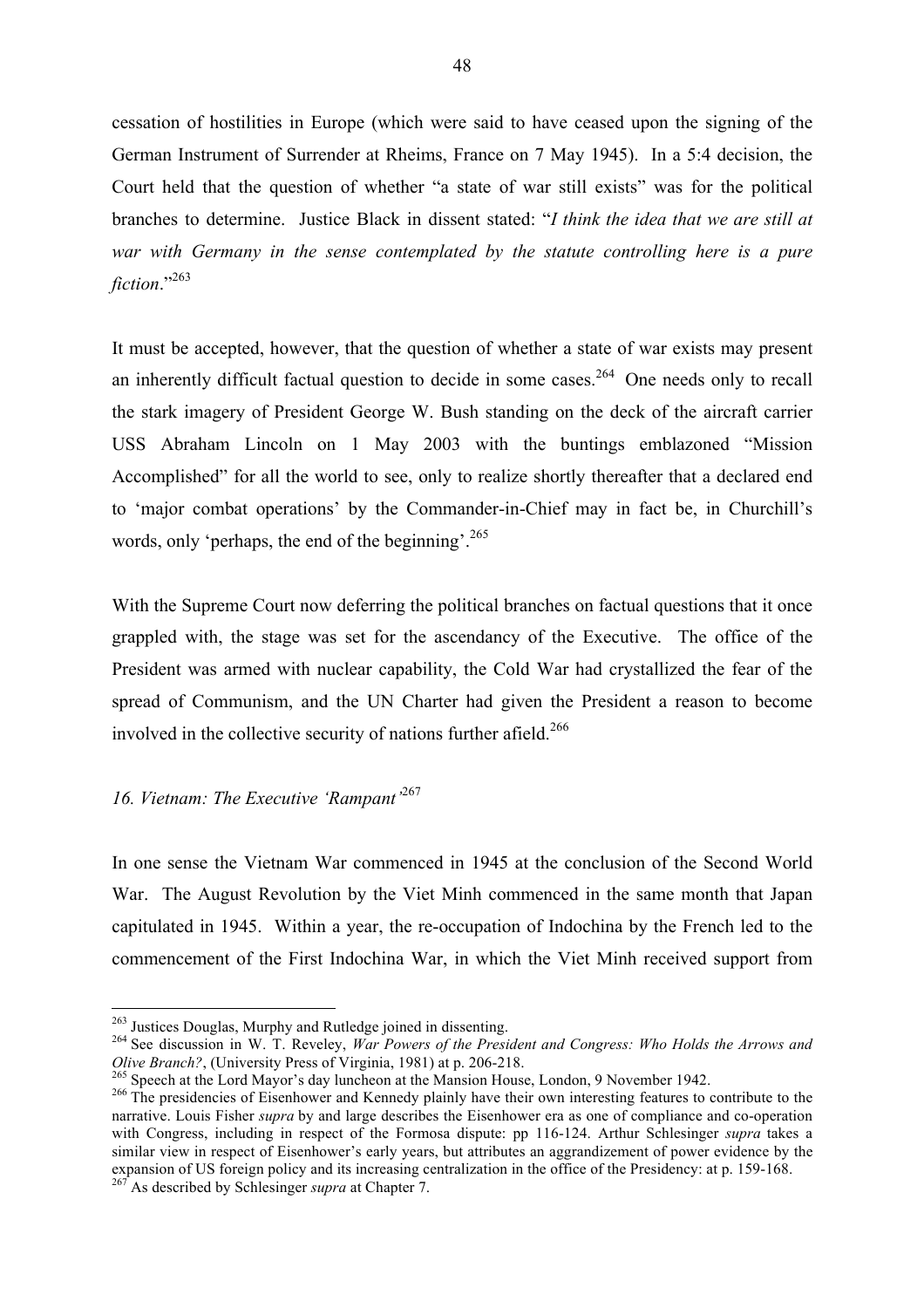cessation of hostilities in Europe (which were said to have ceased upon the signing of the German Instrument of Surrender at Rheims, France on 7 May 1945). In a 5:4 decision, the Court held that the question of whether "a state of war still exists" was for the political branches to determine. Justice Black in dissent stated: "*I think the idea that we are still at war with Germany in the sense contemplated by the statute controlling here is a pure fiction*."[263]

It must be accepted, however, that the question of whether a state of war exists may present an inherently difficult factual question to decide in some cases.[264] One needs only to recall the stark imagery of President George W. Bush standing on the deck of the aircraft carrier USS Abraham Lincoln on 1 May 2003 with the buntings emblazoned "Mission Accomplished" for all the world to see, only to realize shortly thereafter that a declared end to 'major combat operations' by the Commander-in-Chief may in fact be, in Churchill's words, only 'perhaps, the end of the beginning'.[265]

With the Supreme Court now deferring the political branches on factual questions that it once grappled with, the stage was set for the ascendancy of the Executive. The office of the President was armed with nuclear capability, the Cold War had crystallized the fear of the spread of Communism, and the UN Charter had given the President a reason to become involved in the collective security of nations further afield.[266]

### *16. Vietnam: The Executive 'Rampant'*[267]

In one sense the Vietnam War commenced in 1945 at the conclusion of the Second World War. The August Revolution by the Viet Minh commenced in the same month that Japan capitulated in 1945. Within a year, the re-occupation of Indochina by the French led to the commencement of the First Indochina War, in which the Viet Minh received support from

---

[263] Justices Douglas, Murphy and Rutledge joined in dissenting.

[264] See discussion in W. T. Reveley, *War Powers of the President and Congress: Who Holds the Arrows and Olive Branch?*, (University Press of Virginia, 1981) at p. 206-218.

[265] Speech at the Lord Mayor's day luncheon at the Mansion House, London, 9 November 1942.

[266] The presidencies of Eisenhower and Kennedy plainly have their own interesting features to contribute to the narrative. Louis Fisher *supra* by and large describes the Eisenhower era as one of compliance and co-operation with Congress, including in respect of the Formosa dispute: pp 116-124. Arthur Schlesinger *supra* takes a similar view in respect of Eisenhower's early years, but attributes an aggrandizement of power evidence by the expansion of US foreign policy and its increasing centralization in the office of the Presidency: at p. 159-168.

[267] As described by Schlesinger *supra* at Chapter 7.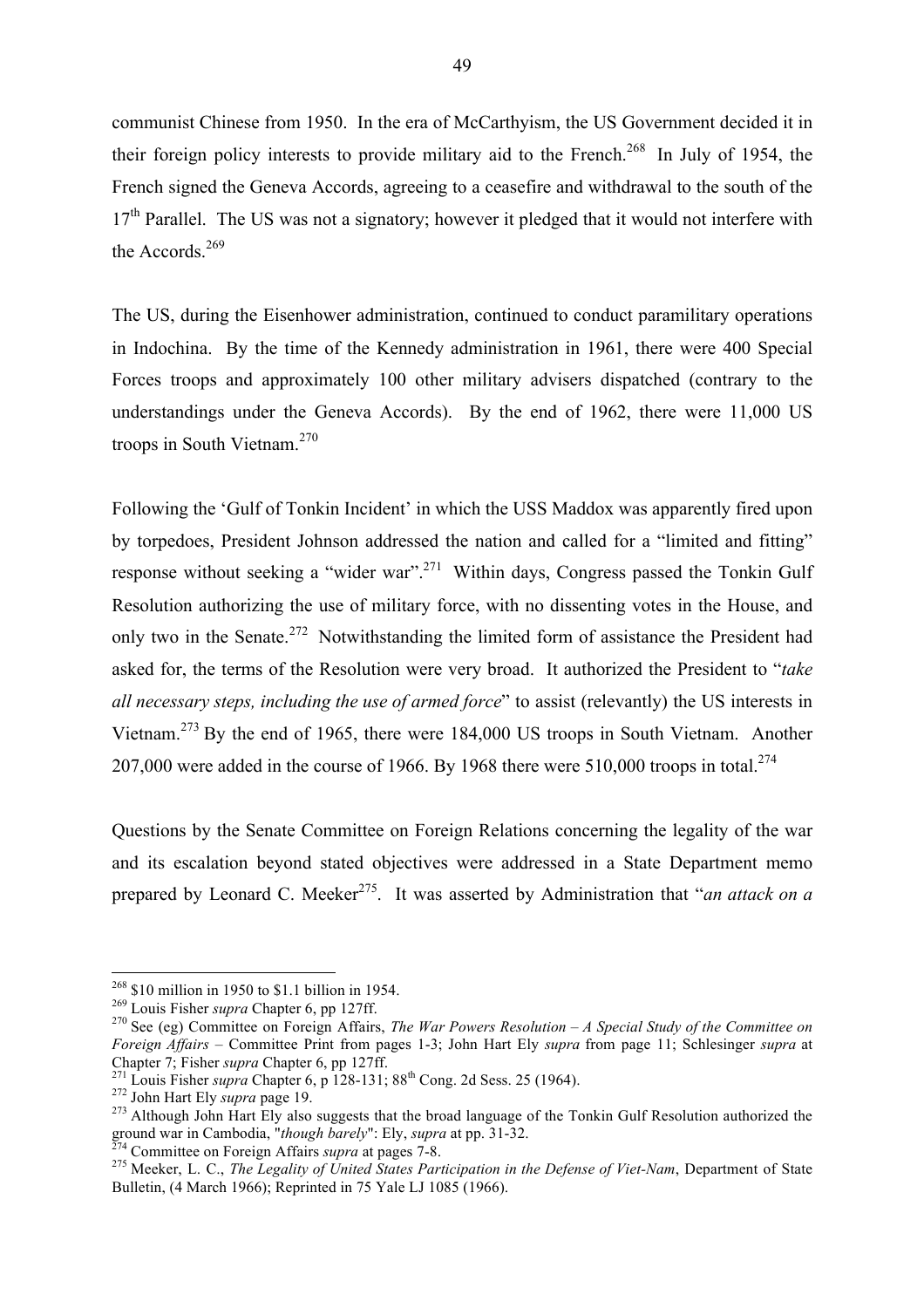communist Chinese from 1950. In the era of McCarthyism, the US Government decided it in their foreign policy interests to provide military aid to the French.[268] In July of 1954, the French signed the Geneva Accords, agreeing to a ceasefire and withdrawal to the south of the 17th Parallel. The US was not a signatory; however it pledged that it would not interfere with the Accords.[269]

The US, during the Eisenhower administration, continued to conduct paramilitary operations in Indochina. By the time of the Kennedy administration in 1961, there were 400 Special Forces troops and approximately 100 other military advisers dispatched (contrary to the understandings under the Geneva Accords). By the end of 1962, there were 11,000 US troops in South Vietnam.[270]

Following the 'Gulf of Tonkin Incident' in which the USS Maddox was apparently fired upon by torpedoes, President Johnson addressed the nation and called for a "limited and fitting" response without seeking a "wider war".[271] Within days, Congress passed the Tonkin Gulf Resolution authorizing the use of military force, with no dissenting votes in the House, and only two in the Senate.[272] Notwithstanding the limited form of assistance the President had asked for, the terms of the Resolution were very broad. It authorized the President to "*take all necessary steps, including the use of armed force*" to assist (relevantly) the US interests in Vietnam.[273] By the end of 1965, there were 184,000 US troops in South Vietnam. Another 207,000 were added in the course of 1966. By 1968 there were 510,000 troops in total.[274]

Questions by the Senate Committee on Foreign Relations concerning the legality of the war and its escalation beyond stated objectives were addressed in a State Department memo prepared by Leonard C. Meeker[275]. It was asserted by Administration that "*an attack on a*

---

[268] $10 million in 1950 to $1.1 billion in 1954.

[269] Louis Fisher *supra* Chapter 6, pp 127ff.

[270] See (eg) Committee on Foreign Affairs, *The War Powers Resolution – A Special Study of the Committee on Foreign Affairs* – Committee Print from pages 1-3; John Hart Ely *supra* from page 11; Schlesinger *supra* at Chapter 7; Fisher *supra* Chapter 6, pp 127ff.

[271] Louis Fisher *supra* Chapter 6, p 128-131; 88th Cong. 2d Sess. 25 (1964).

[272] John Hart Ely *supra* page 19.

[273] Although John Hart Ely also suggests that the broad language of the Tonkin Gulf Resolution authorized the ground war in Cambodia, "*though barely*": Ely, *supra* at pp. 31-32.

[274] Committee on Foreign Affairs *supra* at pages 7-8.

[275] Meeker, L. C., *The Legality of United States Participation in the Defense of Viet-Nam*, Department of State Bulletin, (4 March 1966); Reprinted in 75 Yale LJ 1085 (1966).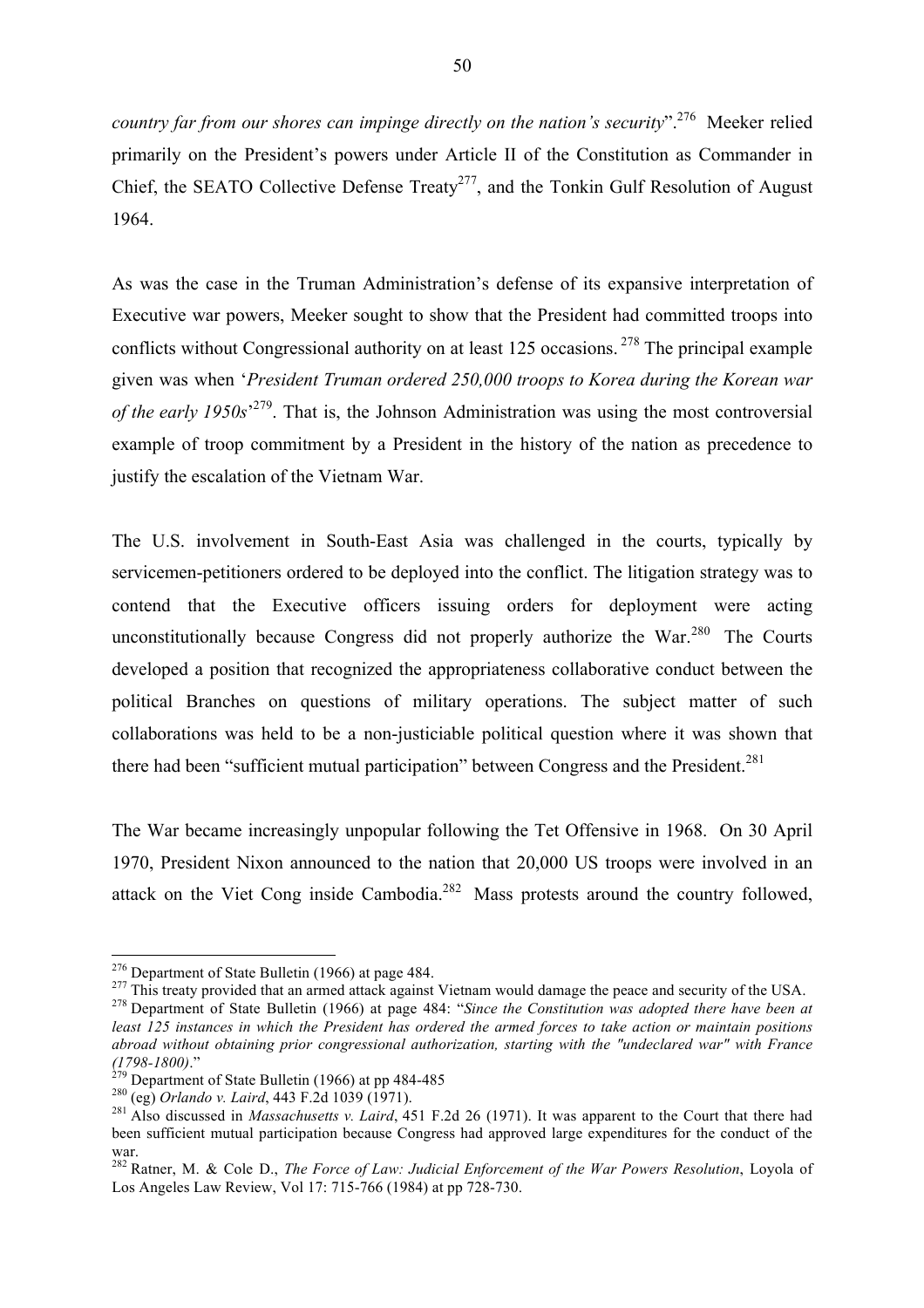*country far from our shores can impinge directly on the nation's security*".[276] Meeker relied primarily on the President's powers under Article II of the Constitution as Commander in Chief, the SEATO Collective Defense Treaty[277], and the Tonkin Gulf Resolution of August 1964.

As was the case in the Truman Administration's defense of its expansive interpretation of Executive war powers, Meeker sought to show that the President had committed troops into conflicts without Congressional authority on at least 125 occasions.[278] The principal example given was when '*President Truman ordered 250,000 troops to Korea during the Korean war of the early 1950s*'[279]. That is, the Johnson Administration was using the most controversial example of troop commitment by a President in the history of the nation as precedence to justify the escalation of the Vietnam War.

The U.S. involvement in South-East Asia was challenged in the courts, typically by servicemen-petitioners ordered to be deployed into the conflict. The litigation strategy was to contend that the Executive officers issuing orders for deployment were acting unconstitutionally because Congress did not properly authorize the War.[280] The Courts developed a position that recognized the appropriateness collaborative conduct between the political Branches on questions of military operations. The subject matter of such collaborations was held to be a non-justiciable political question where it was shown that there had been "sufficient mutual participation" between Congress and the President.[281]

The War became increasingly unpopular following the Tet Offensive in 1968. On 30 April 1970, President Nixon announced to the nation that 20,000 US troops were involved in an attack on the Viet Cong inside Cambodia.[282] Mass protests around the country followed,

---

[276] Department of State Bulletin (1966) at page 484.

[277] This treaty provided that an armed attack against Vietnam would damage the peace and security of the USA.

[278] Department of State Bulletin (1966) at page 484: "*Since the Constitution was adopted there have been at least 125 instances in which the President has ordered the armed forces to take action or maintain positions abroad without obtaining prior congressional authorization, starting with the "undeclared war" with France (1798-1800)*."

[279] Department of State Bulletin (1966) at pp 484-485

[280] (eg) *Orlando v. Laird*, 443 F.2d 1039 (1971).

[281] Also discussed in *Massachusetts v. Laird*, 451 F.2d 26 (1971). It was apparent to the Court that there had been sufficient mutual participation because Congress had approved large expenditures for the conduct of the war.

[282] Ratner, M. & Cole D., *The Force of Law: Judicial Enforcement of the War Powers Resolution*, Loyola of Los Angeles Law Review, Vol 17: 715-766 (1984) at pp 728-730.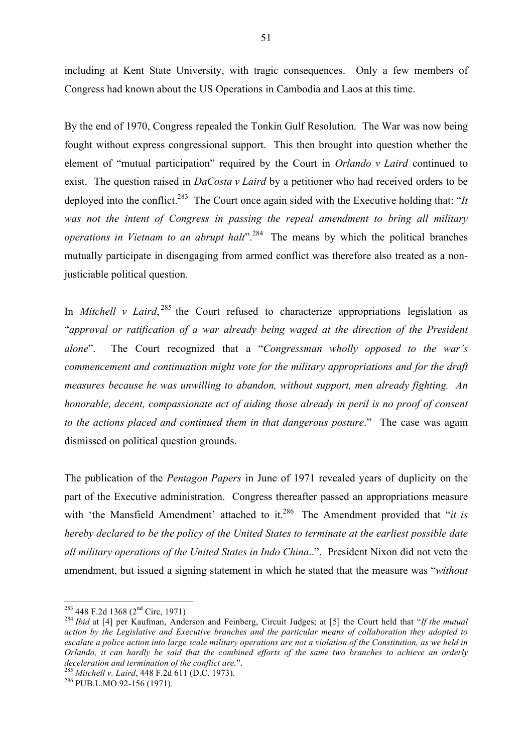including at Kent State University, with tragic consequences. Only a few members of Congress had known about the US Operations in Cambodia and Laos at this time.

By the end of 1970, Congress repealed the Tonkin Gulf Resolution. The War was now being fought without express congressional support. This then brought into question whether the element of "mutual participation" required by the Court in *Orlando v Laird* continued to exist. The question raised in *DaCosta v Laird* by a petitioner who had received orders to be deployed into the conflict.[283] The Court once again sided with the Executive holding that: "*It was not the intent of Congress in passing the repeal amendment to bring all military operations in Vietnam to an abrupt halt*".[284] The means by which the political branches mutually participate in disengaging from armed conflict was therefore also treated as a non-justiciable political question.

In *Mitchell v Laird*,[285] the Court refused to characterize appropriations legislation as "*approval or ratification of a war already being waged at the direction of the President alone*". The Court recognized that a "*Congressman wholly opposed to the war's commencement and continuation might vote for the military appropriations and for the draft measures because he was unwilling to abandon, without support, men already fighting. An honorable, decent, compassionate act of aiding those already in peril is no proof of consent to the actions placed and continued them in that dangerous posture*." The case was again dismissed on political question grounds.

The publication of the *Pentagon Papers* in June of 1971 revealed years of duplicity on the part of the Executive administration. Congress thereafter passed an appropriations measure with 'the Mansfield Amendment' attached to it.[286] The Amendment provided that "*it is hereby declared to be the policy of the United States to terminate at the earliest possible date all military operations of the United States in Indo China*..". President Nixon did not veto the amendment, but issued a signing statement in which he stated that the measure was "*without*

---

[283] 448 F.2d 1368 (2nd Circ, 1971)

[284] *Ibid* at [4] per Kaufman, Anderson and Feinberg, Circuit Judges; at [5] the Court held that "*If the mutual action by the Legislative and Executive branches and the particular means of collaboration they adopted to escalate a police action into large scale military operations are not a violation of the Constitution, as we held in Orlando, it can hardly be said that the combined efforts of the same two branches to achieve an orderly deceleration and termination of the conflict are.*".

[285] *Mitchell v. Laird*, 448 F.2d 611 (D.C. 1973).

[286] PUB.L.MO.92-156 (1971).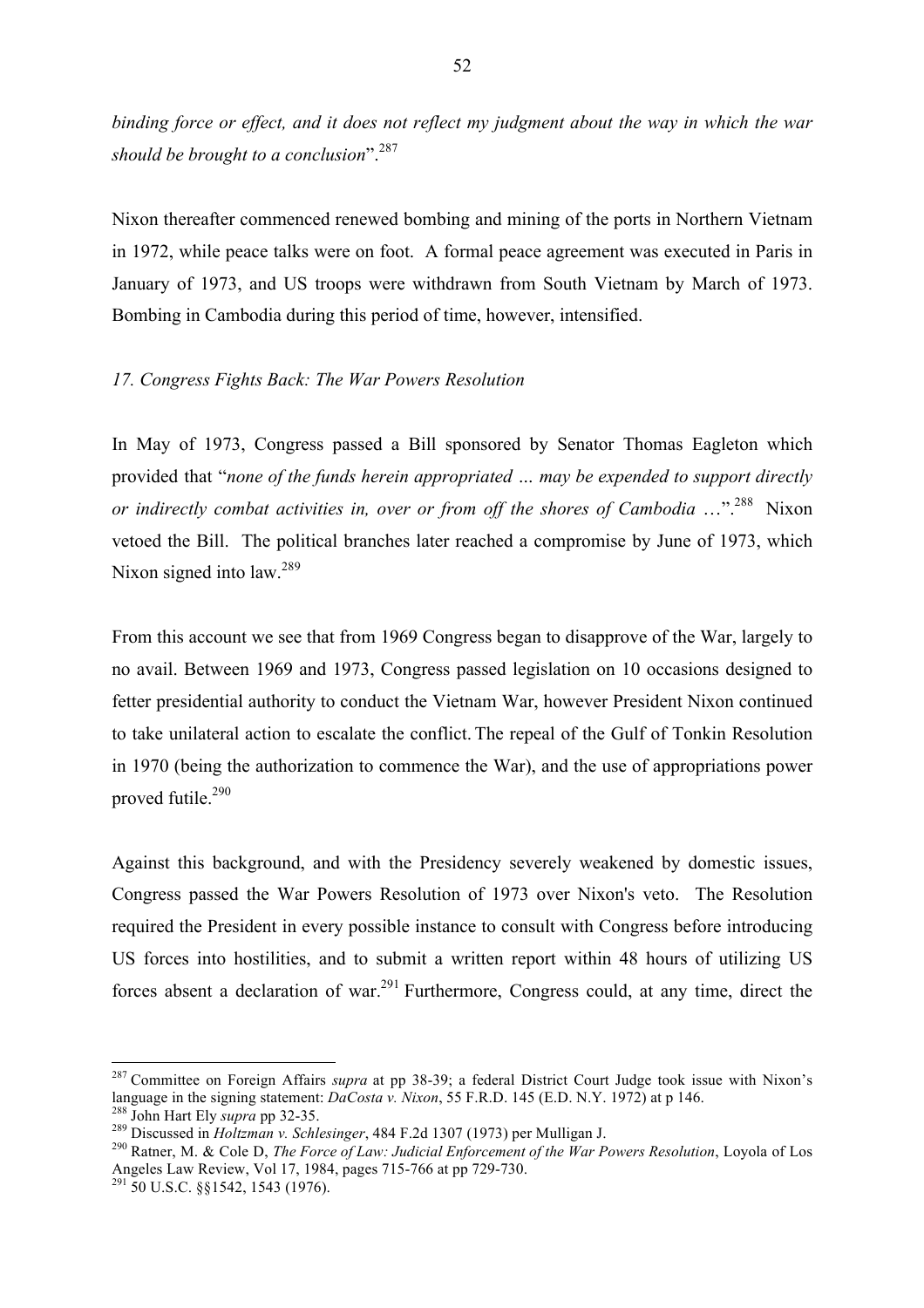*binding force or effect, and it does not reflect my judgment about the way in which the war should be brought to a conclusion*".[287]

Nixon thereafter commenced renewed bombing and mining of the ports in Northern Vietnam in 1972, while peace talks were on foot. A formal peace agreement was executed in Paris in January of 1973, and US troops were withdrawn from South Vietnam by March of 1973. Bombing in Cambodia during this period of time, however, intensified.

### *17. Congress Fights Back: The War Powers Resolution*

In May of 1973, Congress passed a Bill sponsored by Senator Thomas Eagleton which provided that "*none of the funds herein appropriated … may be expended to support directly or indirectly combat activities in, over or from off the shores of Cambodia* …".[288] Nixon vetoed the Bill. The political branches later reached a compromise by June of 1973, which Nixon signed into law.[289]

From this account we see that from 1969 Congress began to disapprove of the War, largely to no avail. Between 1969 and 1973, Congress passed legislation on 10 occasions designed to fetter presidential authority to conduct the Vietnam War, however President Nixon continued to take unilateral action to escalate the conflict. The repeal of the Gulf of Tonkin Resolution in 1970 (being the authorization to commence the War), and the use of appropriations power proved futile.[290]

Against this background, and with the Presidency severely weakened by domestic issues, Congress passed the War Powers Resolution of 1973 over Nixon's veto. The Resolution required the President in every possible instance to consult with Congress before introducing US forces into hostilities, and to submit a written report within 48 hours of utilizing US forces absent a declaration of war.[291] Furthermore, Congress could, at any time, direct the

---

[287] Committee on Foreign Affairs *supra* at pp 38-39; a federal District Court Judge took issue with Nixon's language in the signing statement: *DaCosta v. Nixon*, 55 F.R.D. 145 (E.D. N.Y. 1972) at p 146.

[288] John Hart Ely *supra* pp 32-35.

[289] Discussed in *Holtzman v. Schlesinger*, 484 F.2d 1307 (1973) per Mulligan J.

[290] Ratner, M. & Cole D, *The Force of Law: Judicial Enforcement of the War Powers Resolution*, Loyola of Los Angeles Law Review, Vol 17, 1984, pages 715-766 at pp 729-730.

[291] 50 U.S.C. §§1542, 1543 (1976).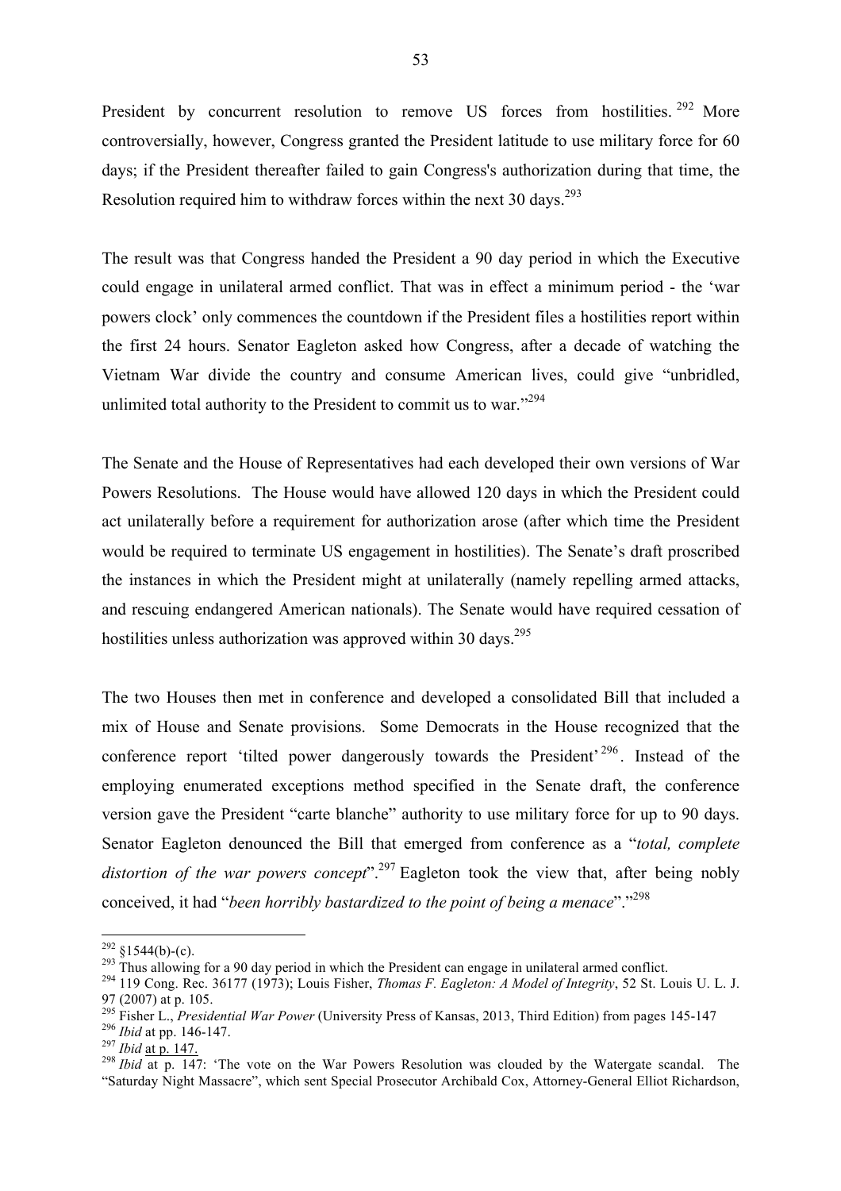President by concurrent resolution to remove US forces from hostilities.[292] More controversially, however, Congress granted the President latitude to use military force for 60 days; if the President thereafter failed to gain Congress's authorization during that time, the Resolution required him to withdraw forces within the next 30 days.[293]

The result was that Congress handed the President a 90 day period in which the Executive could engage in unilateral armed conflict. That was in effect a minimum period - the 'war powers clock' only commences the countdown if the President files a hostilities report within the first 24 hours. Senator Eagleton asked how Congress, after a decade of watching the Vietnam War divide the country and consume American lives, could give "unbridled, unlimited total authority to the President to commit us to war."[294]

The Senate and the House of Representatives had each developed their own versions of War Powers Resolutions. The House would have allowed 120 days in which the President could act unilaterally before a requirement for authorization arose (after which time the President would be required to terminate US engagement in hostilities). The Senate's draft proscribed the instances in which the President might at unilaterally (namely repelling armed attacks, and rescuing endangered American nationals). The Senate would have required cessation of hostilities unless authorization was approved within 30 days.[295]

The two Houses then met in conference and developed a consolidated Bill that included a mix of House and Senate provisions. Some Democrats in the House recognized that the conference report 'tilted power dangerously towards the President'[296]. Instead of the employing enumerated exceptions method specified in the Senate draft, the conference version gave the President "carte blanche" authority to use military force for up to 90 days. Senator Eagleton denounced the Bill that emerged from conference as a "*total, complete distortion of the war powers concept*".[297] Eagleton took the view that, after being nobly conceived, it had "*been horribly bastardized to the point of being a menace*"."[298]

---

[292] §1544(b)-(c).

[293] Thus allowing for a 90 day period in which the President can engage in unilateral armed conflict.

[294] 119 Cong. Rec. 36177 (1973); Louis Fisher, *Thomas F. Eagleton: A Model of Integrity*, 52 St. Louis U. L. J. 97 (2007) at p. 105.

[295] Fisher L., *Presidential War Power* (University Press of Kansas, 2013, Third Edition) from pages 145-147

[296] *Ibid* at pp. 146-147.

[297] *Ibid* at p. 147.

[298] *Ibid* at p. 147: 'The vote on the War Powers Resolution was clouded by the Watergate scandal. The "Saturday Night Massacre", which sent Special Prosecutor Archibald Cox, Attorney-General Elliot Richardson,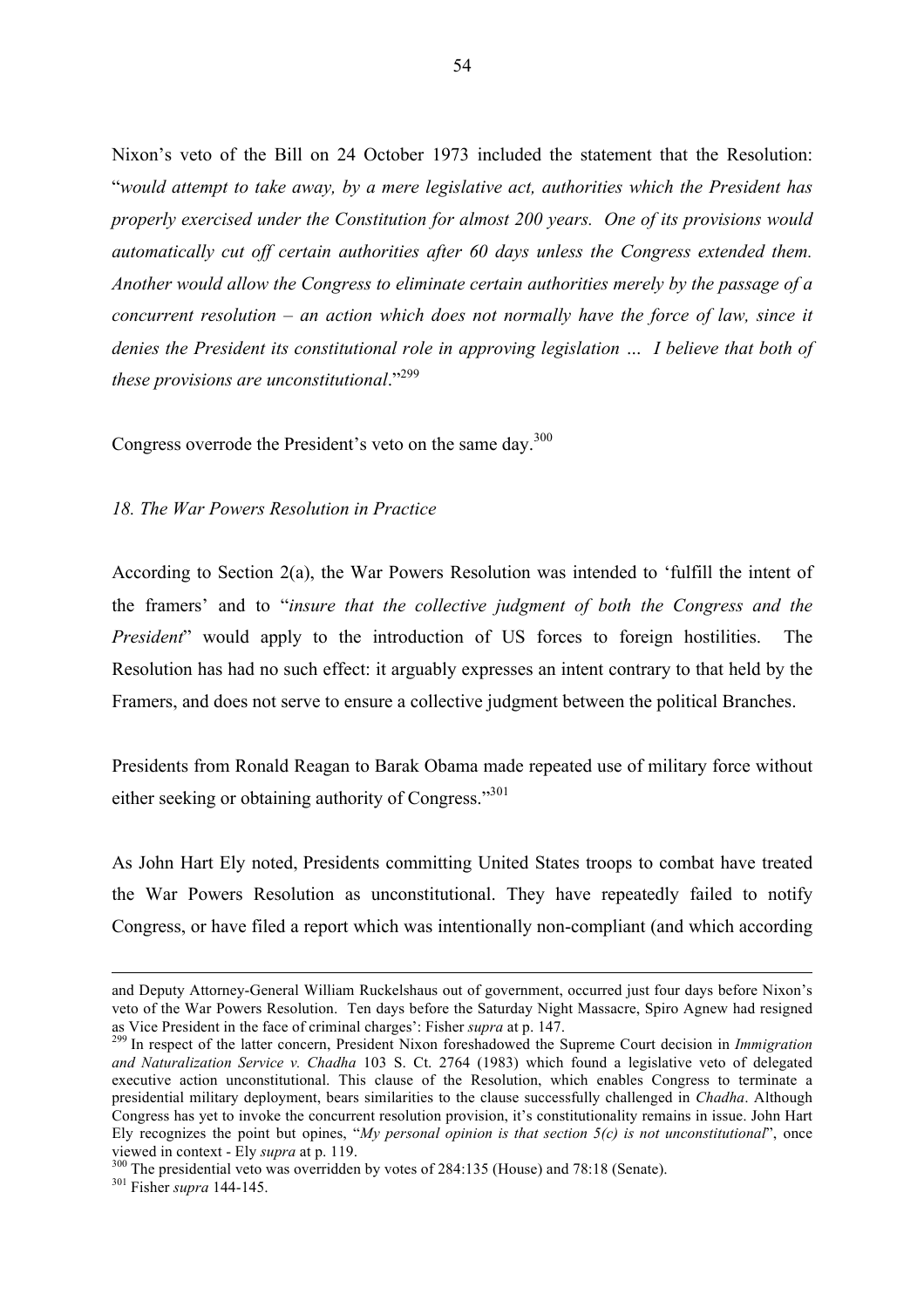Nixon's veto of the Bill on 24 October 1973 included the statement that the Resolution: "*would attempt to take away, by a mere legislative act, authorities which the President has properly exercised under the Constitution for almost 200 years. One of its provisions would automatically cut off certain authorities after 60 days unless the Congress extended them. Another would allow the Congress to eliminate certain authorities merely by the passage of a concurrent resolution – an action which does not normally have the force of law, since it denies the President its constitutional role in approving legislation … I believe that both of these provisions are unconstitutional*."[299]

Congress overrode the President's veto on the same day.[300]

*18. The War Powers Resolution in Practice*

According to Section 2(a), the War Powers Resolution was intended to 'fulfill the intent of the framers' and to "*insure that the collective judgment of both the Congress and the President*" would apply to the introduction of US forces to foreign hostilities. The Resolution has had no such effect: it arguably expresses an intent contrary to that held by the Framers, and does not serve to ensure a collective judgment between the political Branches.

Presidents from Ronald Reagan to Barak Obama made repeated use of military force without either seeking or obtaining authority of Congress."[301]

As John Hart Ely noted, Presidents committing United States troops to combat have treated the War Powers Resolution as unconstitutional. They have repeatedly failed to notify Congress, or have filed a report which was intentionally non-compliant (and which according

---

and Deputy Attorney-General William Ruckelshaus out of government, occurred just four days before Nixon's veto of the War Powers Resolution. Ten days before the Saturday Night Massacre, Spiro Agnew had resigned as Vice President in the face of criminal charges': Fisher *supra* at p. 147.

[299] In respect of the latter concern, President Nixon foreshadowed the Supreme Court decision in *Immigration and Naturalization Service v. Chadha* 103 S. Ct. 2764 (1983) which found a legislative veto of delegated executive action unconstitutional. This clause of the Resolution, which enables Congress to terminate a presidential military deployment, bears similarities to the clause successfully challenged in *Chadha*. Although Congress has yet to invoke the concurrent resolution provision, it's constitutionality remains in issue. John Hart Ely recognizes the point but opines, "*My personal opinion is that section 5(c) is not unconstitutional*", once viewed in context - Ely *supra* at p. 119.

[300] The presidential veto was overridden by votes of 284:135 (House) and 78:18 (Senate).

[301] Fisher *supra* 144-145.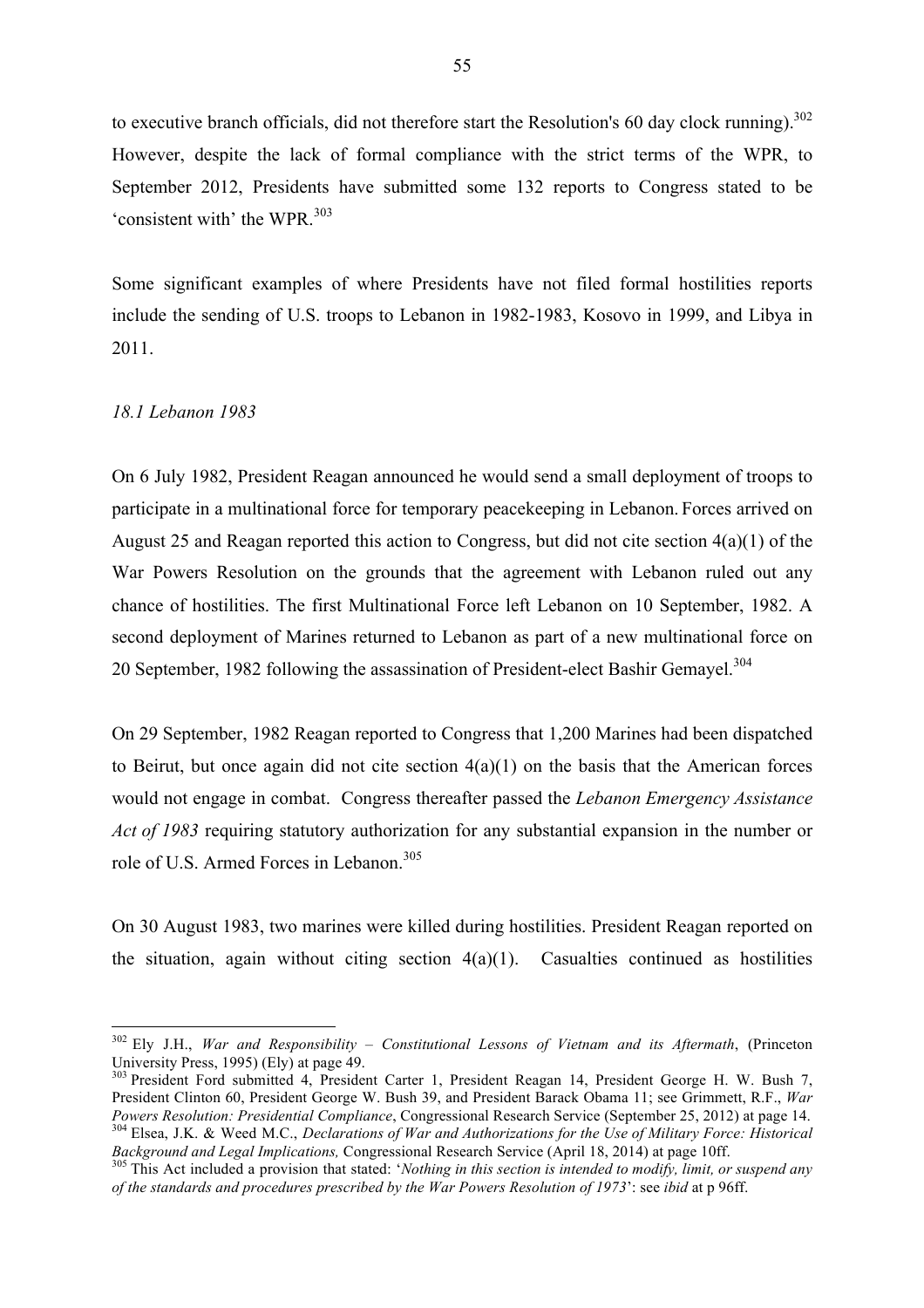to executive branch officials, did not therefore start the Resolution's 60 day clock running).[302] However, despite the lack of formal compliance with the strict terms of the WPR, to September 2012, Presidents have submitted some 132 reports to Congress stated to be 'consistent with' the WPR.[303]

Some significant examples of where Presidents have not filed formal hostilities reports include the sending of U.S. troops to Lebanon in 1982-1983, Kosovo in 1999, and Libya in 2011.

*18.1 Lebanon 1983*

On 6 July 1982, President Reagan announced he would send a small deployment of troops to participate in a multinational force for temporary peacekeeping in Lebanon. Forces arrived on August 25 and Reagan reported this action to Congress, but did not cite section 4(a)(1) of the War Powers Resolution on the grounds that the agreement with Lebanon ruled out any chance of hostilities. The first Multinational Force left Lebanon on 10 September, 1982. A second deployment of Marines returned to Lebanon as part of a new multinational force on 20 September, 1982 following the assassination of President-elect Bashir Gemayel.[304]

On 29 September, 1982 Reagan reported to Congress that 1,200 Marines had been dispatched to Beirut, but once again did not cite section 4(a)(1) on the basis that the American forces would not engage in combat. Congress thereafter passed the *Lebanon Emergency Assistance Act of 1983* requiring statutory authorization for any substantial expansion in the number or role of U.S. Armed Forces in Lebanon.[305]

On 30 August 1983, two marines were killed during hostilities. President Reagan reported on the situation, again without citing section 4(a)(1). Casualties continued as hostilities

---

[302] Ely J.H., *War and Responsibility – Constitutional Lessons of Vietnam and its Aftermath*, (Princeton University Press, 1995) (Ely) at page 49.

[303] President Ford submitted 4, President Carter 1, President Reagan 14, President George H. W. Bush 7, President Clinton 60, President George W. Bush 39, and President Barack Obama 11; see Grimmett, R.F., *War Powers Resolution: Presidential Compliance*, Congressional Research Service (September 25, 2012) at page 14.

[304] Elsea, J.K. & Weed M.C., *Declarations of War and Authorizations for the Use of Military Force: Historical Background and Legal Implications,* Congressional Research Service (April 18, 2014) at page 10ff.

[305] This Act included a provision that stated: '*Nothing in this section is intended to modify, limit, or suspend any of the standards and procedures prescribed by the War Powers Resolution of 1973*': see *ibid* at p 96ff.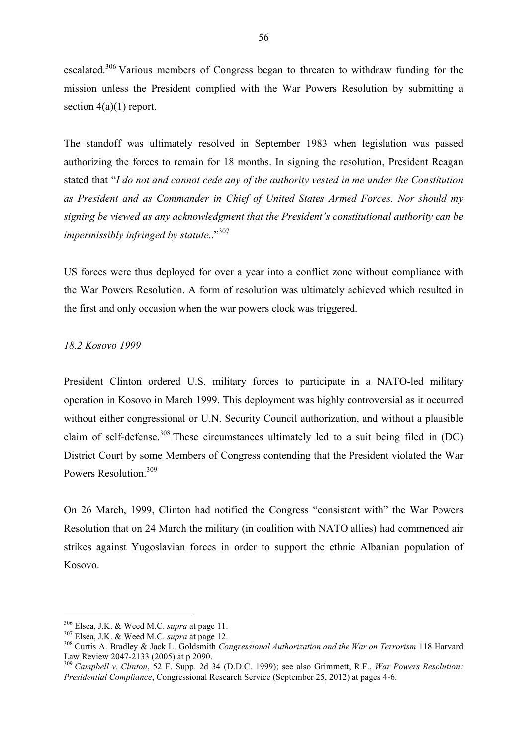escalated.[306] Various members of Congress began to threaten to withdraw funding for the mission unless the President complied with the War Powers Resolution by submitting a section 4(a)(1) report.

The standoff was ultimately resolved in September 1983 when legislation was passed authorizing the forces to remain for 18 months. In signing the resolution, President Reagan stated that "*I do not and cannot cede any of the authority vested in me under the Constitution as President and as Commander in Chief of United States Armed Forces. Nor should my signing be viewed as any acknowledgment that the President's constitutional authority can be impermissibly infringed by statute.*."[307]

US forces were thus deployed for over a year into a conflict zone without compliance with the War Powers Resolution. A form of resolution was ultimately achieved which resulted in the first and only occasion when the war powers clock was triggered.

*18.2 Kosovo 1999*

President Clinton ordered U.S. military forces to participate in a NATO-led military operation in Kosovo in March 1999. This deployment was highly controversial as it occurred without either congressional or U.N. Security Council authorization, and without a plausible claim of self-defense.[308] These circumstances ultimately led to a suit being filed in (DC) District Court by some Members of Congress contending that the President violated the War Powers Resolution.[309]

On 26 March, 1999, Clinton had notified the Congress "consistent with" the War Powers Resolution that on 24 March the military (in coalition with NATO allies) had commenced air strikes against Yugoslavian forces in order to support the ethnic Albanian population of Kosovo.

---

[306] Elsea, J.K. & Weed M.C. *supra* at page 11.

[307] Elsea, J.K. & Weed M.C. *supra* at page 12.

[308] Curtis A. Bradley & Jack L. Goldsmith *Congressional Authorization and the War on Terrorism* 118 Harvard Law Review 2047-2133 (2005) at p 2090.

[309] *Campbell v. Clinton*, 52 F. Supp. 2d 34 (D.D.C. 1999); see also Grimmett, R.F., *War Powers Resolution: Presidential Compliance*, Congressional Research Service (September 25, 2012) at pages 4-6.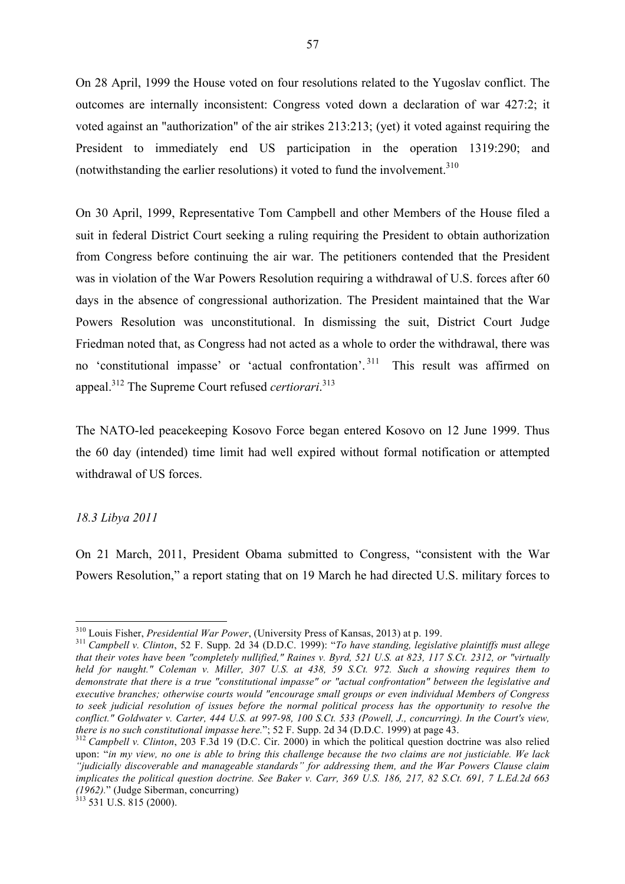On 28 April, 1999 the House voted on four resolutions related to the Yugoslav conflict. The outcomes are internally inconsistent: Congress voted down a declaration of war 427:2; it voted against an "authorization" of the air strikes 213:213; (yet) it voted against requiring the President to immediately end US participation in the operation 1319:290; and (notwithstanding the earlier resolutions) it voted to fund the involvement.[310]

On 30 April, 1999, Representative Tom Campbell and other Members of the House filed a suit in federal District Court seeking a ruling requiring the President to obtain authorization from Congress before continuing the air war. The petitioners contended that the President was in violation of the War Powers Resolution requiring a withdrawal of U.S. forces after 60 days in the absence of congressional authorization. The President maintained that the War Powers Resolution was unconstitutional. In dismissing the suit, District Court Judge Friedman noted that, as Congress had not acted as a whole to order the withdrawal, there was no 'constitutional impasse' or 'actual confrontation'.[311] This result was affirmed on appeal.[312] The Supreme Court refused *certiorari*.[313]

The NATO-led peacekeeping Kosovo Force began entered Kosovo on 12 June 1999. Thus the 60 day (intended) time limit had well expired without formal notification or attempted withdrawal of US forces.

*18.3 Libya 2011*

On 21 March, 2011, President Obama submitted to Congress, "consistent with the War Powers Resolution," a report stating that on 19 March he had directed U.S. military forces to

---

[310] Louis Fisher, *Presidential War Power*, (University Press of Kansas, 2013) at p. 199.

[311] *Campbell v. Clinton*, 52 F. Supp. 2d 34 (D.D.C. 1999): "*To have standing, legislative plaintiffs must allege that their votes have been "completely nullified," Raines v. Byrd, 521 U.S. at 823, 117 S.Ct. 2312, or "virtually held for naught." Coleman v. Miller, 307 U.S. at 438, 59 S.Ct. 972. Such a showing requires them to demonstrate that there is a true "constitutional impasse" or "actual confrontation" between the legislative and executive branches; otherwise courts would "encourage small groups or even individual Members of Congress to seek judicial resolution of issues before the normal political process has the opportunity to resolve the conflict." Goldwater v. Carter, 444 U.S. at 997-98, 100 S.Ct. 533 (Powell, J., concurring). In the Court's view, there is no such constitutional impasse here.*"; 52 F. Supp. 2d 34 (D.D.C. 1999) at page 43.

[312] *Campbell v. Clinton*, 203 F.3d 19 (D.C. Cir. 2000) in which the political question doctrine was also relied upon: "*in my view, no one is able to bring this challenge because the two claims are not justiciable. We lack "judicially discoverable and manageable standards" for addressing them, and the War Powers Clause claim implicates the political question doctrine. See Baker v. Carr, 369 U.S. 186, 217, 82 S.Ct. 691, 7 L.Ed.2d 663 (1962).*" (Judge Siberman, concurring)

[313] 531 U.S. 815 (2000).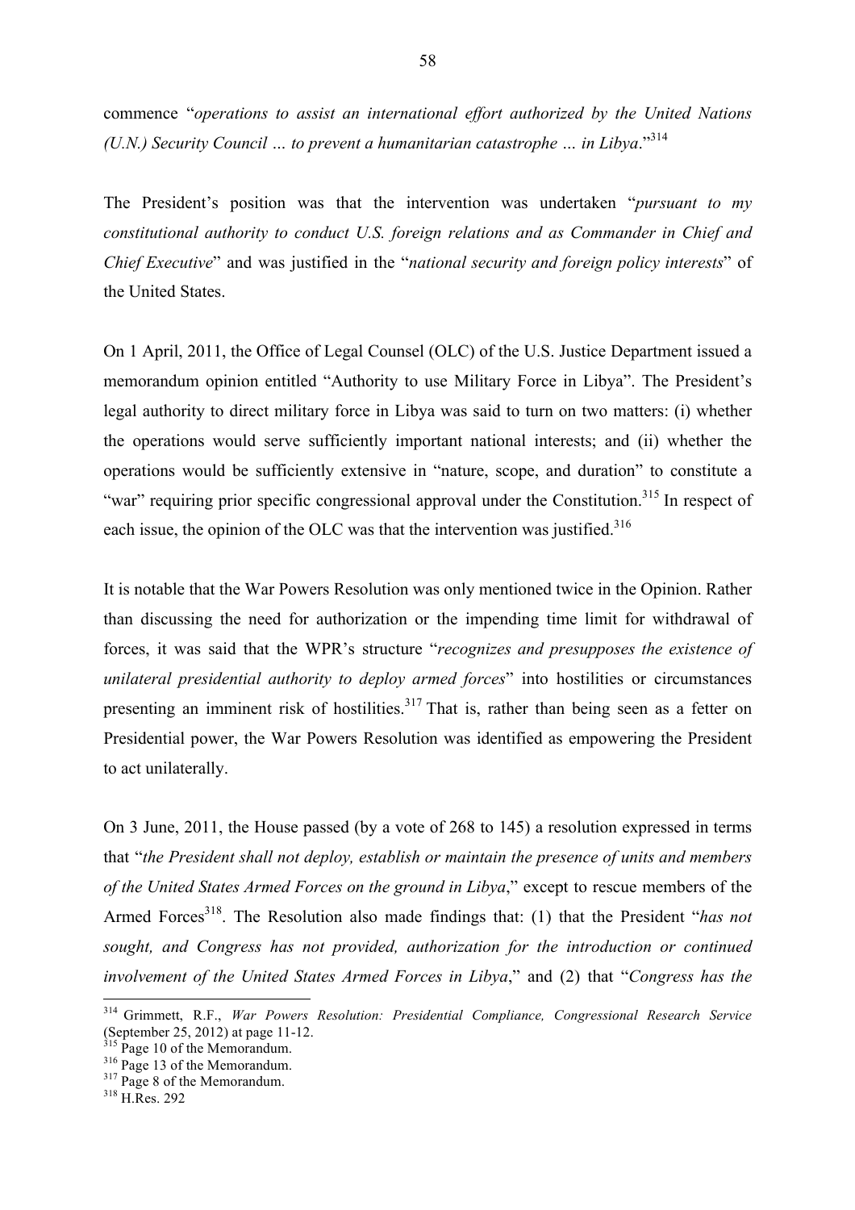commence "*operations to assist an international effort authorized by the United Nations (U.N.) Security Council … to prevent a humanitarian catastrophe … in Libya*."[314]

The President's position was that the intervention was undertaken "*pursuant to my constitutional authority to conduct U.S. foreign relations and as Commander in Chief and Chief Executive*" and was justified in the "*national security and foreign policy interests*" of the United States.

On 1 April, 2011, the Office of Legal Counsel (OLC) of the U.S. Justice Department issued a memorandum opinion entitled "Authority to use Military Force in Libya". The President's legal authority to direct military force in Libya was said to turn on two matters: (i) whether the operations would serve sufficiently important national interests; and (ii) whether the operations would be sufficiently extensive in "nature, scope, and duration" to constitute a "war" requiring prior specific congressional approval under the Constitution.[315] In respect of each issue, the opinion of the OLC was that the intervention was justified.[316]

It is notable that the War Powers Resolution was only mentioned twice in the Opinion. Rather than discussing the need for authorization or the impending time limit for withdrawal of forces, it was said that the WPR's structure "*recognizes and presupposes the existence of unilateral presidential authority to deploy armed forces*" into hostilities or circumstances presenting an imminent risk of hostilities.[317] That is, rather than being seen as a fetter on Presidential power, the War Powers Resolution was identified as empowering the President to act unilaterally.

On 3 June, 2011, the House passed (by a vote of 268 to 145) a resolution expressed in terms that "*the President shall not deploy, establish or maintain the presence of units and members of the United States Armed Forces on the ground in Libya*," except to rescue members of the Armed Forces[318]. The Resolution also made findings that: (1) that the President "*has not sought, and Congress has not provided, authorization for the introduction or continued involvement of the United States Armed Forces in Libya*," and (2) that "*Congress has the*

---

[314] Grimmett, R.F., *War Powers Resolution: Presidential Compliance, Congressional Research Service* (September 25, 2012) at page 11-12.

[315] Page 10 of the Memorandum.

[316] Page 13 of the Memorandum.

[317] Page 8 of the Memorandum.

[318] H.Res. 292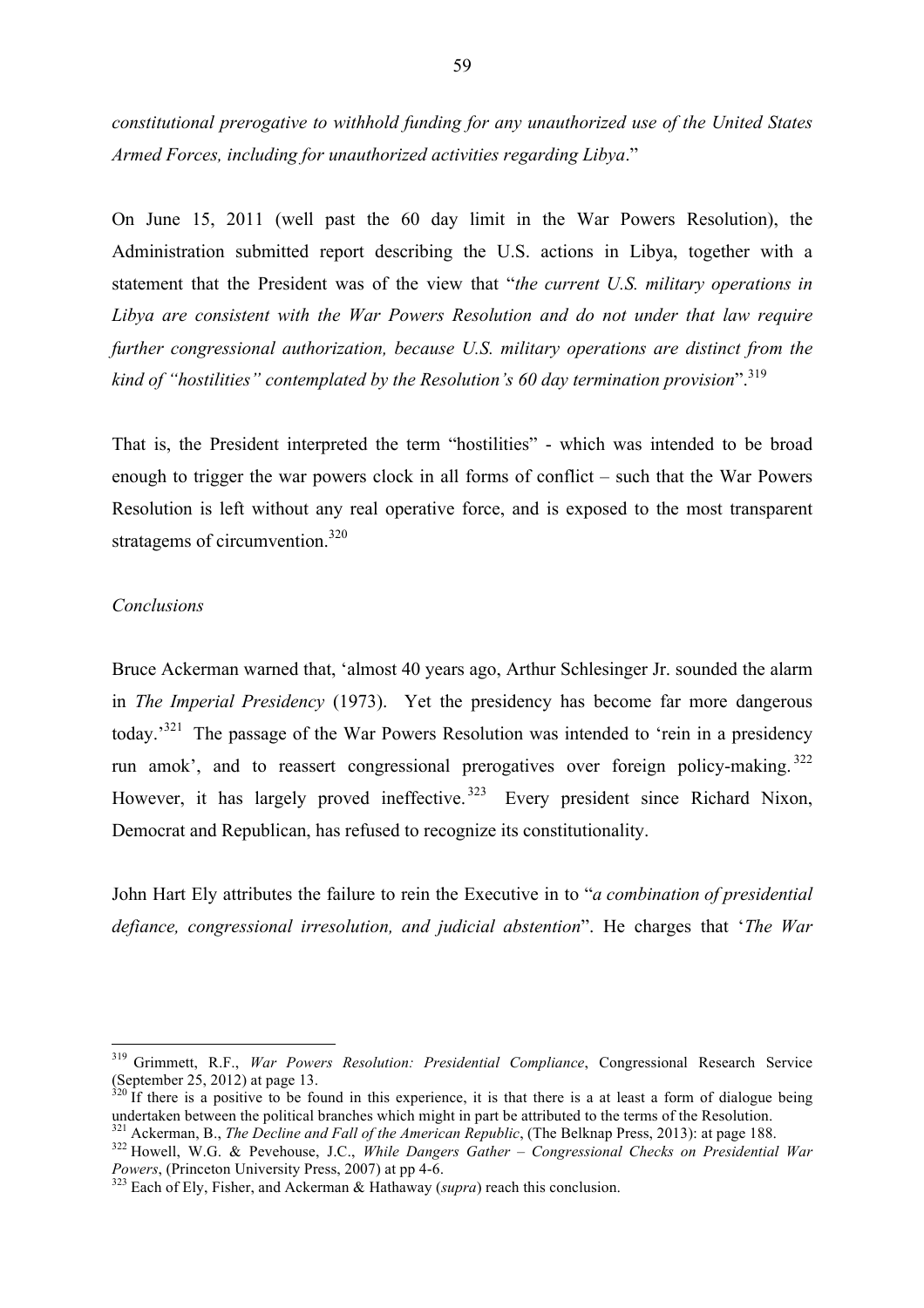*constitutional prerogative to withhold funding for any unauthorized use of the United States Armed Forces, including for unauthorized activities regarding Libya*."

On June 15, 2011 (well past the 60 day limit in the War Powers Resolution), the Administration submitted report describing the U.S. actions in Libya, together with a statement that the President was of the view that "*the current U.S. military operations in Libya are consistent with the War Powers Resolution and do not under that law require further congressional authorization, because U.S. military operations are distinct from the kind of "hostilities" contemplated by the Resolution's 60 day termination provision*".[319]

That is, the President interpreted the term "hostilities" - which was intended to be broad enough to trigger the war powers clock in all forms of conflict – such that the War Powers Resolution is left without any real operative force, and is exposed to the most transparent stratagems of circumvention.[320]

*Conclusions*

Bruce Ackerman warned that, 'almost 40 years ago, Arthur Schlesinger Jr. sounded the alarm in *The Imperial Presidency* (1973). Yet the presidency has become far more dangerous today.'[321] The passage of the War Powers Resolution was intended to 'rein in a presidency run amok', and to reassert congressional prerogatives over foreign policy-making.[322] However, it has largely proved ineffective.[323] Every president since Richard Nixon, Democrat and Republican, has refused to recognize its constitutionality.

John Hart Ely attributes the failure to rein the Executive in to "*a combination of presidential defiance, congressional irresolution, and judicial abstention*". He charges that '*The War*

---

[319] Grimmett, R.F., *War Powers Resolution: Presidential Compliance*, Congressional Research Service (September 25, 2012) at page 13.

[320] If there is a positive to be found in this experience, it is that there is a at least a form of dialogue being undertaken between the political branches which might in part be attributed to the terms of the Resolution.

[321] Ackerman, B., *The Decline and Fall of the American Republic*, (The Belknap Press, 2013): at page 188.

[322] Howell, W.G. & Pevehouse, J.C., *While Dangers Gather – Congressional Checks on Presidential War Powers*, (Princeton University Press, 2007) at pp 4-6.

[323] Each of Ely, Fisher, and Ackerman & Hathaway (*supra*) reach this conclusion.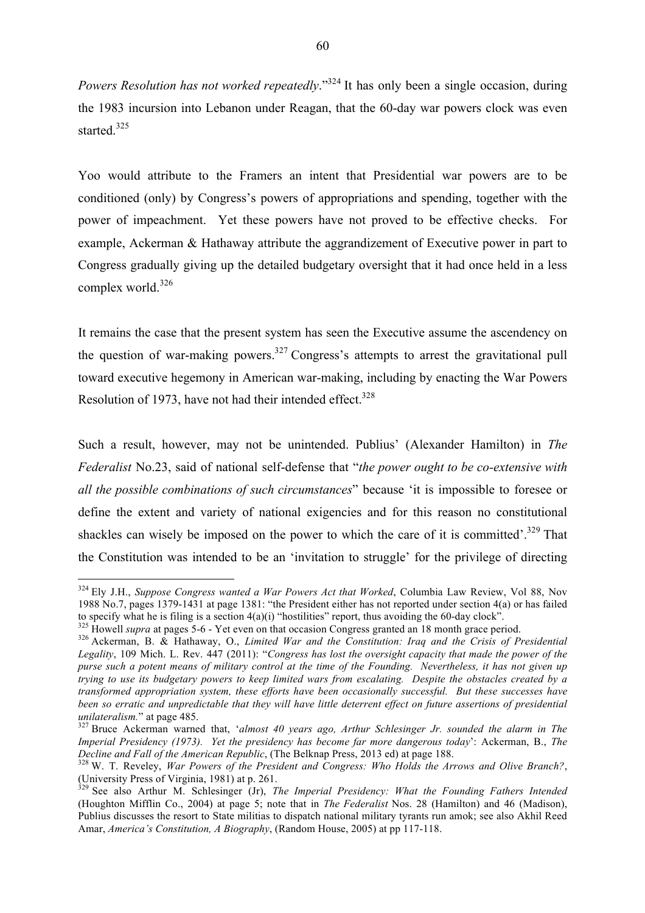*Powers Resolution has not worked repeatedly*."[324] It has only been a single occasion, during the 1983 incursion into Lebanon under Reagan, that the 60-day war powers clock was even started.[325]

Yoo would attribute to the Framers an intent that Presidential war powers are to be conditioned (only) by Congress's powers of appropriations and spending, together with the power of impeachment. Yet these powers have not proved to be effective checks. For example, Ackerman & Hathaway attribute the aggrandizement of Executive power in part to Congress gradually giving up the detailed budgetary oversight that it had once held in a less complex world.[326]

It remains the case that the present system has seen the Executive assume the ascendency on the question of war-making powers.[327] Congress's attempts to arrest the gravitational pull toward executive hegemony in American war-making, including by enacting the War Powers Resolution of 1973, have not had their intended effect.[328]

Such a result, however, may not be unintended. Publius' (Alexander Hamilton) in *The Federalist* No.23, said of national self-defense that "*the power ought to be co-extensive with all the possible combinations of such circumstances*" because 'it is impossible to foresee or define the extent and variety of national exigencies and for this reason no constitutional shackles can wisely be imposed on the power to which the care of it is committed'.[329] That the Constitution was intended to be an 'invitation to struggle' for the privilege of directing

---

[324] Ely J.H., *Suppose Congress wanted a War Powers Act that Worked*, Columbia Law Review, Vol 88, Nov 1988 No.7, pages 1379-1431 at page 1381: "the President either has not reported under section 4(a) or has failed to specify what he is filing is a section 4(a)(i) "hostilities" report, thus avoiding the 60-day clock".

[325] Howell *supra* at pages 5-6 - Yet even on that occasion Congress granted an 18 month grace period.

[326] Ackerman, B. & Hathaway, O., *Limited War and the Constitution: Iraq and the Crisis of Presidential Legality*, 109 Mich. L. Rev. 447 (2011): "*Congress has lost the oversight capacity that made the power of the purse such a potent means of military control at the time of the Founding. Nevertheless, it has not given up trying to use its budgetary powers to keep limited wars from escalating. Despite the obstacles created by a transformed appropriation system, these efforts have been occasionally successful. But these successes have been so erratic and unpredictable that they will have little deterrent effect on future assertions of presidential unilateralism.*" at page 485.

[327] Bruce Ackerman warned that, '*almost 40 years ago, Arthur Schlesinger Jr. sounded the alarm in The Imperial Presidency (1973). Yet the presidency has become far more dangerous today*': Ackerman, B., *The Decline and Fall of the American Republic*, (The Belknap Press, 2013 ed) at page 188.

[328] W. T. Reveley, *War Powers of the President and Congress: Who Holds the Arrows and Olive Branch?*, (University Press of Virginia, 1981) at p. 261.

[329] See also Arthur M. Schlesinger (Jr), *The Imperial Presidency: What the Founding Fathers Intended* (Houghton Mifflin Co., 2004) at page 5; note that in *The Federalist* Nos. 28 (Hamilton) and 46 (Madison), Publius discusses the resort to State militias to dispatch national military tyrants run amok; see also Akhil Reed Amar, *America's Constitution, A Biography*, (Random House, 2005) at pp 117-118.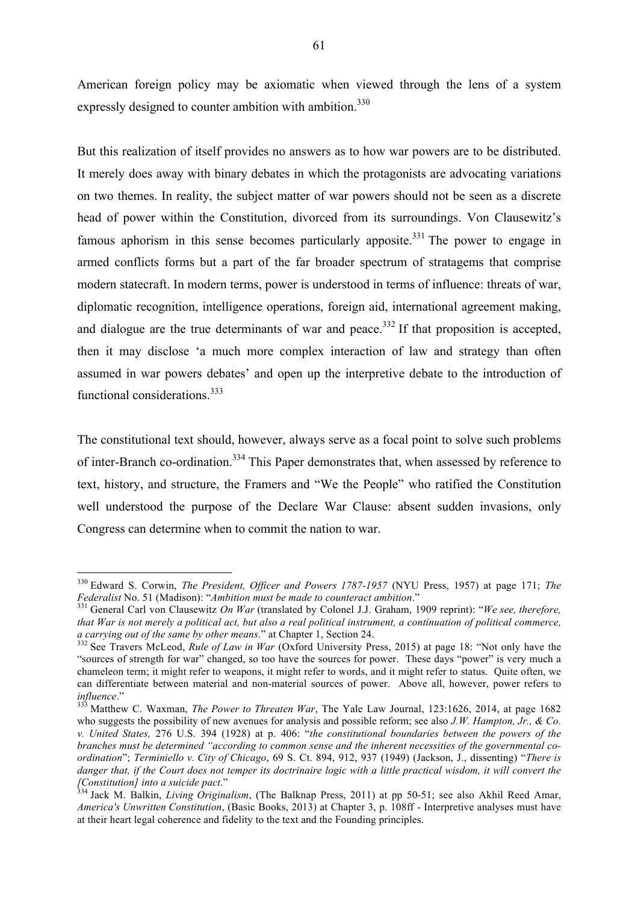American foreign policy may be axiomatic when viewed through the lens of a system expressly designed to counter ambition with ambition.[330]

But this realization of itself provides no answers as to how war powers are to be distributed. It merely does away with binary debates in which the protagonists are advocating variations on two themes. In reality, the subject matter of war powers should not be seen as a discrete head of power within the Constitution, divorced from its surroundings. Von Clausewitz's famous aphorism in this sense becomes particularly apposite.[331] The power to engage in armed conflicts forms but a part of the far broader spectrum of stratagems that comprise modern statecraft. In modern terms, power is understood in terms of influence: threats of war, diplomatic recognition, intelligence operations, foreign aid, international agreement making, and dialogue are the true determinants of war and peace.[332] If that proposition is accepted, then it may disclose 'a much more complex interaction of law and strategy than often assumed in war powers debates' and open up the interpretive debate to the introduction of functional considerations.[333]

The constitutional text should, however, always serve as a focal point to solve such problems of inter-Branch co-ordination.[334] This Paper demonstrates that, when assessed by reference to text, history, and structure, the Framers and "We the People" who ratified the Constitution well understood the purpose of the Declare War Clause: absent sudden invasions, only Congress can determine when to commit the nation to war.

---

[330] Edward S. Corwin, *The President, Officer and Powers 1787-1957* (NYU Press, 1957) at page 171; *The Federalist* No. 51 (Madison): "*Ambition must be made to counteract ambition*."

[331] General Carl von Clausewitz *On War* (translated by Colonel J.J. Graham, 1909 reprint): "*We see, therefore, that War is not merely a political act, but also a real political instrument, a continuation of political commerce, a carrying out of the same by other means*." at Chapter 1, Section 24.

[332] See Travers McLeod, *Rule of Law in War* (Oxford University Press, 2015) at page 18: "Not only have the "sources of strength for war" changed, so too have the sources for power. These days "power" is very much a chameleon term; it might refer to weapons, it might refer to words, and it might refer to status. Quite often, we can differentiate between material and non-material sources of power. Above all, however, power refers to *influence*."

[333] Matthew C. Waxman, *The Power to Threaten War*, The Yale Law Journal, 123:1626, 2014, at page 1682 who suggests the possibility of new avenues for analysis and possible reform; see also *J.W. Hampton, Jr., & Co. v. United States,* 276 U.S. 394 (1928) at p. 406: "*the constitutional boundaries between the powers of the branches must be determined "according to common sense and the inherent necessities of the governmental co-ordination*"; *Terminiello v. City of Chicago*, 69 S. Ct. 894, 912, 937 (1949) (Jackson, J., dissenting) "*There is danger that, if the Court does not temper its doctrinaire logic with a little practical wisdom, it will convert the [Constitution] into a suicide pact*."

[334] Jack M. Balkin, *Living Originalism*, (The Balknap Press, 2011) at pp 50-51; see also Akhil Reed Amar, *America's Unwritten Constitution*, (Basic Books, 2013) at Chapter 3, p. 108ff - Interpretive analyses must have at their heart legal coherence and fidelity to the text and the Founding principles.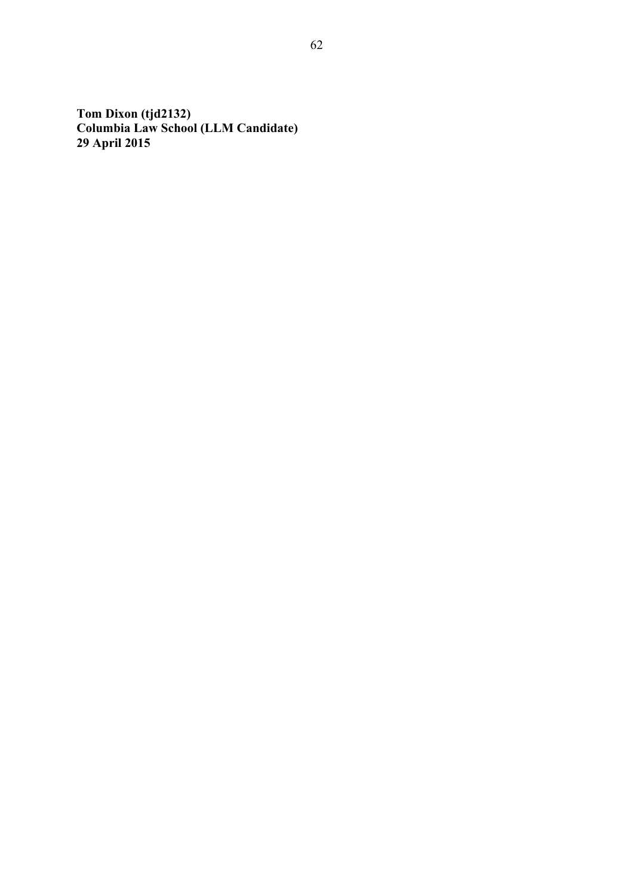**Tom Dixon (tjd2132)**
**Columbia Law School (LLM Candidate)**
**29 April 2015**